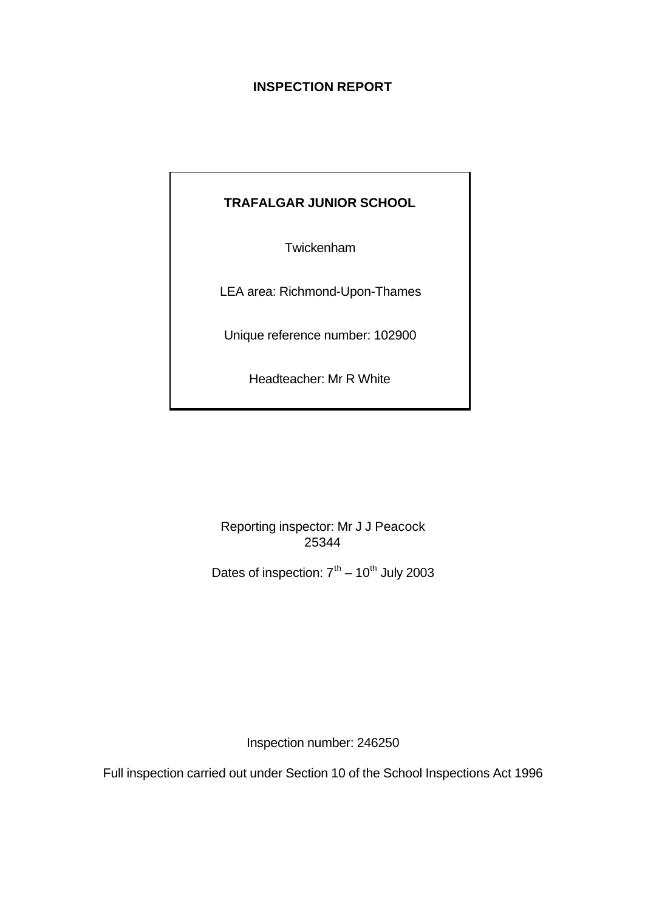# INSPECTION REPORT

**TRAFALGAR JUNIOR SCHOOL**

Twickenham

LEA area: Richmond-Upon-Thames

Unique reference number: 102900

Headteacher: Mr R White

Reporting inspector: Mr J J Peacock
25344

Dates of inspection: 7th – 10th July 2003

Inspection number: 246250

Full inspection carried out under Section 10 of the School Inspections Act 1996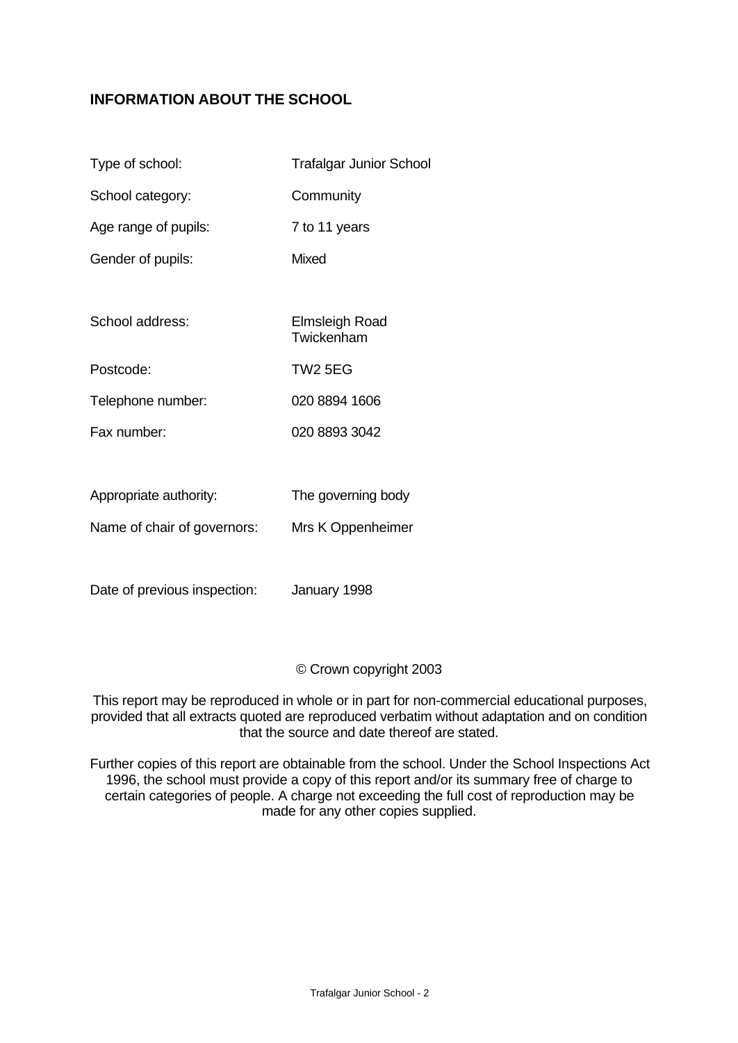## INFORMATION ABOUT THE SCHOOL

| | |
|---|---|
| Type of school: | Trafalgar Junior School |
| School category: | Community |
| Age range of pupils: | 7 to 11 years |
| Gender of pupils: | Mixed |
| School address: | Elmsleigh Road<br>Twickenham |
| Postcode: | TW2 5EG |
| Telephone number: | 020 8894 1606 |
| Fax number: | 020 8893 3042 |
| Appropriate authority: | The governing body |
| Name of chair of governors: | Mrs K Oppenheimer |
| Date of previous inspection: | January 1998 |

© Crown copyright 2003

This report may be reproduced in whole or in part for non-commercial educational purposes, provided that all extracts quoted are reproduced verbatim without adaptation and on condition that the source and date thereof are stated.

Further copies of this report are obtainable from the school. Under the School Inspections Act 1996, the school must provide a copy of this report and/or its summary free of charge to certain categories of people. A charge not exceeding the full cost of reproduction may be made for any other copies supplied.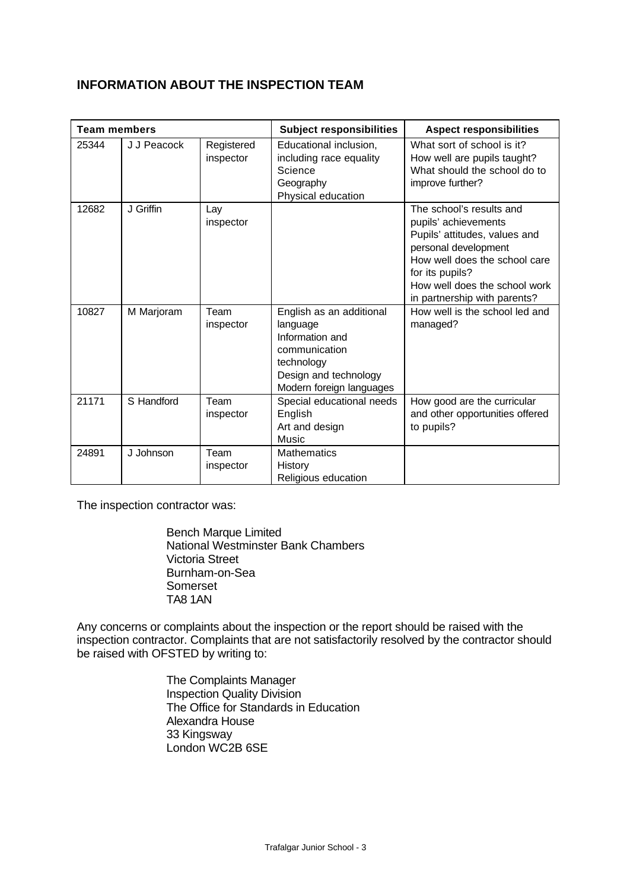## INFORMATION ABOUT THE INSPECTION TEAM

| Team members | | | Subject responsibilities | Aspect responsibilities |
|---|---|---|---|---|
| 25344 | J J Peacock | Registered inspector | Educational inclusion, including race equality<br>Science<br>Geography<br>Physical education | What sort of school is it?<br>How well are pupils taught?<br>What should the school do to improve further? |
| 12682 | J Griffin | Lay inspector | | The school's results and pupils' achievements<br>Pupils' attitudes, values and personal development<br>How well does the school care for its pupils?<br>How well does the school work in partnership with parents? |
| 10827 | M Marjoram | Team inspector | English as an additional language<br>Information and communication technology<br>Design and technology<br>Modern foreign languages | How well is the school led and managed? |
| 21171 | S Handford | Team inspector | Special educational needs<br>English<br>Art and design<br>Music | How good are the curricular and other opportunities offered to pupils? |
| 24891 | J Johnson | Team inspector | Mathematics<br>History<br>Religious education | |

The inspection contractor was:

Bench Marque Limited
National Westminster Bank Chambers
Victoria Street
Burnham-on-Sea
Somerset
TA8 1AN

Any concerns or complaints about the inspection or the report should be raised with the inspection contractor. Complaints that are not satisfactorily resolved by the contractor should be raised with OFSTED by writing to:

The Complaints Manager
Inspection Quality Division
The Office for Standards in Education
Alexandra House
33 Kingsway
London WC2B 6SE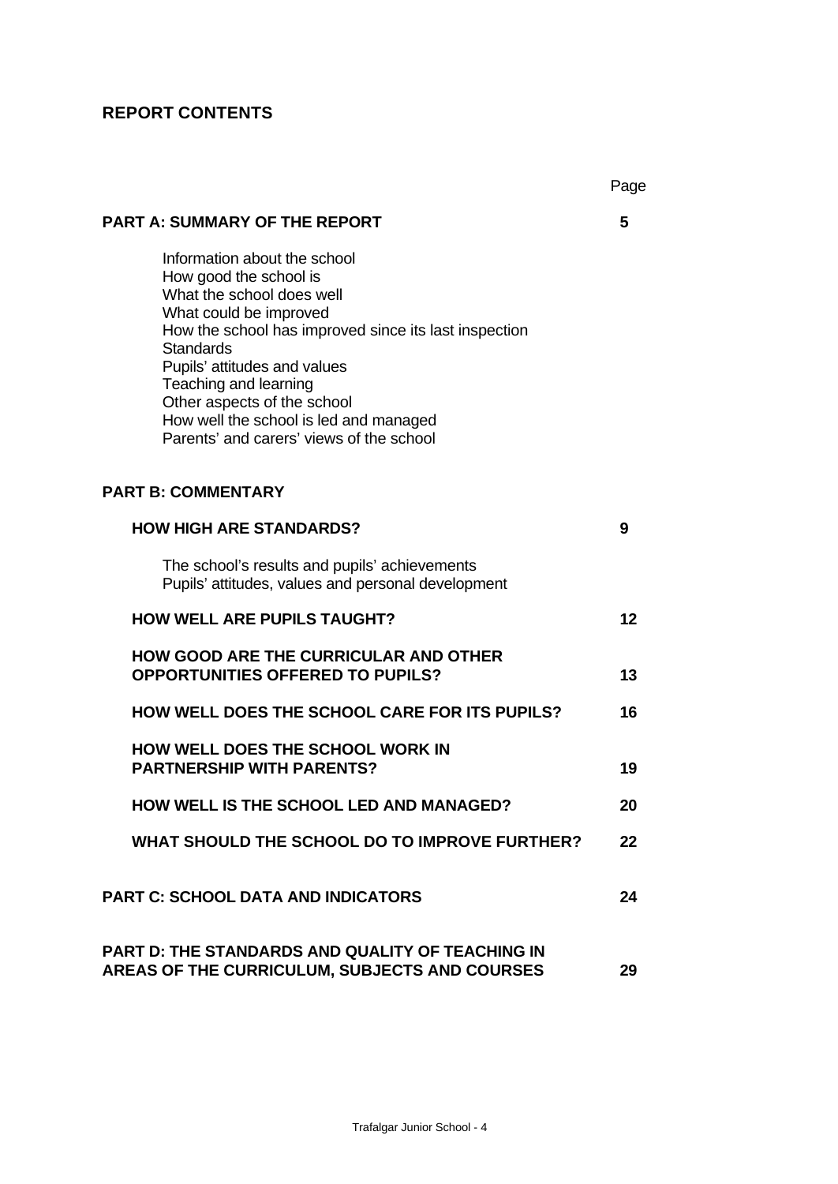## REPORT CONTENTS

| | Page |
|---|---|
| **PART A: SUMMARY OF THE REPORT** | **5** |
| Information about the school<br>How good the school is<br>What the school does well<br>What could be improved<br>How the school has improved since its last inspection<br>Standards<br>Pupils' attitudes and values<br>Teaching and learning<br>Other aspects of the school<br>How well the school is led and managed<br>Parents' and carers' views of the school | |
| **PART B: COMMENTARY** | |
| **HOW HIGH ARE STANDARDS?** | **9** |
| The school's results and pupils' achievements<br>Pupils' attitudes, values and personal development | |
| **HOW WELL ARE PUPILS TAUGHT?** | **12** |
| **HOW GOOD ARE THE CURRICULAR AND OTHER OPPORTUNITIES OFFERED TO PUPILS?** | **13** |
| **HOW WELL DOES THE SCHOOL CARE FOR ITS PUPILS?** | **16** |
| **HOW WELL DOES THE SCHOOL WORK IN PARTNERSHIP WITH PARENTS?** | **19** |
| **HOW WELL IS THE SCHOOL LED AND MANAGED?** | **20** |
| **WHAT SHOULD THE SCHOOL DO TO IMPROVE FURTHER?** | **22** |
| **PART C: SCHOOL DATA AND INDICATORS** | **24** |
| **PART D: THE STANDARDS AND QUALITY OF TEACHING IN AREAS OF THE CURRICULUM, SUBJECTS AND COURSES** | **29** |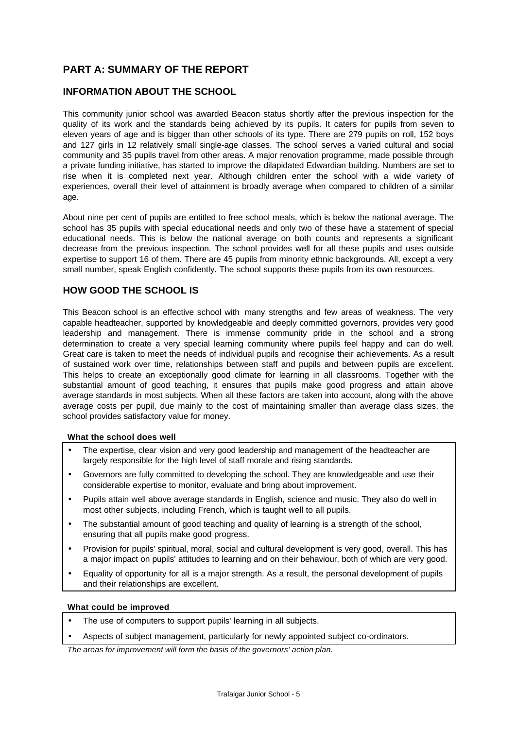## PART A: SUMMARY OF THE REPORT

### INFORMATION ABOUT THE SCHOOL

This community junior school was awarded Beacon status shortly after the previous inspection for the quality of its work and the standards being achieved by its pupils. It caters for pupils from seven to eleven years of age and is bigger than other schools of its type. There are 279 pupils on roll, 152 boys and 127 girls in 12 relatively small single-age classes. The school serves a varied cultural and social community and 35 pupils travel from other areas. A major renovation programme, made possible through a private funding initiative, has started to improve the dilapidated Edwardian building. Numbers are set to rise when it is completed next year. Although children enter the school with a wide variety of experiences, overall their level of attainment is broadly average when compared to children of a similar age.

About nine per cent of pupils are entitled to free school meals, which is below the national average. The school has 35 pupils with special educational needs and only two of these have a statement of special educational needs. This is below the national average on both counts and represents a significant decrease from the previous inspection. The school provides well for all these pupils and uses outside expertise to support 16 of them. There are 45 pupils from minority ethnic backgrounds. All, except a very small number, speak English confidently. The school supports these pupils from its own resources.

### HOW GOOD THE SCHOOL IS

This Beacon school is an effective school with many strengths and few areas of weakness. The very capable headteacher, supported by knowledgeable and deeply committed governors, provides very good leadership and management. There is immense community pride in the school and a strong determination to create a very special learning community where pupils feel happy and can do well. Great care is taken to meet the needs of individual pupils and recognise their achievements. As a result of sustained work over time, relationships between staff and pupils and between pupils are excellent. This helps to create an exceptionally good climate for learning in all classrooms. Together with the substantial amount of good teaching, it ensures that pupils make good progress and attain above average standards in most subjects. When all these factors are taken into account, along with the above average costs per pupil, due mainly to the cost of maintaining smaller than average class sizes, the school provides satisfactory value for money.

**What the school does well**

- The expertise, clear vision and very good leadership and management of the headteacher are largely responsible for the high level of staff morale and rising standards.
- Governors are fully committed to developing the school. They are knowledgeable and use their considerable expertise to monitor, evaluate and bring about improvement.
- Pupils attain well above average standards in English, science and music. They also do well in most other subjects, including French, which is taught well to all pupils.
- The substantial amount of good teaching and quality of learning is a strength of the school, ensuring that all pupils make good progress.
- Provision for pupils' spiritual, moral, social and cultural development is very good, overall. This has a major impact on pupils' attitudes to learning and on their behaviour, both of which are very good.
- Equality of opportunity for all is a major strength. As a result, the personal development of pupils and their relationships are excellent.

**What could be improved**

- The use of computers to support pupils' learning in all subjects.
- Aspects of subject management, particularly for newly appointed subject co-ordinators.

*The areas for improvement will form the basis of the governors' action plan.*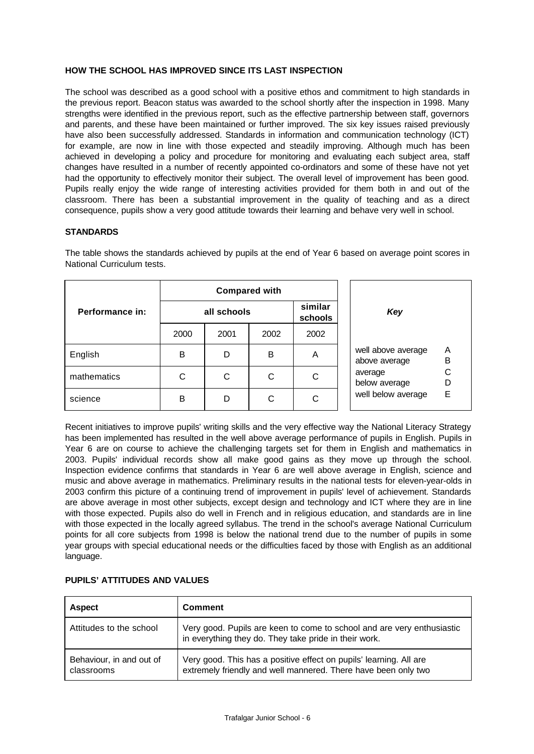**HOW THE SCHOOL HAS IMPROVED SINCE ITS LAST INSPECTION**

The school was described as a good school with a positive ethos and commitment to high standards in the previous report. Beacon status was awarded to the school shortly after the inspection in 1998. Many strengths were identified in the previous report, such as the effective partnership between staff, governors and parents, and these have been maintained or further improved. The six key issues raised previously have also been successfully addressed. Standards in information and communication technology (ICT) for example, are now in line with those expected and steadily improving. Although much has been achieved in developing a policy and procedure for monitoring and evaluating each subject area, staff changes have resulted in a number of recently appointed co-ordinators and some of these have not yet had the opportunity to effectively monitor their subject. The overall level of improvement has been good. Pupils really enjoy the wide range of interesting activities provided for them both in and out of the classroom. There has been a substantial improvement in the quality of teaching and as a direct consequence, pupils show a very good attitude towards their learning and behave very well in school.

**STANDARDS**

The table shows the standards achieved by pupils at the end of Year 6 based on average point scores in National Curriculum tests.

| Performance in: | Compared with | | | |
|---|---|---|---|---|
| | all schools | | | similar schools |
| | 2000 | 2001 | 2002 | 2002 |
| English | B | D | B | A |
| mathematics | C | C | C | C |
| science | B | D | C | C |

| *Key* | |
|---|---|
| well above average | A |
| above average | B |
| average | C |
| below average | D |
| well below average | E |

Recent initiatives to improve pupils' writing skills and the very effective way the National Literacy Strategy has been implemented has resulted in the well above average performance of pupils in English. Pupils in Year 6 are on course to achieve the challenging targets set for them in English and mathematics in 2003. Pupils' individual records show all make good gains as they move up through the school. Inspection evidence confirms that standards in Year 6 are well above average in English, science and music and above average in mathematics. Preliminary results in the national tests for eleven-year-olds in 2003 confirm this picture of a continuing trend of improvement in pupils' level of achievement. Standards are above average in most other subjects, except design and technology and ICT where they are in line with those expected. Pupils also do well in French and in religious education, and standards are in line with those expected in the locally agreed syllabus. The trend in the school's average National Curriculum points for all core subjects from 1998 is below the national trend due to the number of pupils in some year groups with special educational needs or the difficulties faced by those with English as an additional language.

**PUPILS' ATTITUDES AND VALUES**

| Aspect | Comment |
|---|---|
| Attitudes to the school | Very good. Pupils are keen to come to school and are very enthusiastic in everything they do. They take pride in their work. |
| Behaviour, in and out of classrooms | Very good. This has a positive effect on pupils' learning. All are extremely friendly and well mannered. There have been only two |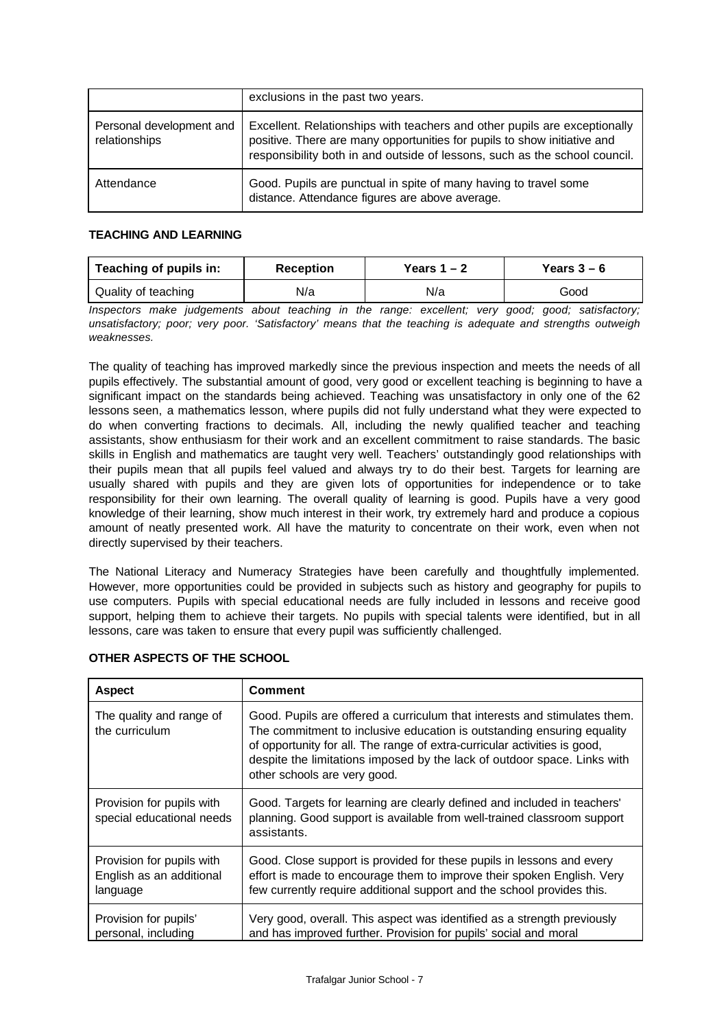| | |
|---|---|
| | exclusions in the past two years. |
| Personal development and relationships | Excellent. Relationships with teachers and other pupils are exceptionally positive. There are many opportunities for pupils to show initiative and responsibility both in and outside of lessons, such as the school council. |
| Attendance | Good. Pupils are punctual in spite of many having to travel some distance. Attendance figures are above average. |

**TEACHING AND LEARNING**

| Teaching of pupils in: | Reception | Years 1 – 2 | Years 3 – 6 |
|---|---|---|---|
| Quality of teaching | N/a | N/a | Good |

*Inspectors make judgements about teaching in the range: excellent; very good; good; satisfactory; unsatisfactory; poor; very poor. 'Satisfactory' means that the teaching is adequate and strengths outweigh weaknesses.*

The quality of teaching has improved markedly since the previous inspection and meets the needs of all pupils effectively. The substantial amount of good, very good or excellent teaching is beginning to have a significant impact on the standards being achieved. Teaching was unsatisfactory in only one of the 62 lessons seen, a mathematics lesson, where pupils did not fully understand what they were expected to do when converting fractions to decimals. All, including the newly qualified teacher and teaching assistants, show enthusiasm for their work and an excellent commitment to raise standards. The basic skills in English and mathematics are taught very well. Teachers' outstandingly good relationships with their pupils mean that all pupils feel valued and always try to do their best. Targets for learning are usually shared with pupils and they are given lots of opportunities for independence or to take responsibility for their own learning. The overall quality of learning is good. Pupils have a very good knowledge of their learning, show much interest in their work, try extremely hard and produce a copious amount of neatly presented work. All have the maturity to concentrate on their work, even when not directly supervised by their teachers.

The National Literacy and Numeracy Strategies have been carefully and thoughtfully implemented. However, more opportunities could be provided in subjects such as history and geography for pupils to use computers. Pupils with special educational needs are fully included in lessons and receive good support, helping them to achieve their targets. No pupils with special talents were identified, but in all lessons, care was taken to ensure that every pupil was sufficiently challenged.

**OTHER ASPECTS OF THE SCHOOL**

| Aspect | Comment |
|---|---|
| The quality and range of the curriculum | Good. Pupils are offered a curriculum that interests and stimulates them. The commitment to inclusive education is outstanding ensuring equality of opportunity for all. The range of extra-curricular activities is good, despite the limitations imposed by the lack of outdoor space. Links with other schools are very good. |
| Provision for pupils with special educational needs | Good. Targets for learning are clearly defined and included in teachers' planning. Good support is available from well-trained classroom support assistants. |
| Provision for pupils with English as an additional language | Good. Close support is provided for these pupils in lessons and every effort is made to encourage them to improve their spoken English. Very few currently require additional support and the school provides this. |
| Provision for pupils' personal, including | Very good, overall. This aspect was identified as a strength previously and has improved further. Provision for pupils' social and moral |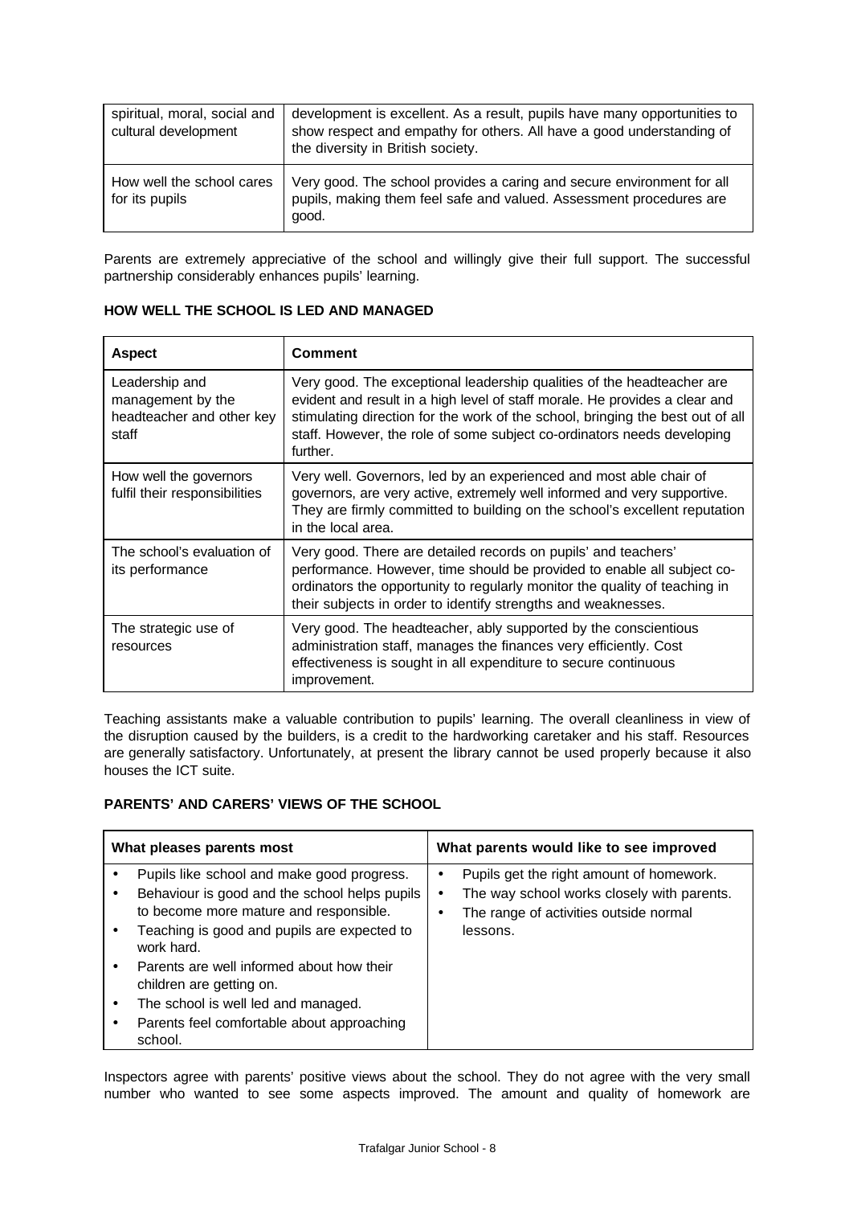| | |
|---|---|
| spiritual, moral, social and cultural development | development is excellent. As a result, pupils have many opportunities to show respect and empathy for others. All have a good understanding of the diversity in British society. |
| How well the school cares for its pupils | Very good. The school provides a caring and secure environment for all pupils, making them feel safe and valued. Assessment procedures are good. |

Parents are extremely appreciative of the school and willingly give their full support. The successful partnership considerably enhances pupils' learning.

**HOW WELL THE SCHOOL IS LED AND MANAGED**

| Aspect | Comment |
|---|---|
| Leadership and management by the headteacher and other key staff | Very good. The exceptional leadership qualities of the headteacher are evident and result in a high level of staff morale. He provides a clear and stimulating direction for the work of the school, bringing the best out of all staff. However, the role of some subject co-ordinators needs developing further. |
| How well the governors fulfil their responsibilities | Very well. Governors, led by an experienced and most able chair of governors, are very active, extremely well informed and very supportive. They are firmly committed to building on the school's excellent reputation in the local area. |
| The school's evaluation of its performance | Very good. There are detailed records on pupils' and teachers' performance. However, time should be provided to enable all subject co-ordinators the opportunity to regularly monitor the quality of teaching in their subjects in order to identify strengths and weaknesses. |
| The strategic use of resources | Very good. The headteacher, ably supported by the conscientious administration staff, manages the finances very efficiently. Cost effectiveness is sought in all expenditure to secure continuous improvement. |

Teaching assistants make a valuable contribution to pupils' learning. The overall cleanliness in view of the disruption caused by the builders, is a credit to the hardworking caretaker and his staff. Resources are generally satisfactory. Unfortunately, at present the library cannot be used properly because it also houses the ICT suite.

**PARENTS' AND CARERS' VIEWS OF THE SCHOOL**

| What pleases parents most | What parents would like to see improved |
|---|---|
| • Pupils like school and make good progress.<br>• Behaviour is good and the school helps pupils to become more mature and responsible.<br>• Teaching is good and pupils are expected to work hard.<br>• Parents are well informed about how their children are getting on.<br>• The school is well led and managed.<br>• Parents feel comfortable about approaching school. | • Pupils get the right amount of homework.<br>• The way school works closely with parents.<br>• The range of activities outside normal lessons. |

Inspectors agree with parents' positive views about the school. They do not agree with the very small number who wanted to see some aspects improved. The amount and quality of homework are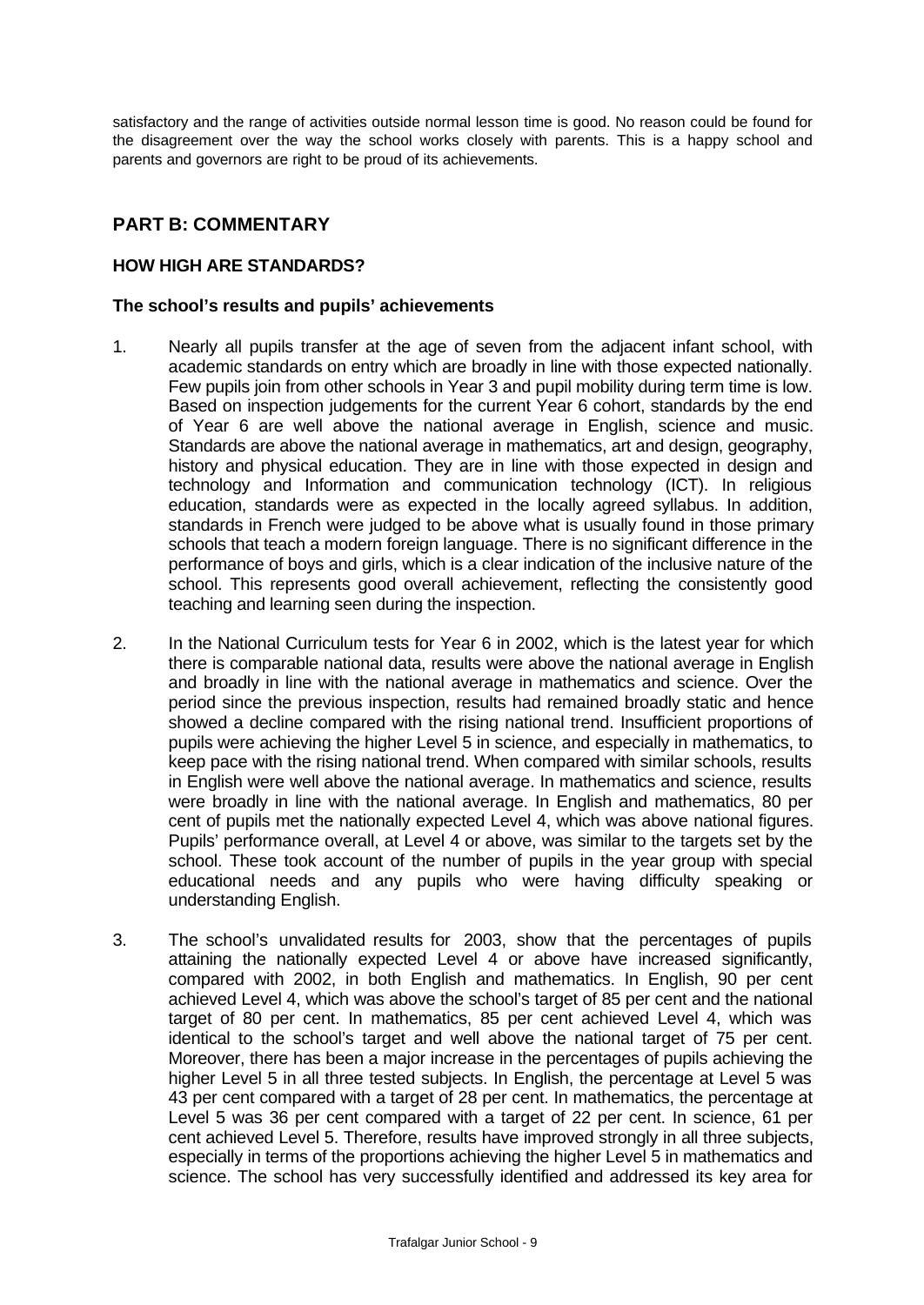satisfactory and the range of activities outside normal lesson time is good. No reason could be found for the disagreement over the way the school works closely with parents. This is a happy school and parents and governors are right to be proud of its achievements.

## PART B: COMMENTARY

### HOW HIGH ARE STANDARDS?

#### The school's results and pupils' achievements

1. Nearly all pupils transfer at the age of seven from the adjacent infant school, with academic standards on entry which are broadly in line with those expected nationally. Few pupils join from other schools in Year 3 and pupil mobility during term time is low. Based on inspection judgements for the current Year 6 cohort, standards by the end of Year 6 are well above the national average in English, science and music. Standards are above the national average in mathematics, art and design, geography, history and physical education. They are in line with those expected in design and technology and Information and communication technology (ICT). In religious education, standards were as expected in the locally agreed syllabus. In addition, standards in French were judged to be above what is usually found in those primary schools that teach a modern foreign language. There is no significant difference in the performance of boys and girls, which is a clear indication of the inclusive nature of the school. This represents good overall achievement, reflecting the consistently good teaching and learning seen during the inspection.

2. In the National Curriculum tests for Year 6 in 2002, which is the latest year for which there is comparable national data, results were above the national average in English and broadly in line with the national average in mathematics and science. Over the period since the previous inspection, results had remained broadly static and hence showed a decline compared with the rising national trend. Insufficient proportions of pupils were achieving the higher Level 5 in science, and especially in mathematics, to keep pace with the rising national trend. When compared with similar schools, results in English were well above the national average. In mathematics and science, results were broadly in line with the national average. In English and mathematics, 80 per cent of pupils met the nationally expected Level 4, which was above national figures. Pupils' performance overall, at Level 4 or above, was similar to the targets set by the school. These took account of the number of pupils in the year group with special educational needs and any pupils who were having difficulty speaking or understanding English.

3. The school's unvalidated results for 2003, show that the percentages of pupils attaining the nationally expected Level 4 or above have increased significantly, compared with 2002, in both English and mathematics. In English, 90 per cent achieved Level 4, which was above the school's target of 85 per cent and the national target of 80 per cent. In mathematics, 85 per cent achieved Level 4, which was identical to the school's target and well above the national target of 75 per cent. Moreover, there has been a major increase in the percentages of pupils achieving the higher Level 5 in all three tested subjects. In English, the percentage at Level 5 was 43 per cent compared with a target of 28 per cent. In mathematics, the percentage at Level 5 was 36 per cent compared with a target of 22 per cent. In science, 61 per cent achieved Level 5. Therefore, results have improved strongly in all three subjects, especially in terms of the proportions achieving the higher Level 5 in mathematics and science. The school has very successfully identified and addressed its key area for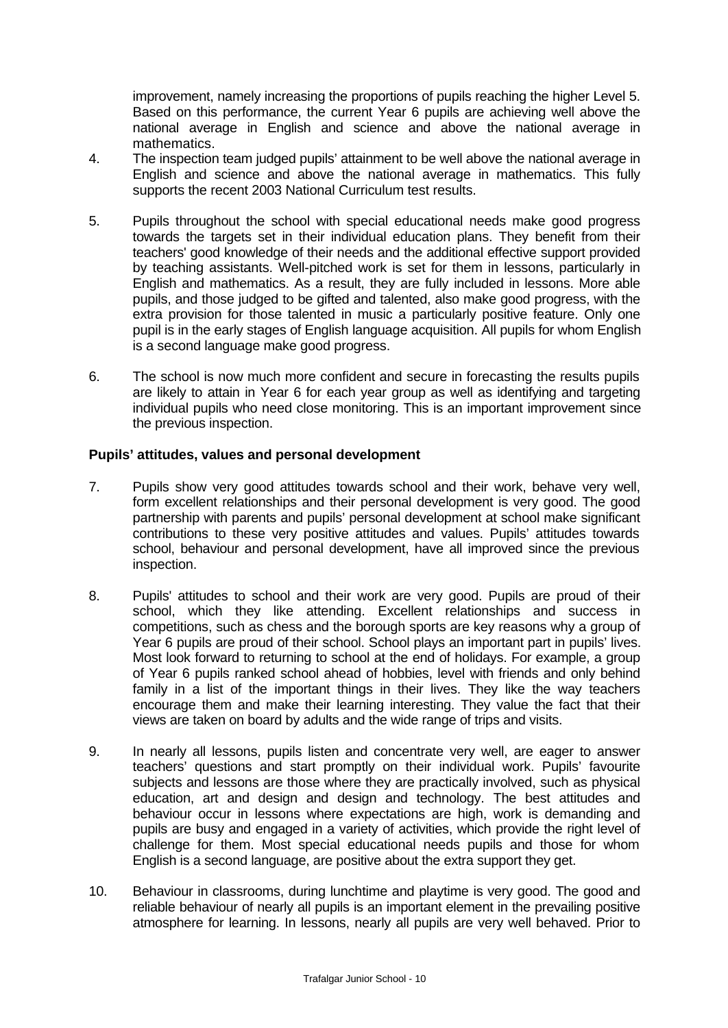improvement, namely increasing the proportions of pupils reaching the higher Level 5. Based on this performance, the current Year 6 pupils are achieving well above the national average in English and science and above the national average in mathematics.

4. The inspection team judged pupils' attainment to be well above the national average in English and science and above the national average in mathematics. This fully supports the recent 2003 National Curriculum test results.

5. Pupils throughout the school with special educational needs make good progress towards the targets set in their individual education plans. They benefit from their teachers' good knowledge of their needs and the additional effective support provided by teaching assistants. Well-pitched work is set for them in lessons, particularly in English and mathematics. As a result, they are fully included in lessons. More able pupils, and those judged to be gifted and talented, also make good progress, with the extra provision for those talented in music a particularly positive feature. Only one pupil is in the early stages of English language acquisition. All pupils for whom English is a second language make good progress.

6. The school is now much more confident and secure in forecasting the results pupils are likely to attain in Year 6 for each year group as well as identifying and targeting individual pupils who need close monitoring. This is an important improvement since the previous inspection.

**Pupils' attitudes, values and personal development**

7. Pupils show very good attitudes towards school and their work, behave very well, form excellent relationships and their personal development is very good. The good partnership with parents and pupils' personal development at school make significant contributions to these very positive attitudes and values. Pupils' attitudes towards school, behaviour and personal development, have all improved since the previous inspection.

8. Pupils' attitudes to school and their work are very good. Pupils are proud of their school, which they like attending. Excellent relationships and success in competitions, such as chess and the borough sports are key reasons why a group of Year 6 pupils are proud of their school. School plays an important part in pupils' lives. Most look forward to returning to school at the end of holidays. For example, a group of Year 6 pupils ranked school ahead of hobbies, level with friends and only behind family in a list of the important things in their lives. They like the way teachers encourage them and make their learning interesting. They value the fact that their views are taken on board by adults and the wide range of trips and visits.

9. In nearly all lessons, pupils listen and concentrate very well, are eager to answer teachers' questions and start promptly on their individual work. Pupils' favourite subjects and lessons are those where they are practically involved, such as physical education, art and design and design and technology. The best attitudes and behaviour occur in lessons where expectations are high, work is demanding and pupils are busy and engaged in a variety of activities, which provide the right level of challenge for them. Most special educational needs pupils and those for whom English is a second language, are positive about the extra support they get.

10. Behaviour in classrooms, during lunchtime and playtime is very good. The good and reliable behaviour of nearly all pupils is an important element in the prevailing positive atmosphere for learning. In lessons, nearly all pupils are very well behaved. Prior to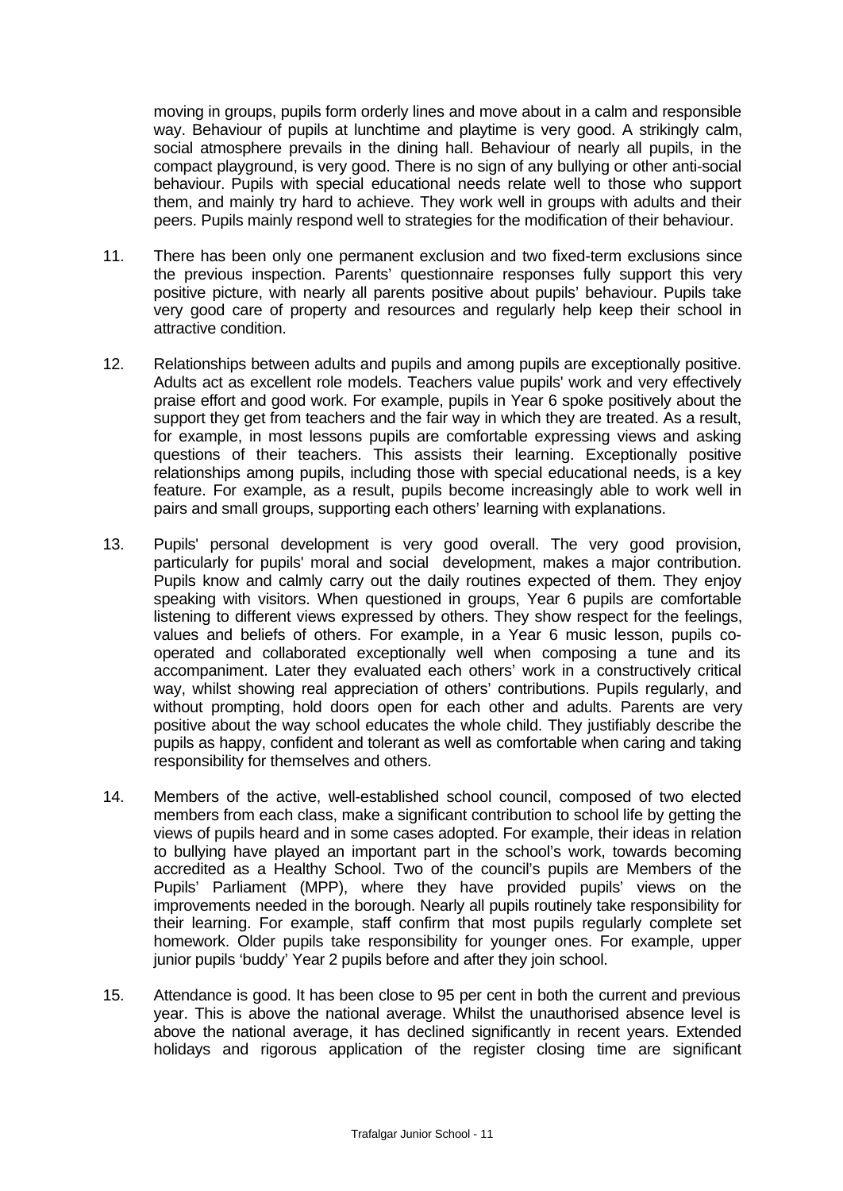moving in groups, pupils form orderly lines and move about in a calm and responsible way. Behaviour of pupils at lunchtime and playtime is very good. A strikingly calm, social atmosphere prevails in the dining hall. Behaviour of nearly all pupils, in the compact playground, is very good. There is no sign of any bullying or other anti-social behaviour. Pupils with special educational needs relate well to those who support them, and mainly try hard to achieve. They work well in groups with adults and their peers. Pupils mainly respond well to strategies for the modification of their behaviour.

11. There has been only one permanent exclusion and two fixed-term exclusions since the previous inspection. Parents' questionnaire responses fully support this very positive picture, with nearly all parents positive about pupils' behaviour. Pupils take very good care of property and resources and regularly help keep their school in attractive condition.

12. Relationships between adults and pupils and among pupils are exceptionally positive. Adults act as excellent role models. Teachers value pupils' work and very effectively praise effort and good work. For example, pupils in Year 6 spoke positively about the support they get from teachers and the fair way in which they are treated. As a result, for example, in most lessons pupils are comfortable expressing views and asking questions of their teachers. This assists their learning. Exceptionally positive relationships among pupils, including those with special educational needs, is a key feature. For example, as a result, pupils become increasingly able to work well in pairs and small groups, supporting each others' learning with explanations.

13. Pupils' personal development is very good overall. The very good provision, particularly for pupils' moral and social development, makes a major contribution. Pupils know and calmly carry out the daily routines expected of them. They enjoy speaking with visitors. When questioned in groups, Year 6 pupils are comfortable listening to different views expressed by others. They show respect for the feelings, values and beliefs of others. For example, in a Year 6 music lesson, pupils co-operated and collaborated exceptionally well when composing a tune and its accompaniment. Later they evaluated each others' work in a constructively critical way, whilst showing real appreciation of others' contributions. Pupils regularly, and without prompting, hold doors open for each other and adults. Parents are very positive about the way school educates the whole child. They justifiably describe the pupils as happy, confident and tolerant as well as comfortable when caring and taking responsibility for themselves and others.

14. Members of the active, well-established school council, composed of two elected members from each class, make a significant contribution to school life by getting the views of pupils heard and in some cases adopted. For example, their ideas in relation to bullying have played an important part in the school's work, towards becoming accredited as a Healthy School. Two of the council's pupils are Members of the Pupils' Parliament (MPP), where they have provided pupils' views on the improvements needed in the borough. Nearly all pupils routinely take responsibility for their learning. For example, staff confirm that most pupils regularly complete set homework. Older pupils take responsibility for younger ones. For example, upper junior pupils 'buddy' Year 2 pupils before and after they join school.

15. Attendance is good. It has been close to 95 per cent in both the current and previous year. This is above the national average. Whilst the unauthorised absence level is above the national average, it has declined significantly in recent years. Extended holidays and rigorous application of the register closing time are significant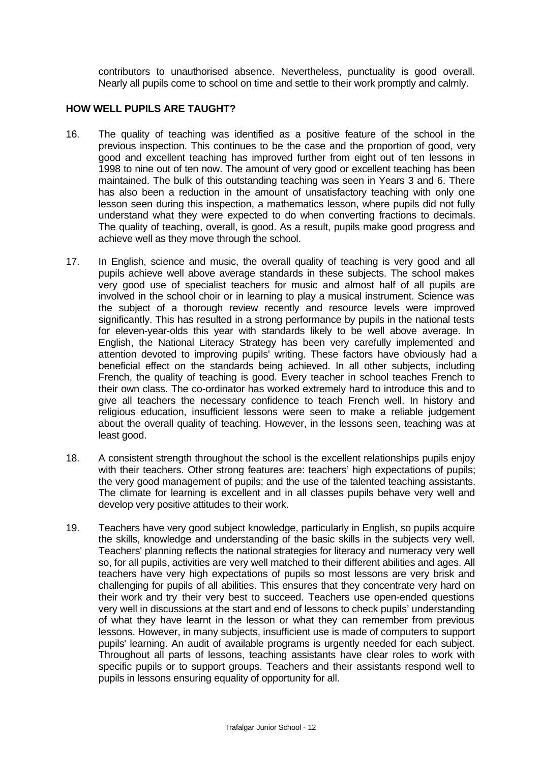contributors to unauthorised absence. Nevertheless, punctuality is good overall. Nearly all pupils come to school on time and settle to their work promptly and calmly.

## HOW WELL PUPILS ARE TAUGHT?

16. The quality of teaching was identified as a positive feature of the school in the previous inspection. This continues to be the case and the proportion of good, very good and excellent teaching has improved further from eight out of ten lessons in 1998 to nine out of ten now. The amount of very good or excellent teaching has been maintained. The bulk of this outstanding teaching was seen in Years 3 and 6. There has also been a reduction in the amount of unsatisfactory teaching with only one lesson seen during this inspection, a mathematics lesson, where pupils did not fully understand what they were expected to do when converting fractions to decimals. The quality of teaching, overall, is good. As a result, pupils make good progress and achieve well as they move through the school.

17. In English, science and music, the overall quality of teaching is very good and all pupils achieve well above average standards in these subjects. The school makes very good use of specialist teachers for music and almost half of all pupils are involved in the school choir or in learning to play a musical instrument. Science was the subject of a thorough review recently and resource levels were improved significantly. This has resulted in a strong performance by pupils in the national tests for eleven-year-olds this year with standards likely to be well above average. In English, the National Literacy Strategy has been very carefully implemented and attention devoted to improving pupils' writing. These factors have obviously had a beneficial effect on the standards being achieved. In all other subjects, including French, the quality of teaching is good. Every teacher in school teaches French to their own class. The co-ordinator has worked extremely hard to introduce this and to give all teachers the necessary confidence to teach French well. In history and religious education, insufficient lessons were seen to make a reliable judgement about the overall quality of teaching. However, in the lessons seen, teaching was at least good.

18. A consistent strength throughout the school is the excellent relationships pupils enjoy with their teachers. Other strong features are: teachers' high expectations of pupils; the very good management of pupils; and the use of the talented teaching assistants. The climate for learning is excellent and in all classes pupils behave very well and develop very positive attitudes to their work.

19. Teachers have very good subject knowledge, particularly in English, so pupils acquire the skills, knowledge and understanding of the basic skills in the subjects very well. Teachers' planning reflects the national strategies for literacy and numeracy very well so, for all pupils, activities are very well matched to their different abilities and ages. All teachers have very high expectations of pupils so most lessons are very brisk and challenging for pupils of all abilities. This ensures that they concentrate very hard on their work and try their very best to succeed. Teachers use open-ended questions very well in discussions at the start and end of lessons to check pupils' understanding of what they have learnt in the lesson or what they can remember from previous lessons. However, in many subjects, insufficient use is made of computers to support pupils' learning. An audit of available programs is urgently needed for each subject. Throughout all parts of lessons, teaching assistants have clear roles to work with specific pupils or to support groups. Teachers and their assistants respond well to pupils in lessons ensuring equality of opportunity for all.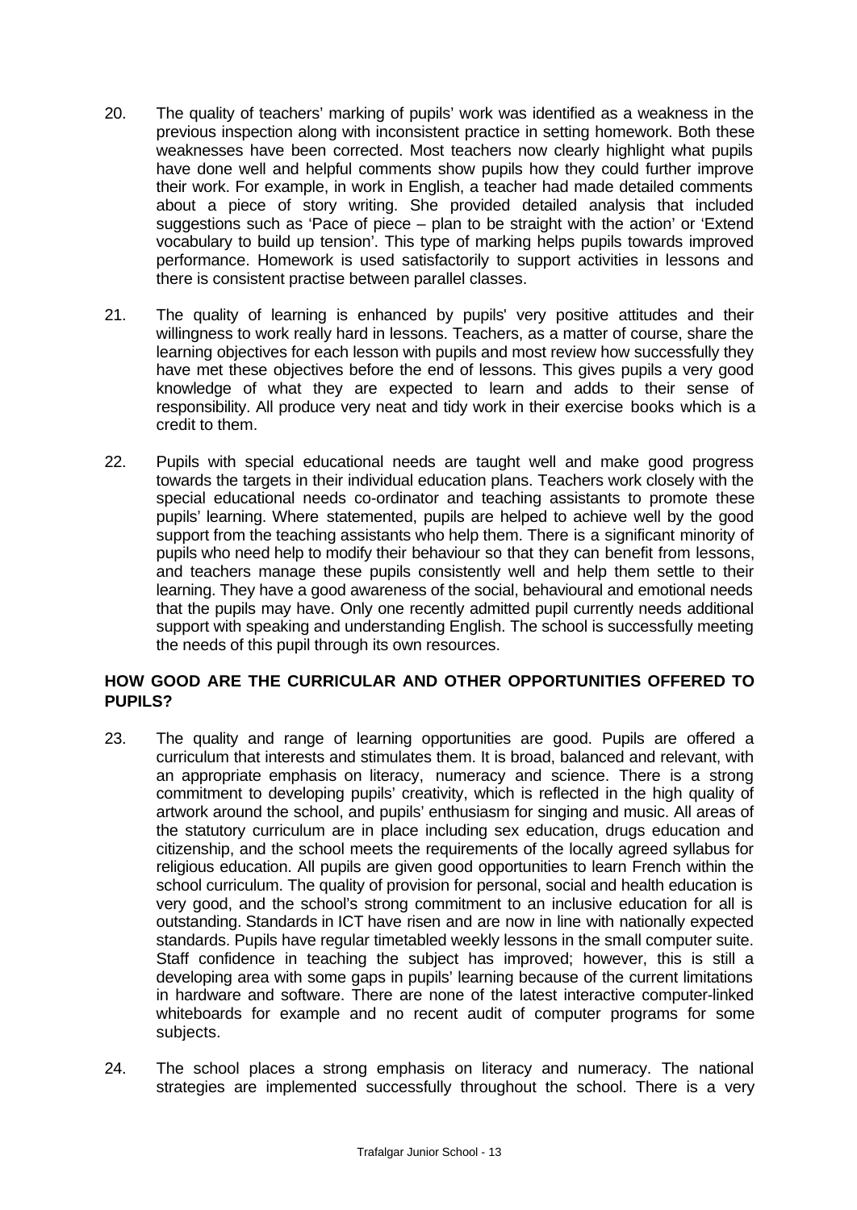20. The quality of teachers' marking of pupils' work was identified as a weakness in the previous inspection along with inconsistent practice in setting homework. Both these weaknesses have been corrected. Most teachers now clearly highlight what pupils have done well and helpful comments show pupils how they could further improve their work. For example, in work in English, a teacher had made detailed comments about a piece of story writing. She provided detailed analysis that included suggestions such as 'Pace of piece – plan to be straight with the action' or 'Extend vocabulary to build up tension'. This type of marking helps pupils towards improved performance. Homework is used satisfactorily to support activities in lessons and there is consistent practise between parallel classes.

21. The quality of learning is enhanced by pupils' very positive attitudes and their willingness to work really hard in lessons. Teachers, as a matter of course, share the learning objectives for each lesson with pupils and most review how successfully they have met these objectives before the end of lessons. This gives pupils a very good knowledge of what they are expected to learn and adds to their sense of responsibility. All produce very neat and tidy work in their exercise books which is a credit to them.

22. Pupils with special educational needs are taught well and make good progress towards the targets in their individual education plans. Teachers work closely with the special educational needs co-ordinator and teaching assistants to promote these pupils' learning. Where statemented, pupils are helped to achieve well by the good support from the teaching assistants who help them. There is a significant minority of pupils who need help to modify their behaviour so that they can benefit from lessons, and teachers manage these pupils consistently well and help them settle to their learning. They have a good awareness of the social, behavioural and emotional needs that the pupils may have. Only one recently admitted pupil currently needs additional support with speaking and understanding English. The school is successfully meeting the needs of this pupil through its own resources.

## HOW GOOD ARE THE CURRICULAR AND OTHER OPPORTUNITIES OFFERED TO PUPILS?

23. The quality and range of learning opportunities are good. Pupils are offered a curriculum that interests and stimulates them. It is broad, balanced and relevant, with an appropriate emphasis on literacy, numeracy and science. There is a strong commitment to developing pupils' creativity, which is reflected in the high quality of artwork around the school, and pupils' enthusiasm for singing and music. All areas of the statutory curriculum are in place including sex education, drugs education and citizenship, and the school meets the requirements of the locally agreed syllabus for religious education. All pupils are given good opportunities to learn French within the school curriculum. The quality of provision for personal, social and health education is very good, and the school's strong commitment to an inclusive education for all is outstanding. Standards in ICT have risen and are now in line with nationally expected standards. Pupils have regular timetabled weekly lessons in the small computer suite. Staff confidence in teaching the subject has improved; however, this is still a developing area with some gaps in pupils' learning because of the current limitations in hardware and software. There are none of the latest interactive computer-linked whiteboards for example and no recent audit of computer programs for some subjects.

24. The school places a strong emphasis on literacy and numeracy. The national strategies are implemented successfully throughout the school. There is a very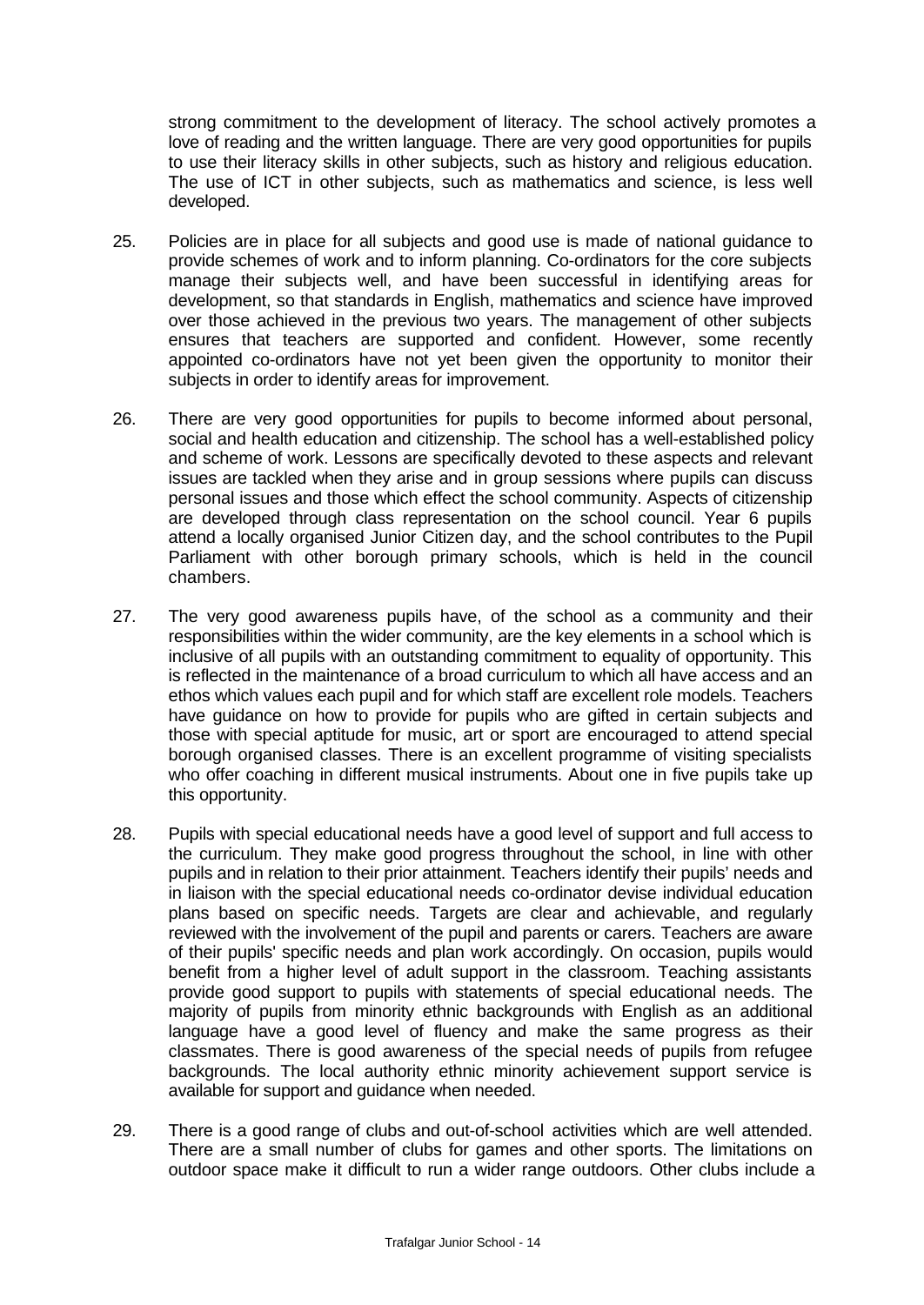strong commitment to the development of literacy. The school actively promotes a love of reading and the written language. There are very good opportunities for pupils to use their literacy skills in other subjects, such as history and religious education. The use of ICT in other subjects, such as mathematics and science, is less well developed.

25. Policies are in place for all subjects and good use is made of national guidance to provide schemes of work and to inform planning. Co-ordinators for the core subjects manage their subjects well, and have been successful in identifying areas for development, so that standards in English, mathematics and science have improved over those achieved in the previous two years. The management of other subjects ensures that teachers are supported and confident. However, some recently appointed co-ordinators have not yet been given the opportunity to monitor their subjects in order to identify areas for improvement.

26. There are very good opportunities for pupils to become informed about personal, social and health education and citizenship. The school has a well-established policy and scheme of work. Lessons are specifically devoted to these aspects and relevant issues are tackled when they arise and in group sessions where pupils can discuss personal issues and those which effect the school community. Aspects of citizenship are developed through class representation on the school council. Year 6 pupils attend a locally organised Junior Citizen day, and the school contributes to the Pupil Parliament with other borough primary schools, which is held in the council chambers.

27. The very good awareness pupils have, of the school as a community and their responsibilities within the wider community, are the key elements in a school which is inclusive of all pupils with an outstanding commitment to equality of opportunity. This is reflected in the maintenance of a broad curriculum to which all have access and an ethos which values each pupil and for which staff are excellent role models. Teachers have guidance on how to provide for pupils who are gifted in certain subjects and those with special aptitude for music, art or sport are encouraged to attend special borough organised classes. There is an excellent programme of visiting specialists who offer coaching in different musical instruments. About one in five pupils take up this opportunity.

28. Pupils with special educational needs have a good level of support and full access to the curriculum. They make good progress throughout the school, in line with other pupils and in relation to their prior attainment. Teachers identify their pupils' needs and in liaison with the special educational needs co-ordinator devise individual education plans based on specific needs. Targets are clear and achievable, and regularly reviewed with the involvement of the pupil and parents or carers. Teachers are aware of their pupils' specific needs and plan work accordingly. On occasion, pupils would benefit from a higher level of adult support in the classroom. Teaching assistants provide good support to pupils with statements of special educational needs. The majority of pupils from minority ethnic backgrounds with English as an additional language have a good level of fluency and make the same progress as their classmates. There is good awareness of the special needs of pupils from refugee backgrounds. The local authority ethnic minority achievement support service is available for support and guidance when needed.

29. There is a good range of clubs and out-of-school activities which are well attended. There are a small number of clubs for games and other sports. The limitations on outdoor space make it difficult to run a wider range outdoors. Other clubs include a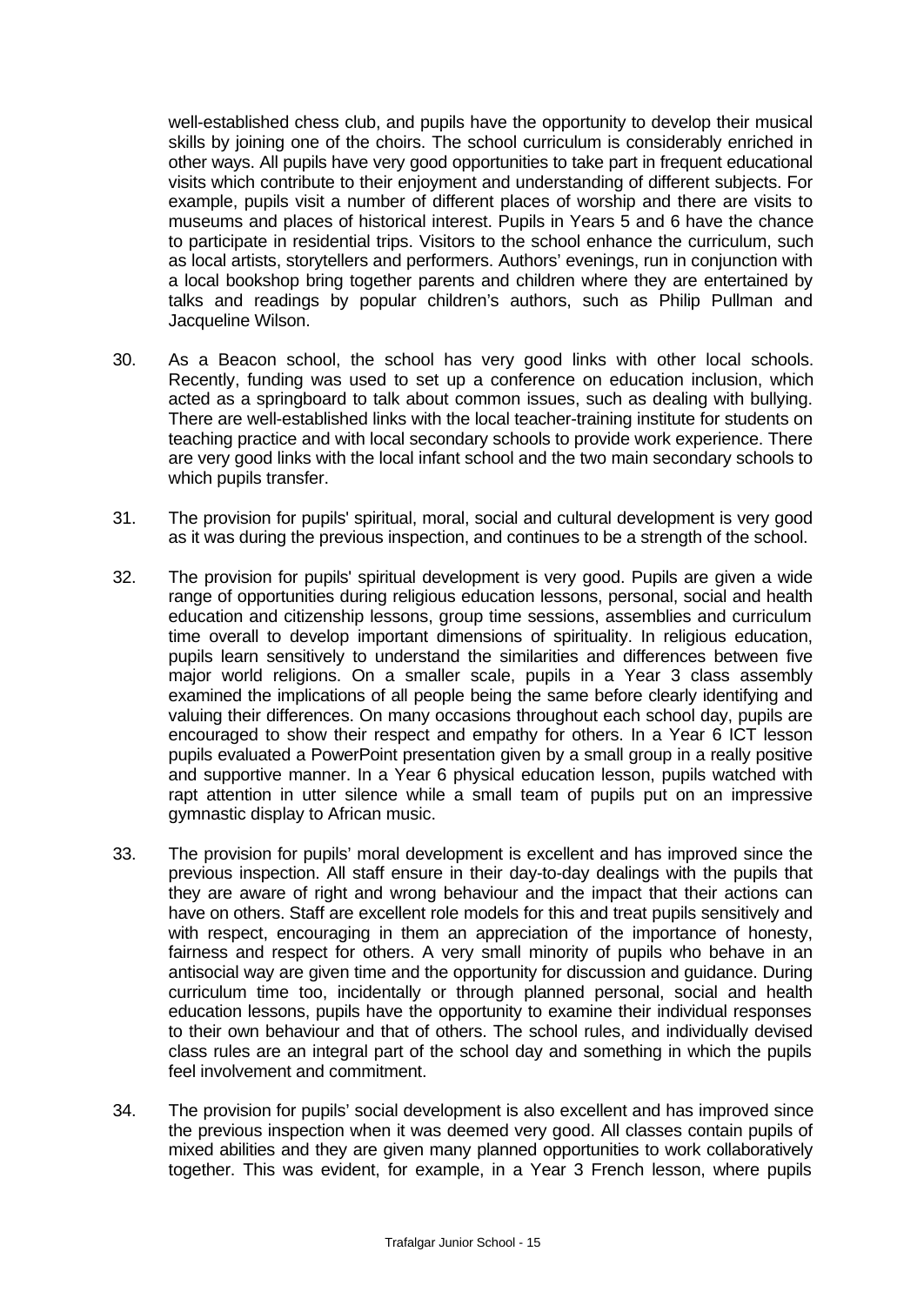well-established chess club, and pupils have the opportunity to develop their musical skills by joining one of the choirs. The school curriculum is considerably enriched in other ways. All pupils have very good opportunities to take part in frequent educational visits which contribute to their enjoyment and understanding of different subjects. For example, pupils visit a number of different places of worship and there are visits to museums and places of historical interest. Pupils in Years 5 and 6 have the chance to participate in residential trips. Visitors to the school enhance the curriculum, such as local artists, storytellers and performers. Authors' evenings, run in conjunction with a local bookshop bring together parents and children where they are entertained by talks and readings by popular children's authors, such as Philip Pullman and Jacqueline Wilson.

30. As a Beacon school, the school has very good links with other local schools. Recently, funding was used to set up a conference on education inclusion, which acted as a springboard to talk about common issues, such as dealing with bullying. There are well-established links with the local teacher-training institute for students on teaching practice and with local secondary schools to provide work experience. There are very good links with the local infant school and the two main secondary schools to which pupils transfer.

31. The provision for pupils' spiritual, moral, social and cultural development is very good as it was during the previous inspection, and continues to be a strength of the school.

32. The provision for pupils' spiritual development is very good. Pupils are given a wide range of opportunities during religious education lessons, personal, social and health education and citizenship lessons, group time sessions, assemblies and curriculum time overall to develop important dimensions of spirituality. In religious education, pupils learn sensitively to understand the similarities and differences between five major world religions. On a smaller scale, pupils in a Year 3 class assembly examined the implications of all people being the same before clearly identifying and valuing their differences. On many occasions throughout each school day, pupils are encouraged to show their respect and empathy for others. In a Year 6 ICT lesson pupils evaluated a PowerPoint presentation given by a small group in a really positive and supportive manner. In a Year 6 physical education lesson, pupils watched with rapt attention in utter silence while a small team of pupils put on an impressive gymnastic display to African music.

33. The provision for pupils' moral development is excellent and has improved since the previous inspection. All staff ensure in their day-to-day dealings with the pupils that they are aware of right and wrong behaviour and the impact that their actions can have on others. Staff are excellent role models for this and treat pupils sensitively and with respect, encouraging in them an appreciation of the importance of honesty, fairness and respect for others. A very small minority of pupils who behave in an antisocial way are given time and the opportunity for discussion and guidance. During curriculum time too, incidentally or through planned personal, social and health education lessons, pupils have the opportunity to examine their individual responses to their own behaviour and that of others. The school rules, and individually devised class rules are an integral part of the school day and something in which the pupils feel involvement and commitment.

34. The provision for pupils' social development is also excellent and has improved since the previous inspection when it was deemed very good. All classes contain pupils of mixed abilities and they are given many planned opportunities to work collaboratively together. This was evident, for example, in a Year 3 French lesson, where pupils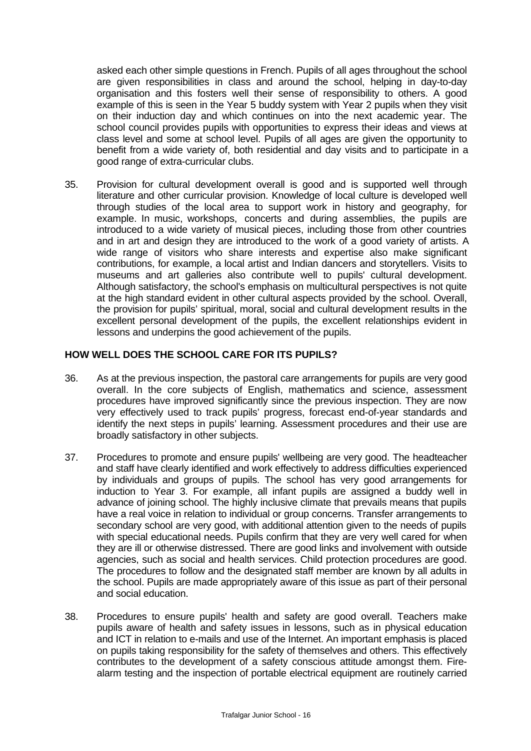asked each other simple questions in French. Pupils of all ages throughout the school are given responsibilities in class and around the school, helping in day-to-day organisation and this fosters well their sense of responsibility to others. A good example of this is seen in the Year 5 buddy system with Year 2 pupils when they visit on their induction day and which continues on into the next academic year. The school council provides pupils with opportunities to express their ideas and views at class level and some at school level. Pupils of all ages are given the opportunity to benefit from a wide variety of, both residential and day visits and to participate in a good range of extra-curricular clubs.

35. Provision for cultural development overall is good and is supported well through literature and other curricular provision. Knowledge of local culture is developed well through studies of the local area to support work in history and geography, for example. In music, workshops, concerts and during assemblies, the pupils are introduced to a wide variety of musical pieces, including those from other countries and in art and design they are introduced to the work of a good variety of artists. A wide range of visitors who share interests and expertise also make significant contributions, for example, a local artist and Indian dancers and storytellers. Visits to museums and art galleries also contribute well to pupils' cultural development. Although satisfactory, the school's emphasis on multicultural perspectives is not quite at the high standard evident in other cultural aspects provided by the school. Overall, the provision for pupils' spiritual, moral, social and cultural development results in the excellent personal development of the pupils, the excellent relationships evident in lessons and underpins the good achievement of the pupils.

## HOW WELL DOES THE SCHOOL CARE FOR ITS PUPILS?

36. As at the previous inspection, the pastoral care arrangements for pupils are very good overall. In the core subjects of English, mathematics and science, assessment procedures have improved significantly since the previous inspection. They are now very effectively used to track pupils' progress, forecast end-of-year standards and identify the next steps in pupils' learning. Assessment procedures and their use are broadly satisfactory in other subjects.

37. Procedures to promote and ensure pupils' wellbeing are very good. The headteacher and staff have clearly identified and work effectively to address difficulties experienced by individuals and groups of pupils. The school has very good arrangements for induction to Year 3. For example, all infant pupils are assigned a buddy well in advance of joining school. The highly inclusive climate that prevails means that pupils have a real voice in relation to individual or group concerns. Transfer arrangements to secondary school are very good, with additional attention given to the needs of pupils with special educational needs. Pupils confirm that they are very well cared for when they are ill or otherwise distressed. There are good links and involvement with outside agencies, such as social and health services. Child protection procedures are good. The procedures to follow and the designated staff member are known by all adults in the school. Pupils are made appropriately aware of this issue as part of their personal and social education.

38. Procedures to ensure pupils' health and safety are good overall. Teachers make pupils aware of health and safety issues in lessons, such as in physical education and ICT in relation to e-mails and use of the Internet. An important emphasis is placed on pupils taking responsibility for the safety of themselves and others. This effectively contributes to the development of a safety conscious attitude amongst them. Fire-alarm testing and the inspection of portable electrical equipment are routinely carried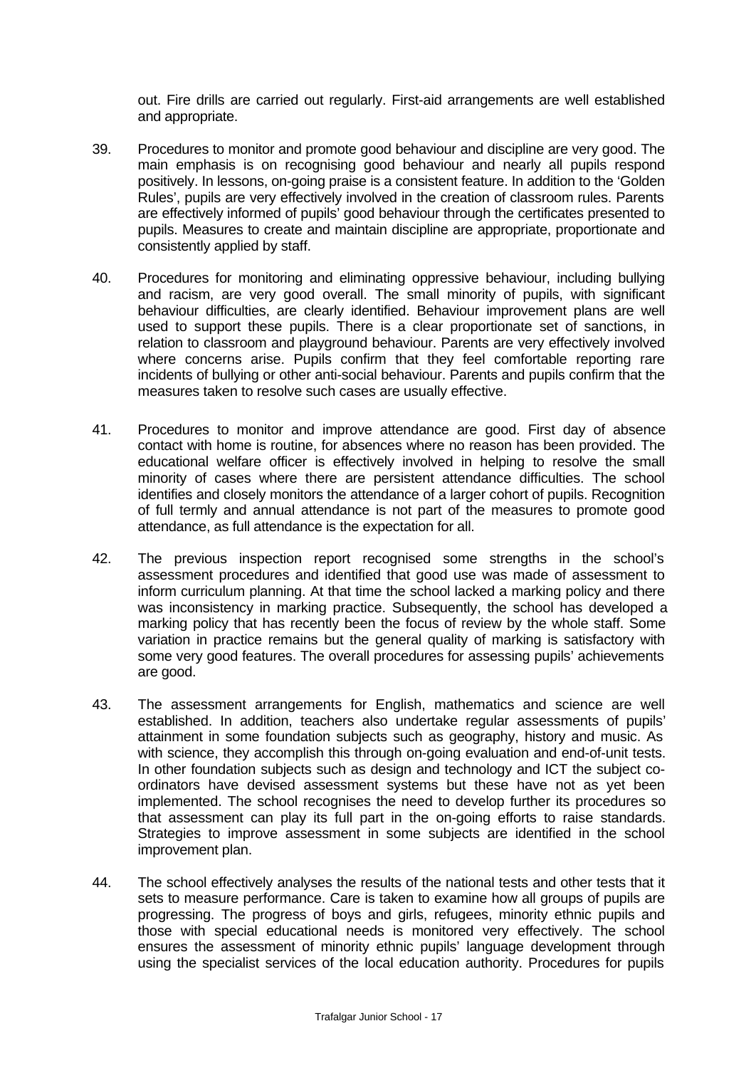out. Fire drills are carried out regularly. First-aid arrangements are well established and appropriate.

39. Procedures to monitor and promote good behaviour and discipline are very good. The main emphasis is on recognising good behaviour and nearly all pupils respond positively. In lessons, on-going praise is a consistent feature. In addition to the 'Golden Rules', pupils are very effectively involved in the creation of classroom rules. Parents are effectively informed of pupils' good behaviour through the certificates presented to pupils. Measures to create and maintain discipline are appropriate, proportionate and consistently applied by staff.

40. Procedures for monitoring and eliminating oppressive behaviour, including bullying and racism, are very good overall. The small minority of pupils, with significant behaviour difficulties, are clearly identified. Behaviour improvement plans are well used to support these pupils. There is a clear proportionate set of sanctions, in relation to classroom and playground behaviour. Parents are very effectively involved where concerns arise. Pupils confirm that they feel comfortable reporting rare incidents of bullying or other anti-social behaviour. Parents and pupils confirm that the measures taken to resolve such cases are usually effective.

41. Procedures to monitor and improve attendance are good. First day of absence contact with home is routine, for absences where no reason has been provided. The educational welfare officer is effectively involved in helping to resolve the small minority of cases where there are persistent attendance difficulties. The school identifies and closely monitors the attendance of a larger cohort of pupils. Recognition of full termly and annual attendance is not part of the measures to promote good attendance, as full attendance is the expectation for all.

42. The previous inspection report recognised some strengths in the school's assessment procedures and identified that good use was made of assessment to inform curriculum planning. At that time the school lacked a marking policy and there was inconsistency in marking practice. Subsequently, the school has developed a marking policy that has recently been the focus of review by the whole staff. Some variation in practice remains but the general quality of marking is satisfactory with some very good features. The overall procedures for assessing pupils' achievements are good.

43. The assessment arrangements for English, mathematics and science are well established. In addition, teachers also undertake regular assessments of pupils' attainment in some foundation subjects such as geography, history and music. As with science, they accomplish this through on-going evaluation and end-of-unit tests. In other foundation subjects such as design and technology and ICT the subject co-ordinators have devised assessment systems but these have not as yet been implemented. The school recognises the need to develop further its procedures so that assessment can play its full part in the on-going efforts to raise standards. Strategies to improve assessment in some subjects are identified in the school improvement plan.

44. The school effectively analyses the results of the national tests and other tests that it sets to measure performance. Care is taken to examine how all groups of pupils are progressing. The progress of boys and girls, refugees, minority ethnic pupils and those with special educational needs is monitored very effectively. The school ensures the assessment of minority ethnic pupils' language development through using the specialist services of the local education authority. Procedures for pupils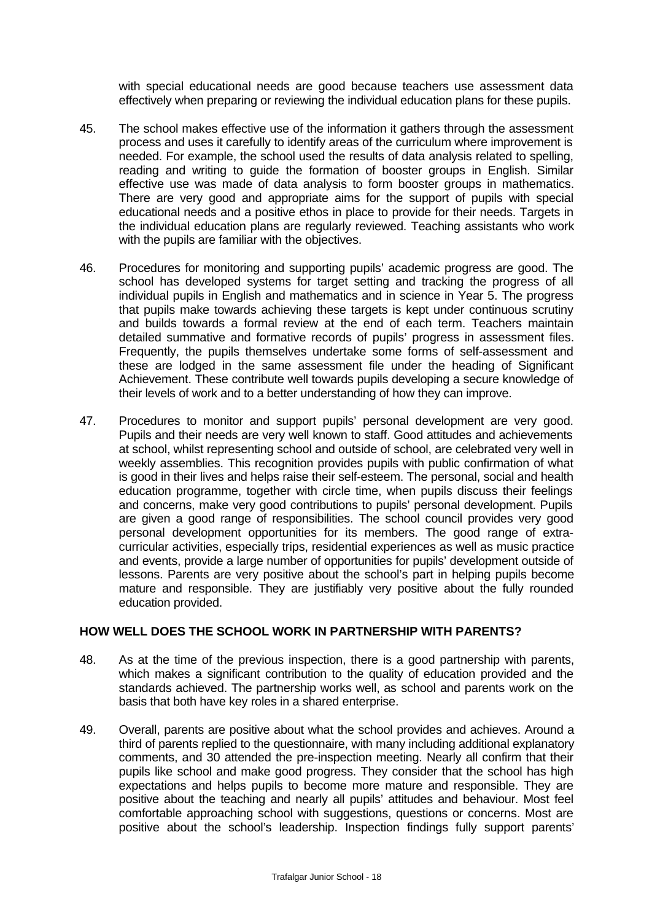with special educational needs are good because teachers use assessment data effectively when preparing or reviewing the individual education plans for these pupils.

45. The school makes effective use of the information it gathers through the assessment process and uses it carefully to identify areas of the curriculum where improvement is needed. For example, the school used the results of data analysis related to spelling, reading and writing to guide the formation of booster groups in English. Similar effective use was made of data analysis to form booster groups in mathematics. There are very good and appropriate aims for the support of pupils with special educational needs and a positive ethos in place to provide for their needs. Targets in the individual education plans are regularly reviewed. Teaching assistants who work with the pupils are familiar with the objectives.

46. Procedures for monitoring and supporting pupils' academic progress are good. The school has developed systems for target setting and tracking the progress of all individual pupils in English and mathematics and in science in Year 5. The progress that pupils make towards achieving these targets is kept under continuous scrutiny and builds towards a formal review at the end of each term. Teachers maintain detailed summative and formative records of pupils' progress in assessment files. Frequently, the pupils themselves undertake some forms of self-assessment and these are lodged in the same assessment file under the heading of Significant Achievement. These contribute well towards pupils developing a secure knowledge of their levels of work and to a better understanding of how they can improve.

47. Procedures to monitor and support pupils' personal development are very good. Pupils and their needs are very well known to staff. Good attitudes and achievements at school, whilst representing school and outside of school, are celebrated very well in weekly assemblies. This recognition provides pupils with public confirmation of what is good in their lives and helps raise their self-esteem. The personal, social and health education programme, together with circle time, when pupils discuss their feelings and concerns, make very good contributions to pupils' personal development. Pupils are given a good range of responsibilities. The school council provides very good personal development opportunities for its members. The good range of extra-curricular activities, especially trips, residential experiences as well as music practice and events, provide a large number of opportunities for pupils' development outside of lessons. Parents are very positive about the school's part in helping pupils become mature and responsible. They are justifiably very positive about the fully rounded education provided.

## HOW WELL DOES THE SCHOOL WORK IN PARTNERSHIP WITH PARENTS?

48. As at the time of the previous inspection, there is a good partnership with parents, which makes a significant contribution to the quality of education provided and the standards achieved. The partnership works well, as school and parents work on the basis that both have key roles in a shared enterprise.

49. Overall, parents are positive about what the school provides and achieves. Around a third of parents replied to the questionnaire, with many including additional explanatory comments, and 30 attended the pre-inspection meeting. Nearly all confirm that their pupils like school and make good progress. They consider that the school has high expectations and helps pupils to become more mature and responsible. They are positive about the teaching and nearly all pupils' attitudes and behaviour. Most feel comfortable approaching school with suggestions, questions or concerns. Most are positive about the school's leadership. Inspection findings fully support parents'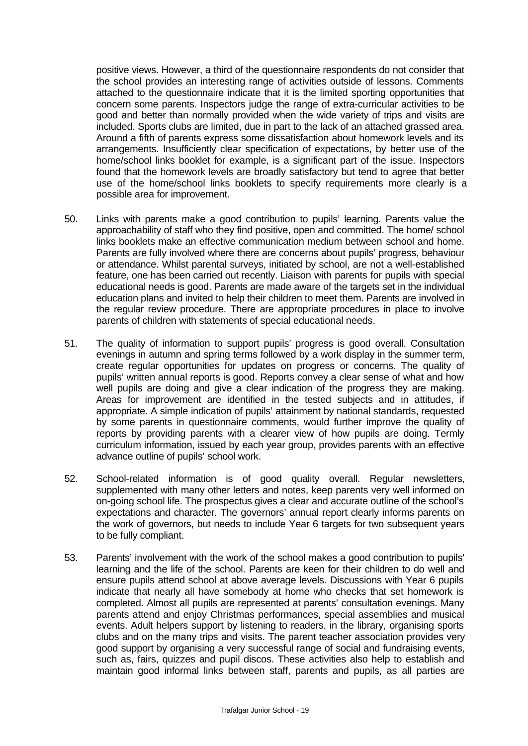positive views. However, a third of the questionnaire respondents do not consider that the school provides an interesting range of activities outside of lessons. Comments attached to the questionnaire indicate that it is the limited sporting opportunities that concern some parents. Inspectors judge the range of extra-curricular activities to be good and better than normally provided when the wide variety of trips and visits are included. Sports clubs are limited, due in part to the lack of an attached grassed area. Around a fifth of parents express some dissatisfaction about homework levels and its arrangements. Insufficiently clear specification of expectations, by better use of the home/school links booklet for example, is a significant part of the issue. Inspectors found that the homework levels are broadly satisfactory but tend to agree that better use of the home/school links booklets to specify requirements more clearly is a possible area for improvement.

50. Links with parents make a good contribution to pupils' learning. Parents value the approachability of staff who they find positive, open and committed. The home/ school links booklets make an effective communication medium between school and home. Parents are fully involved where there are concerns about pupils' progress, behaviour or attendance. Whilst parental surveys, initiated by school, are not a well-established feature, one has been carried out recently. Liaison with parents for pupils with special educational needs is good. Parents are made aware of the targets set in the individual education plans and invited to help their children to meet them. Parents are involved in the regular review procedure. There are appropriate procedures in place to involve parents of children with statements of special educational needs.

51. The quality of information to support pupils' progress is good overall. Consultation evenings in autumn and spring terms followed by a work display in the summer term, create regular opportunities for updates on progress or concerns. The quality of pupils' written annual reports is good. Reports convey a clear sense of what and how well pupils are doing and give a clear indication of the progress they are making. Areas for improvement are identified in the tested subjects and in attitudes, if appropriate. A simple indication of pupils' attainment by national standards, requested by some parents in questionnaire comments, would further improve the quality of reports by providing parents with a clearer view of how pupils are doing. Termly curriculum information, issued by each year group, provides parents with an effective advance outline of pupils' school work.

52. School-related information is of good quality overall. Regular newsletters, supplemented with many other letters and notes, keep parents very well informed on on-going school life. The prospectus gives a clear and accurate outline of the school's expectations and character. The governors' annual report clearly informs parents on the work of governors, but needs to include Year 6 targets for two subsequent years to be fully compliant.

53. Parents' involvement with the work of the school makes a good contribution to pupils' learning and the life of the school. Parents are keen for their children to do well and ensure pupils attend school at above average levels. Discussions with Year 6 pupils indicate that nearly all have somebody at home who checks that set homework is completed. Almost all pupils are represented at parents' consultation evenings. Many parents attend and enjoy Christmas performances, special assemblies and musical events. Adult helpers support by listening to readers, in the library, organising sports clubs and on the many trips and visits. The parent teacher association provides very good support by organising a very successful range of social and fundraising events, such as, fairs, quizzes and pupil discos. These activities also help to establish and maintain good informal links between staff, parents and pupils, as all parties are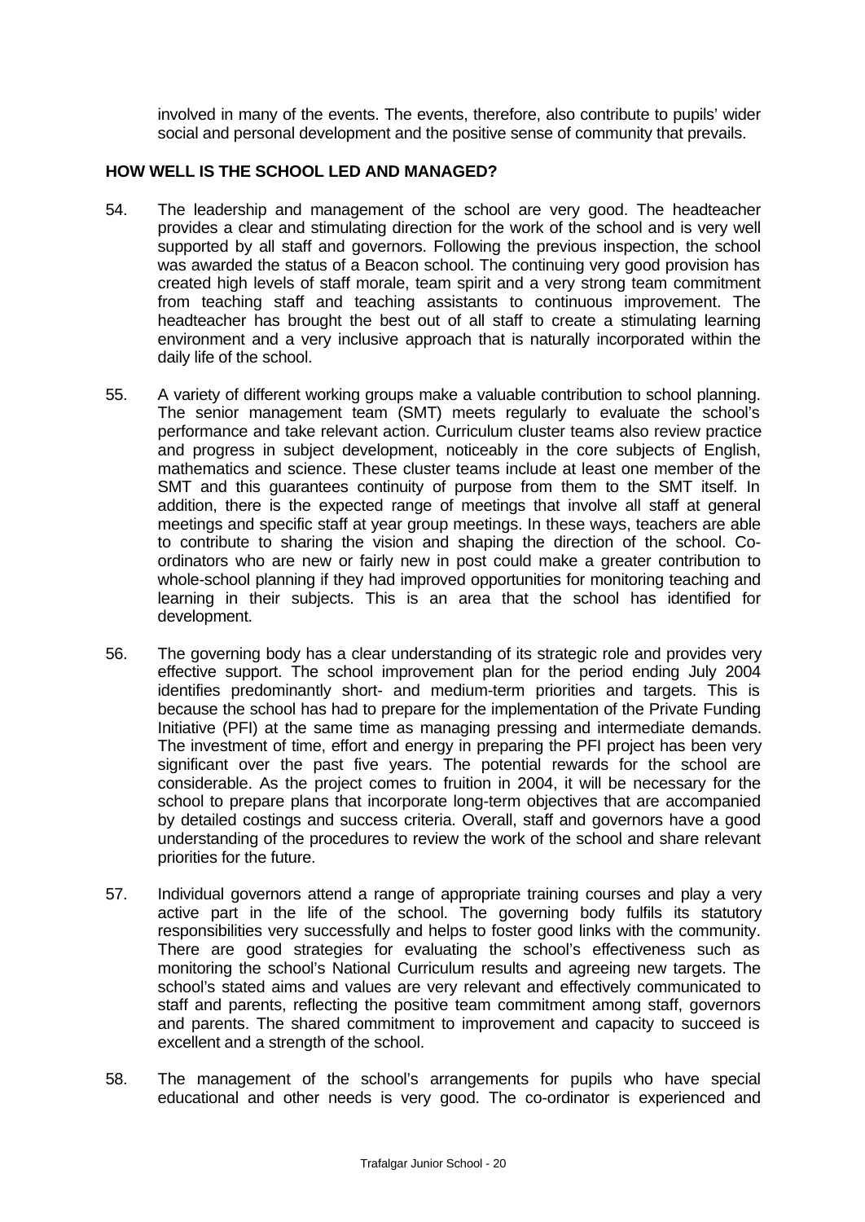involved in many of the events. The events, therefore, also contribute to pupils' wider social and personal development and the positive sense of community that prevails.

## HOW WELL IS THE SCHOOL LED AND MANAGED?

54. The leadership and management of the school are very good. The headteacher provides a clear and stimulating direction for the work of the school and is very well supported by all staff and governors. Following the previous inspection, the school was awarded the status of a Beacon school. The continuing very good provision has created high levels of staff morale, team spirit and a very strong team commitment from teaching staff and teaching assistants to continuous improvement. The headteacher has brought the best out of all staff to create a stimulating learning environment and a very inclusive approach that is naturally incorporated within the daily life of the school.

55. A variety of different working groups make a valuable contribution to school planning. The senior management team (SMT) meets regularly to evaluate the school's performance and take relevant action. Curriculum cluster teams also review practice and progress in subject development, noticeably in the core subjects of English, mathematics and science. These cluster teams include at least one member of the SMT and this guarantees continuity of purpose from them to the SMT itself. In addition, there is the expected range of meetings that involve all staff at general meetings and specific staff at year group meetings. In these ways, teachers are able to contribute to sharing the vision and shaping the direction of the school. Co-ordinators who are new or fairly new in post could make a greater contribution to whole-school planning if they had improved opportunities for monitoring teaching and learning in their subjects. This is an area that the school has identified for development.

56. The governing body has a clear understanding of its strategic role and provides very effective support. The school improvement plan for the period ending July 2004 identifies predominantly short- and medium-term priorities and targets. This is because the school has had to prepare for the implementation of the Private Funding Initiative (PFI) at the same time as managing pressing and intermediate demands. The investment of time, effort and energy in preparing the PFI project has been very significant over the past five years. The potential rewards for the school are considerable. As the project comes to fruition in 2004, it will be necessary for the school to prepare plans that incorporate long-term objectives that are accompanied by detailed costings and success criteria. Overall, staff and governors have a good understanding of the procedures to review the work of the school and share relevant priorities for the future.

57. Individual governors attend a range of appropriate training courses and play a very active part in the life of the school. The governing body fulfils its statutory responsibilities very successfully and helps to foster good links with the community. There are good strategies for evaluating the school's effectiveness such as monitoring the school's National Curriculum results and agreeing new targets. The school's stated aims and values are very relevant and effectively communicated to staff and parents, reflecting the positive team commitment among staff, governors and parents. The shared commitment to improvement and capacity to succeed is excellent and a strength of the school.

58. The management of the school's arrangements for pupils who have special educational and other needs is very good. The co-ordinator is experienced and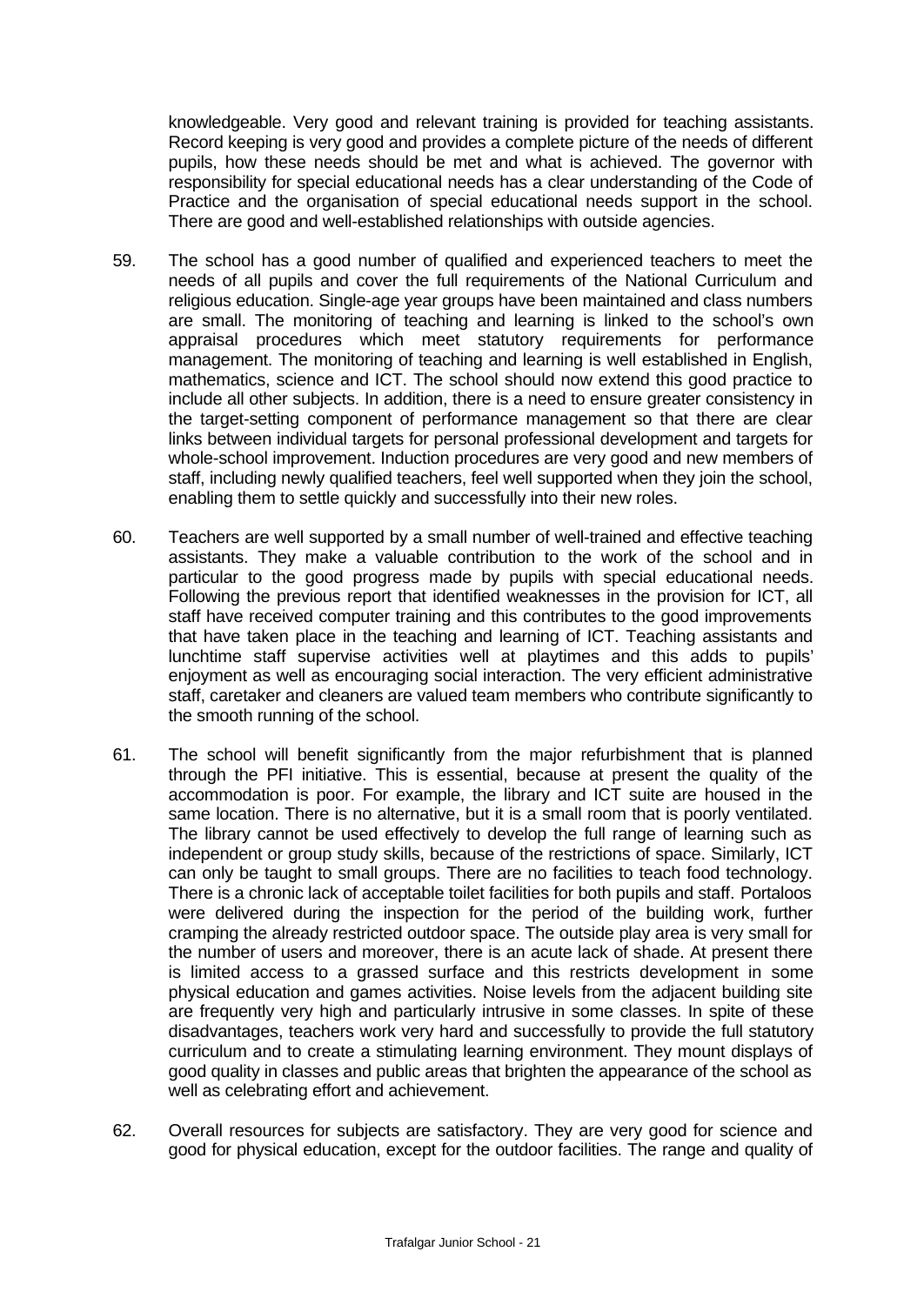knowledgeable. Very good and relevant training is provided for teaching assistants. Record keeping is very good and provides a complete picture of the needs of different pupils, how these needs should be met and what is achieved. The governor with responsibility for special educational needs has a clear understanding of the Code of Practice and the organisation of special educational needs support in the school. There are good and well-established relationships with outside agencies.

59. The school has a good number of qualified and experienced teachers to meet the needs of all pupils and cover the full requirements of the National Curriculum and religious education. Single-age year groups have been maintained and class numbers are small. The monitoring of teaching and learning is linked to the school's own appraisal procedures which meet statutory requirements for performance management. The monitoring of teaching and learning is well established in English, mathematics, science and ICT. The school should now extend this good practice to include all other subjects. In addition, there is a need to ensure greater consistency in the target-setting component of performance management so that there are clear links between individual targets for personal professional development and targets for whole-school improvement. Induction procedures are very good and new members of staff, including newly qualified teachers, feel well supported when they join the school, enabling them to settle quickly and successfully into their new roles.

60. Teachers are well supported by a small number of well-trained and effective teaching assistants. They make a valuable contribution to the work of the school and in particular to the good progress made by pupils with special educational needs. Following the previous report that identified weaknesses in the provision for ICT, all staff have received computer training and this contributes to the good improvements that have taken place in the teaching and learning of ICT. Teaching assistants and lunchtime staff supervise activities well at playtimes and this adds to pupils' enjoyment as well as encouraging social interaction. The very efficient administrative staff, caretaker and cleaners are valued team members who contribute significantly to the smooth running of the school.

61. The school will benefit significantly from the major refurbishment that is planned through the PFI initiative. This is essential, because at present the quality of the accommodation is poor. For example, the library and ICT suite are housed in the same location. There is no alternative, but it is a small room that is poorly ventilated. The library cannot be used effectively to develop the full range of learning such as independent or group study skills, because of the restrictions of space. Similarly, ICT can only be taught to small groups. There are no facilities to teach food technology. There is a chronic lack of acceptable toilet facilities for both pupils and staff. Portaloos were delivered during the inspection for the period of the building work, further cramping the already restricted outdoor space. The outside play area is very small for the number of users and moreover, there is an acute lack of shade. At present there is limited access to a grassed surface and this restricts development in some physical education and games activities. Noise levels from the adjacent building site are frequently very high and particularly intrusive in some classes. In spite of these disadvantages, teachers work very hard and successfully to provide the full statutory curriculum and to create a stimulating learning environment. They mount displays of good quality in classes and public areas that brighten the appearance of the school as well as celebrating effort and achievement.

62. Overall resources for subjects are satisfactory. They are very good for science and good for physical education, except for the outdoor facilities. The range and quality of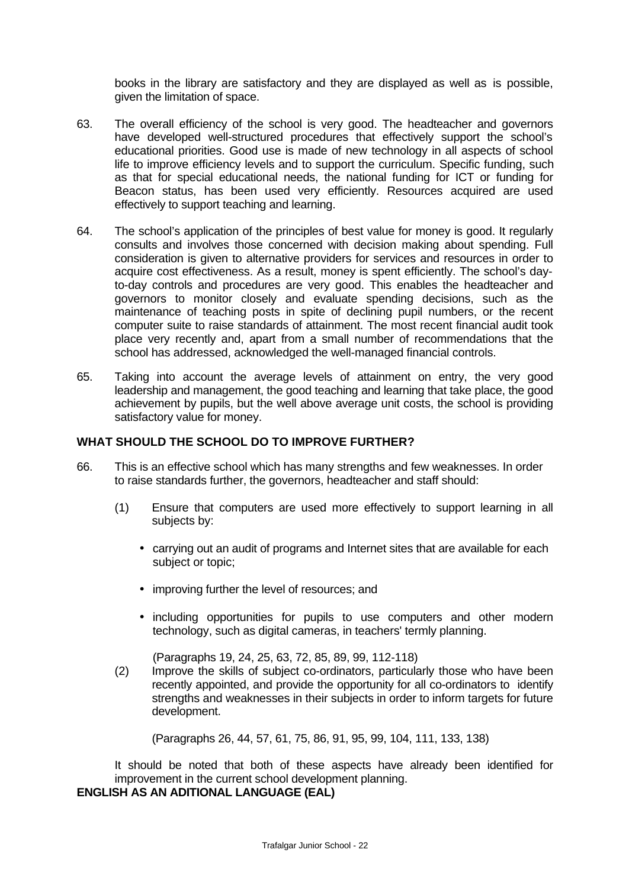books in the library are satisfactory and they are displayed as well as is possible, given the limitation of space.

63. The overall efficiency of the school is very good. The headteacher and governors have developed well-structured procedures that effectively support the school's educational priorities. Good use is made of new technology in all aspects of school life to improve efficiency levels and to support the curriculum. Specific funding, such as that for special educational needs, the national funding for ICT or funding for Beacon status, has been used very efficiently. Resources acquired are used effectively to support teaching and learning.

64. The school's application of the principles of best value for money is good. It regularly consults and involves those concerned with decision making about spending. Full consideration is given to alternative providers for services and resources in order to acquire cost effectiveness. As a result, money is spent efficiently. The school's day-to-day controls and procedures are very good. This enables the headteacher and governors to monitor closely and evaluate spending decisions, such as the maintenance of teaching posts in spite of declining pupil numbers, or the recent computer suite to raise standards of attainment. The most recent financial audit took place very recently and, apart from a small number of recommendations that the school has addressed, acknowledged the well-managed financial controls.

65. Taking into account the average levels of attainment on entry, the very good leadership and management, the good teaching and learning that take place, the good achievement by pupils, but the well above average unit costs, the school is providing satisfactory value for money.

## WHAT SHOULD THE SCHOOL DO TO IMPROVE FURTHER?

66. This is an effective school which has many strengths and few weaknesses. In order to raise standards further, the governors, headteacher and staff should:

(1) Ensure that computers are used more effectively to support learning in all subjects by:

- carrying out an audit of programs and Internet sites that are available for each subject or topic;
- improving further the level of resources; and
- including opportunities for pupils to use computers and other modern technology, such as digital cameras, in teachers' termly planning.

(Paragraphs 19, 24, 25, 63, 72, 85, 89, 99, 112-118)

(2) Improve the skills of subject co-ordinators, particularly those who have been recently appointed, and provide the opportunity for all co-ordinators to identify strengths and weaknesses in their subjects in order to inform targets for future development.

(Paragraphs 26, 44, 57, 61, 75, 86, 91, 95, 99, 104, 111, 133, 138)

It should be noted that both of these aspects have already been identified for improvement in the current school development planning.

## ENGLISH AS AN ADITIONAL LANGUAGE (EAL)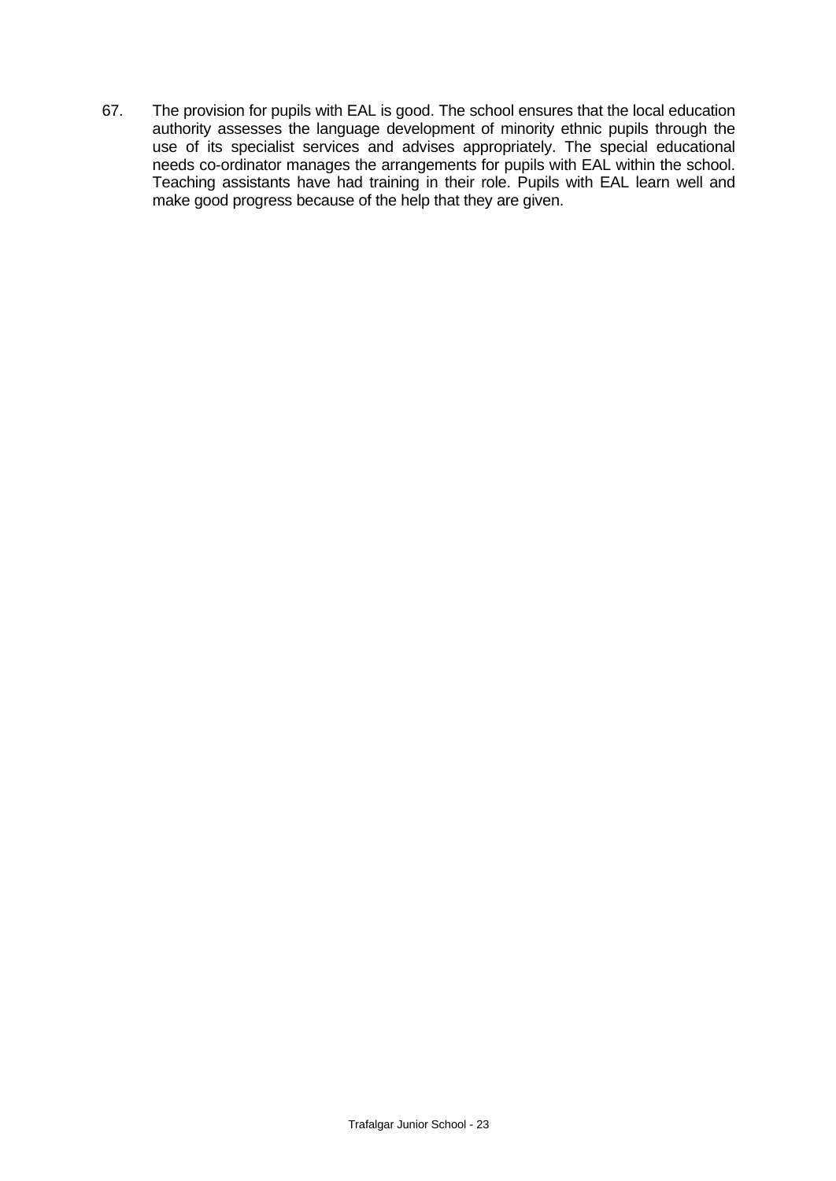67. The provision for pupils with EAL is good. The school ensures that the local education authority assesses the language development of minority ethnic pupils through the use of its specialist services and advises appropriately. The special educational needs co-ordinator manages the arrangements for pupils with EAL within the school. Teaching assistants have had training in their role. Pupils with EAL learn well and make good progress because of the help that they are given.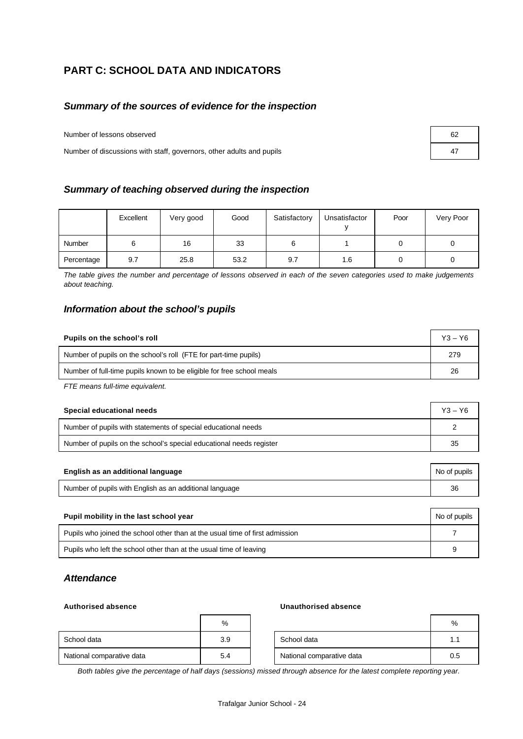# PART C: SCHOOL DATA AND INDICATORS

## *Summary of the sources of evidence for the inspection*

| | |
|---|---|
| Number of lessons observed | 62 |
| Number of discussions with staff, governors, other adults and pupils | 47 |

## *Summary of teaching observed during the inspection*

| | Excellent | Very good | Good | Satisfactory | Unsatisfactory | Poor | Very Poor |
|---|---|---|---|---|---|---|---|
| Number | 6 | 16 | 33 | 6 | 1 | 0 | 0 |
| Percentage | 9.7 | 25.8 | 53.2 | 9.7 | 1.6 | 0 | 0 |

*The table gives the number and percentage of lessons observed in each of the seven categories used to make judgements about teaching.*

## *Information about the school's pupils*

| **Pupils on the school's roll** | Y3 – Y6 |
|---|---|
| Number of pupils on the school's roll (FTE for part-time pupils) | 279 |
| Number of full-time pupils known to be eligible for free school meals | 26 |

*FTE means full-time equivalent.*

| **Special educational needs** | Y3 – Y6 |
|---|---|
| Number of pupils with statements of special educational needs | 2 |
| Number of pupils on the school's special educational needs register | 35 |

| **English as an additional language** | No of pupils |
|---|---|
| Number of pupils with English as an additional language | 36 |

| **Pupil mobility in the last school year** | No of pupils |
|---|---|
| Pupils who joined the school other than at the usual time of first admission | 7 |
| Pupils who left the school other than at the usual time of leaving | 9 |

## *Attendance*

**Authorised absence**

| | % |
|---|---|
| School data | 3.9 |
| National comparative data | 5.4 |

**Unauthorised absence**

| | % |
|---|---|
| School data | 1.1 |
| National comparative data | 0.5 |

*Both tables give the percentage of half days (sessions) missed through absence for the latest complete reporting year.*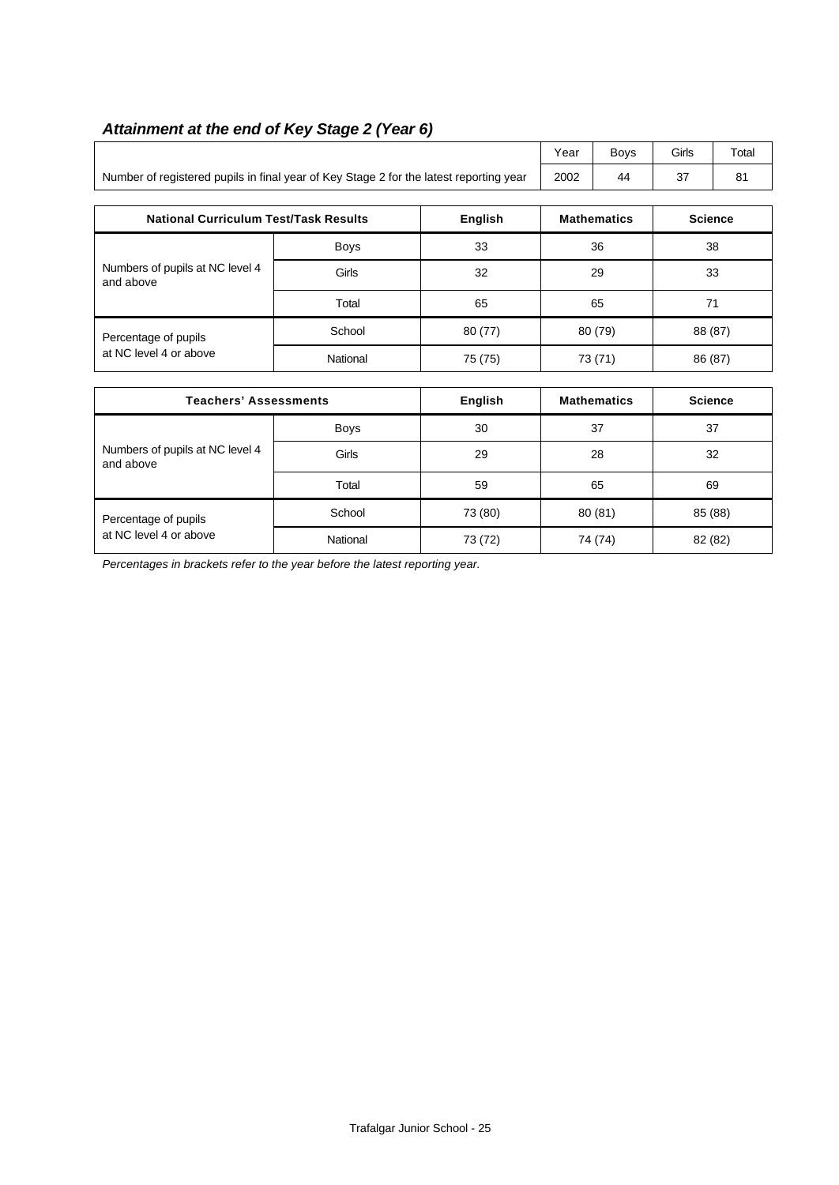### *Attainment at the end of Key Stage 2 (Year 6)*

| | Year | Boys | Girls | Total |
|---|---|---|---|---|
| Number of registered pupils in final year of Key Stage 2 for the latest reporting year | 2002 | 44 | 37 | 81 |

| National Curriculum Test/Task Results | | English | Mathematics | Science |
|---|---|---|---|---|
| Numbers of pupils at NC level 4 and above | Boys | 33 | 36 | 38 |
| | Girls | 32 | 29 | 33 |
| | Total | 65 | 65 | 71 |
| Percentage of pupils at NC level 4 or above | School | 80 (77) | 80 (79) | 88 (87) |
| | National | 75 (75) | 73 (71) | 86 (87) |

| Teachers' Assessments | | English | Mathematics | Science |
|---|---|---|---|---|
| Numbers of pupils at NC level 4 and above | Boys | 30 | 37 | 37 |
| | Girls | 29 | 28 | 32 |
| | Total | 59 | 65 | 69 |
| Percentage of pupils at NC level 4 or above | School | 73 (80) | 80 (81) | 85 (88) |
| | National | 73 (72) | 74 (74) | 82 (82) |

*Percentages in brackets refer to the year before the latest reporting year.*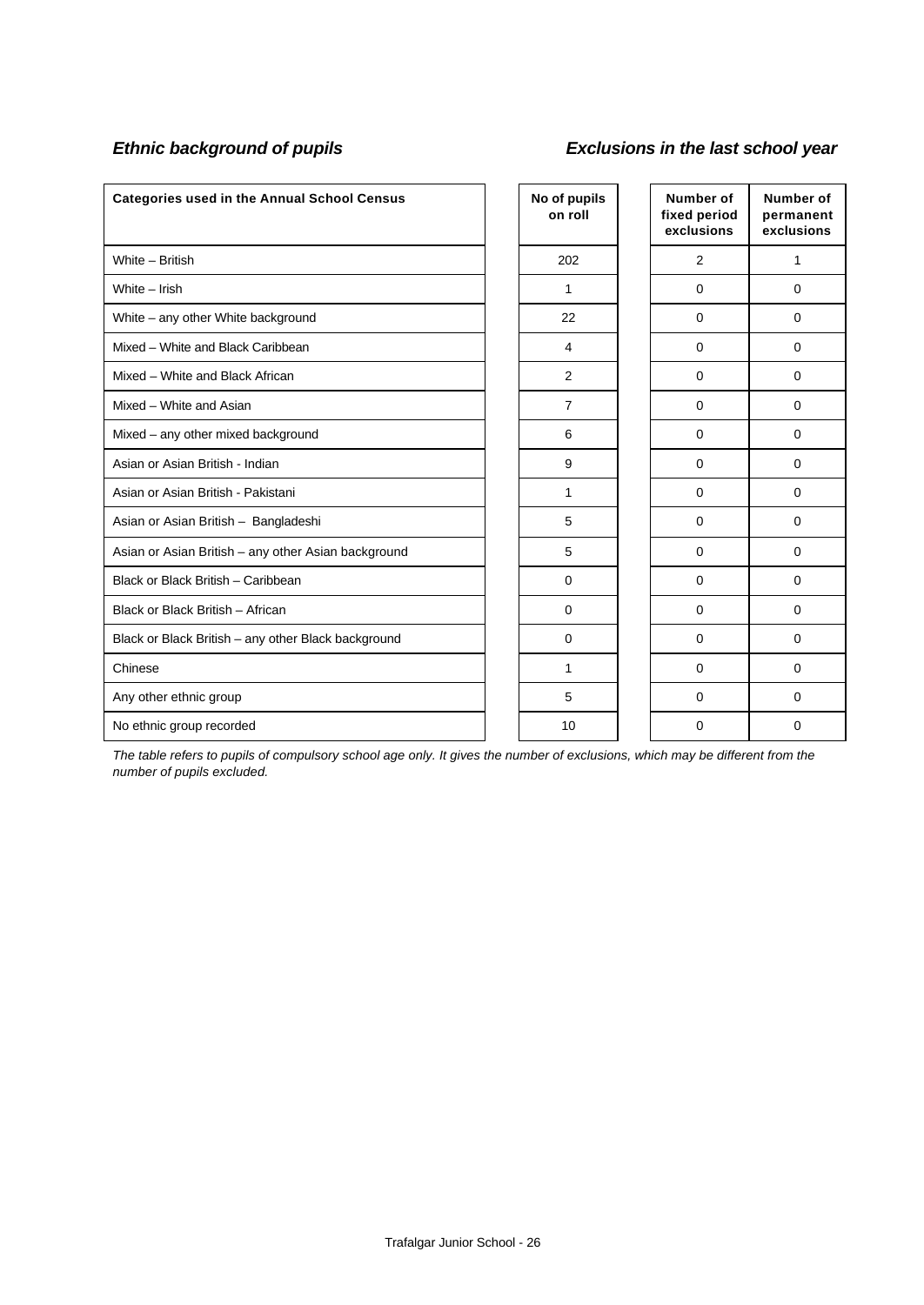### *Ethnic background of pupils*

### *Exclusions in the last school year*

| Categories used in the Annual School Census | No of pupils on roll | Number of fixed period exclusions | Number of permanent exclusions |
|---|---|---|---|
| White – British | 202 | 2 | 1 |
| White – Irish | 1 | 0 | 0 |
| White – any other White background | 22 | 0 | 0 |
| Mixed – White and Black Caribbean | 4 | 0 | 0 |
| Mixed – White and Black African | 2 | 0 | 0 |
| Mixed – White and Asian | 7 | 0 | 0 |
| Mixed – any other mixed background | 6 | 0 | 0 |
| Asian or Asian British - Indian | 9 | 0 | 0 |
| Asian or Asian British - Pakistani | 1 | 0 | 0 |
| Asian or Asian British – Bangladeshi | 5 | 0 | 0 |
| Asian or Asian British – any other Asian background | 5 | 0 | 0 |
| Black or Black British – Caribbean | 0 | 0 | 0 |
| Black or Black British – African | 0 | 0 | 0 |
| Black or Black British – any other Black background | 0 | 0 | 0 |
| Chinese | 1 | 0 | 0 |
| Any other ethnic group | 5 | 0 | 0 |
| No ethnic group recorded | 10 | 0 | 0 |

*The table refers to pupils of compulsory school age only. It gives the number of exclusions, which may be different from the number of pupils excluded.*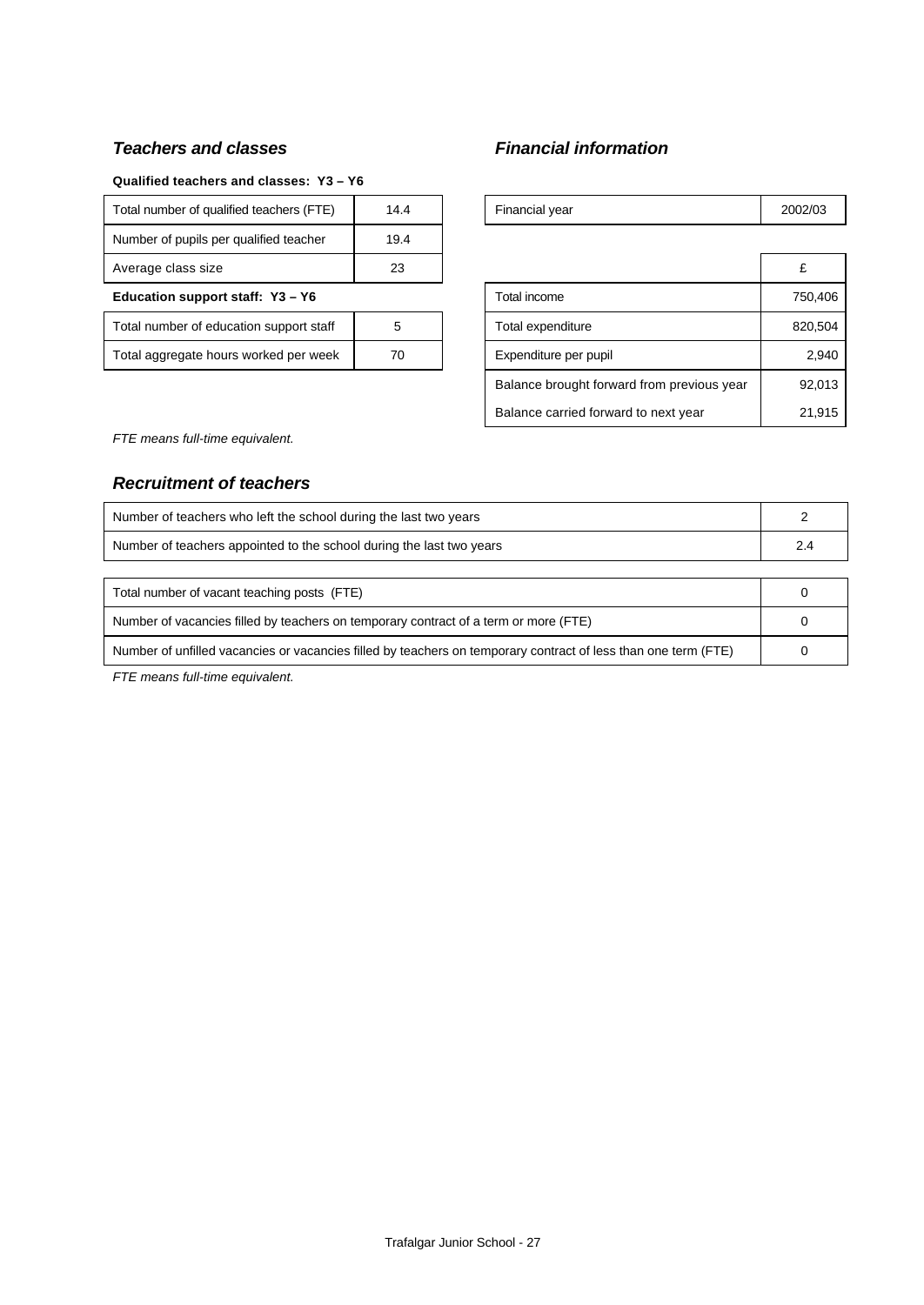### *Teachers and classes*

**Qualified teachers and classes: Y3 – Y6**

| | |
|---|---|
| Total number of qualified teachers (FTE) | 14.4 |
| Number of pupils per qualified teacher | 19.4 |
| Average class size | 23 |

**Education support staff: Y3 – Y6**

| | |
|---|---|
| Total number of education support staff | 5 |
| Total aggregate hours worked per week | 70 |

### *Financial information*

| | |
|---|---|
| Financial year | 2002/03 |

| | £ |
|---|---|
| Total income | 750,406 |
| Total expenditure | 820,504 |
| Expenditure per pupil | 2,940 |
| Balance brought forward from previous year | 92,013 |
| Balance carried forward to next year | 21,915 |

*FTE means full-time equivalent.*

### *Recruitment of teachers*

| | |
|---|---|
| Number of teachers who left the school during the last two years | 2 |
| Number of teachers appointed to the school during the last two years | 2.4 |

| | |
|---|---|
| Total number of vacant teaching posts (FTE) | 0 |
| Number of vacancies filled by teachers on temporary contract of a term or more (FTE) | 0 |
| Number of unfilled vacancies or vacancies filled by teachers on temporary contract of less than one term (FTE) | 0 |

*FTE means full-time equivalent.*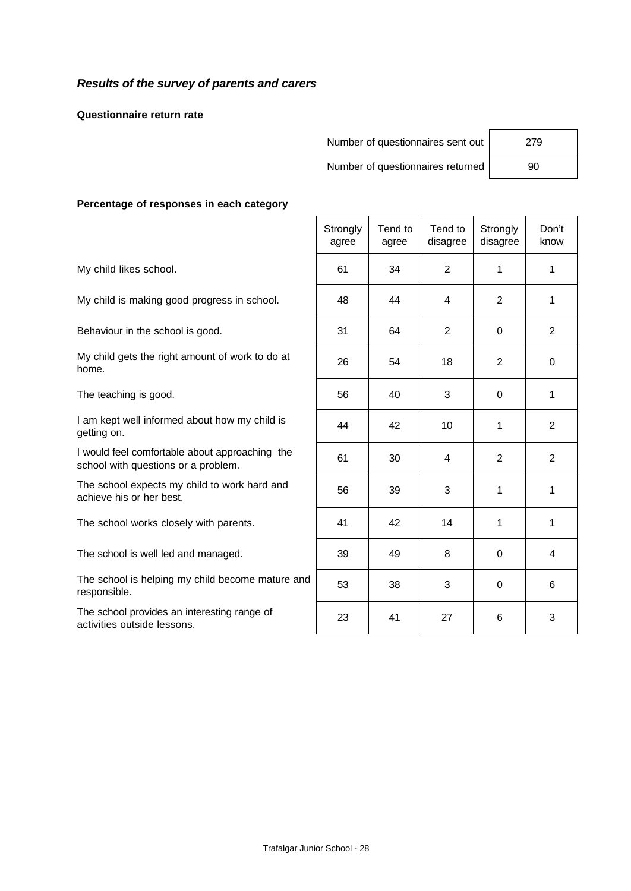## *Results of the survey of parents and carers*

**Questionnaire return rate**

| | |
|---|---|
| Number of questionnaires sent out | 279 |
| Number of questionnaires returned | 90 |

**Percentage of responses in each category**

| | Strongly agree | Tend to agree | Tend to disagree | Strongly disagree | Don't know |
|---|---|---|---|---|---|
| My child likes school. | 61 | 34 | 2 | 1 | 1 |
| My child is making good progress in school. | 48 | 44 | 4 | 2 | 1 |
| Behaviour in the school is good. | 31 | 64 | 2 | 0 | 2 |
| My child gets the right amount of work to do at home. | 26 | 54 | 18 | 2 | 0 |
| The teaching is good. | 56 | 40 | 3 | 0 | 1 |
| I am kept well informed about how my child is getting on. | 44 | 42 | 10 | 1 | 2 |
| I would feel comfortable about approaching the school with questions or a problem. | 61 | 30 | 4 | 2 | 2 |
| The school expects my child to work hard and achieve his or her best. | 56 | 39 | 3 | 1 | 1 |
| The school works closely with parents. | 41 | 42 | 14 | 1 | 1 |
| The school is well led and managed. | 39 | 49 | 8 | 0 | 4 |
| The school is helping my child become mature and responsible. | 53 | 38 | 3 | 0 | 6 |
| The school provides an interesting range of activities outside lessons. | 23 | 41 | 27 | 6 | 3 |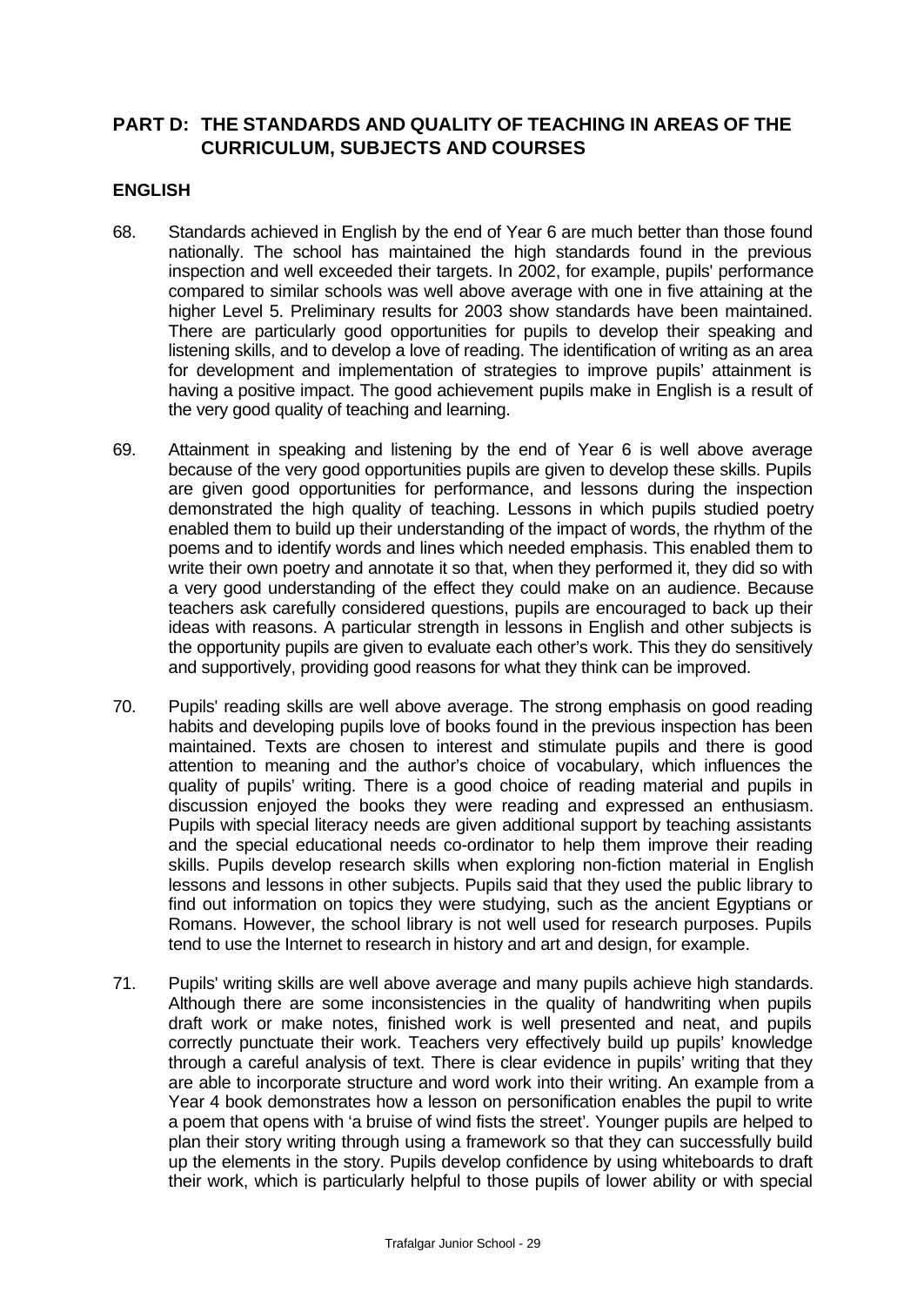## PART D: THE STANDARDS AND QUALITY OF TEACHING IN AREAS OF THE CURRICULUM, SUBJECTS AND COURSES

### ENGLISH

68. Standards achieved in English by the end of Year 6 are much better than those found nationally. The school has maintained the high standards found in the previous inspection and well exceeded their targets. In 2002, for example, pupils' performance compared to similar schools was well above average with one in five attaining at the higher Level 5. Preliminary results for 2003 show standards have been maintained. There are particularly good opportunities for pupils to develop their speaking and listening skills, and to develop a love of reading. The identification of writing as an area for development and implementation of strategies to improve pupils' attainment is having a positive impact. The good achievement pupils make in English is a result of the very good quality of teaching and learning.

69. Attainment in speaking and listening by the end of Year 6 is well above average because of the very good opportunities pupils are given to develop these skills. Pupils are given good opportunities for performance, and lessons during the inspection demonstrated the high quality of teaching. Lessons in which pupils studied poetry enabled them to build up their understanding of the impact of words, the rhythm of the poems and to identify words and lines which needed emphasis. This enabled them to write their own poetry and annotate it so that, when they performed it, they did so with a very good understanding of the effect they could make on an audience. Because teachers ask carefully considered questions, pupils are encouraged to back up their ideas with reasons. A particular strength in lessons in English and other subjects is the opportunity pupils are given to evaluate each other's work. This they do sensitively and supportively, providing good reasons for what they think can be improved.

70. Pupils' reading skills are well above average. The strong emphasis on good reading habits and developing pupils love of books found in the previous inspection has been maintained. Texts are chosen to interest and stimulate pupils and there is good attention to meaning and the author's choice of vocabulary, which influences the quality of pupils' writing. There is a good choice of reading material and pupils in discussion enjoyed the books they were reading and expressed an enthusiasm. Pupils with special literacy needs are given additional support by teaching assistants and the special educational needs co-ordinator to help them improve their reading skills. Pupils develop research skills when exploring non-fiction material in English lessons and lessons in other subjects. Pupils said that they used the public library to find out information on topics they were studying, such as the ancient Egyptians or Romans. However, the school library is not well used for research purposes. Pupils tend to use the Internet to research in history and art and design, for example.

71. Pupils' writing skills are well above average and many pupils achieve high standards. Although there are some inconsistencies in the quality of handwriting when pupils draft work or make notes, finished work is well presented and neat, and pupils correctly punctuate their work. Teachers very effectively build up pupils' knowledge through a careful analysis of text. There is clear evidence in pupils' writing that they are able to incorporate structure and word work into their writing. An example from a Year 4 book demonstrates how a lesson on personification enables the pupil to write a poem that opens with 'a bruise of wind fists the street'. Younger pupils are helped to plan their story writing through using a framework so that they can successfully build up the elements in the story. Pupils develop confidence by using whiteboards to draft their work, which is particularly helpful to those pupils of lower ability or with special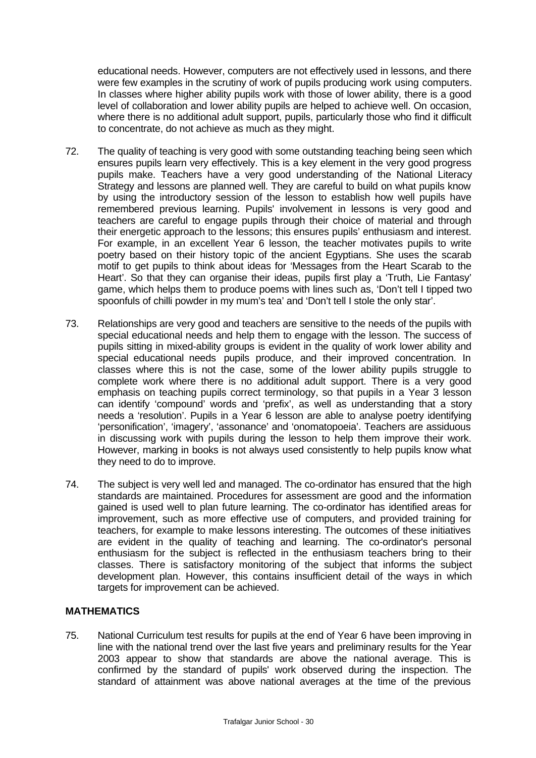educational needs. However, computers are not effectively used in lessons, and there were few examples in the scrutiny of work of pupils producing work using computers. In classes where higher ability pupils work with those of lower ability, there is a good level of collaboration and lower ability pupils are helped to achieve well. On occasion, where there is no additional adult support, pupils, particularly those who find it difficult to concentrate, do not achieve as much as they might.

72. The quality of teaching is very good with some outstanding teaching being seen which ensures pupils learn very effectively. This is a key element in the very good progress pupils make. Teachers have a very good understanding of the National Literacy Strategy and lessons are planned well. They are careful to build on what pupils know by using the introductory session of the lesson to establish how well pupils have remembered previous learning. Pupils' involvement in lessons is very good and teachers are careful to engage pupils through their choice of material and through their energetic approach to the lessons; this ensures pupils' enthusiasm and interest. For example, in an excellent Year 6 lesson, the teacher motivates pupils to write poetry based on their history topic of the ancient Egyptians. She uses the scarab motif to get pupils to think about ideas for 'Messages from the Heart Scarab to the Heart'. So that they can organise their ideas, pupils first play a 'Truth, Lie Fantasy' game, which helps them to produce poems with lines such as, 'Don't tell I tipped two spoonfuls of chilli powder in my mum's tea' and 'Don't tell I stole the only star'.

73. Relationships are very good and teachers are sensitive to the needs of the pupils with special educational needs and help them to engage with the lesson. The success of pupils sitting in mixed-ability groups is evident in the quality of work lower ability and special educational needs pupils produce, and their improved concentration. In classes where this is not the case, some of the lower ability pupils struggle to complete work where there is no additional adult support. There is a very good emphasis on teaching pupils correct terminology, so that pupils in a Year 3 lesson can identify 'compound' words and 'prefix', as well as understanding that a story needs a 'resolution'. Pupils in a Year 6 lesson are able to analyse poetry identifying 'personification', 'imagery', 'assonance' and 'onomatopoeia'. Teachers are assiduous in discussing work with pupils during the lesson to help them improve their work. However, marking in books is not always used consistently to help pupils know what they need to do to improve.

74. The subject is very well led and managed. The co-ordinator has ensured that the high standards are maintained. Procedures for assessment are good and the information gained is used well to plan future learning. The co-ordinator has identified areas for improvement, such as more effective use of computers, and provided training for teachers, for example to make lessons interesting. The outcomes of these initiatives are evident in the quality of teaching and learning. The co-ordinator's personal enthusiasm for the subject is reflected in the enthusiasm teachers bring to their classes. There is satisfactory monitoring of the subject that informs the subject development plan. However, this contains insufficient detail of the ways in which targets for improvement can be achieved.

## MATHEMATICS

75. National Curriculum test results for pupils at the end of Year 6 have been improving in line with the national trend over the last five years and preliminary results for the Year 2003 appear to show that standards are above the national average. This is confirmed by the standard of pupils' work observed during the inspection. The standard of attainment was above national averages at the time of the previous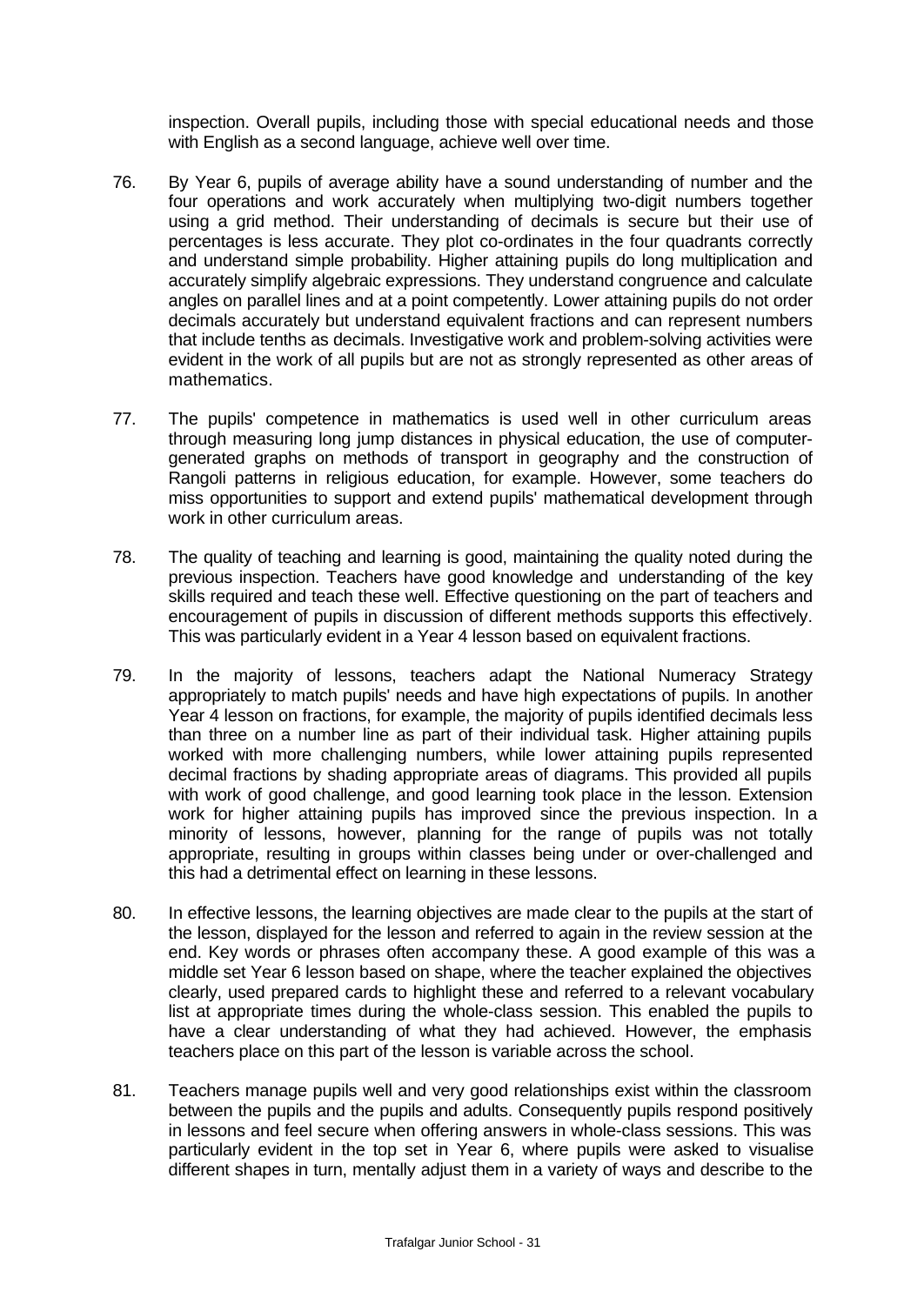inspection. Overall pupils, including those with special educational needs and those with English as a second language, achieve well over time.

76. By Year 6, pupils of average ability have a sound understanding of number and the four operations and work accurately when multiplying two-digit numbers together using a grid method. Their understanding of decimals is secure but their use of percentages is less accurate. They plot co-ordinates in the four quadrants correctly and understand simple probability. Higher attaining pupils do long multiplication and accurately simplify algebraic expressions. They understand congruence and calculate angles on parallel lines and at a point competently. Lower attaining pupils do not order decimals accurately but understand equivalent fractions and can represent numbers that include tenths as decimals. Investigative work and problem-solving activities were evident in the work of all pupils but are not as strongly represented as other areas of mathematics.

77. The pupils' competence in mathematics is used well in other curriculum areas through measuring long jump distances in physical education, the use of computer-generated graphs on methods of transport in geography and the construction of Rangoli patterns in religious education, for example. However, some teachers do miss opportunities to support and extend pupils' mathematical development through work in other curriculum areas.

78. The quality of teaching and learning is good, maintaining the quality noted during the previous inspection. Teachers have good knowledge and understanding of the key skills required and teach these well. Effective questioning on the part of teachers and encouragement of pupils in discussion of different methods supports this effectively. This was particularly evident in a Year 4 lesson based on equivalent fractions.

79. In the majority of lessons, teachers adapt the National Numeracy Strategy appropriately to match pupils' needs and have high expectations of pupils. In another Year 4 lesson on fractions, for example, the majority of pupils identified decimals less than three on a number line as part of their individual task. Higher attaining pupils worked with more challenging numbers, while lower attaining pupils represented decimal fractions by shading appropriate areas of diagrams. This provided all pupils with work of good challenge, and good learning took place in the lesson. Extension work for higher attaining pupils has improved since the previous inspection. In a minority of lessons, however, planning for the range of pupils was not totally appropriate, resulting in groups within classes being under or over-challenged and this had a detrimental effect on learning in these lessons.

80. In effective lessons, the learning objectives are made clear to the pupils at the start of the lesson, displayed for the lesson and referred to again in the review session at the end. Key words or phrases often accompany these. A good example of this was a middle set Year 6 lesson based on shape, where the teacher explained the objectives clearly, used prepared cards to highlight these and referred to a relevant vocabulary list at appropriate times during the whole-class session. This enabled the pupils to have a clear understanding of what they had achieved. However, the emphasis teachers place on this part of the lesson is variable across the school.

81. Teachers manage pupils well and very good relationships exist within the classroom between the pupils and the pupils and adults. Consequently pupils respond positively in lessons and feel secure when offering answers in whole-class sessions. This was particularly evident in the top set in Year 6, where pupils were asked to visualise different shapes in turn, mentally adjust them in a variety of ways and describe to the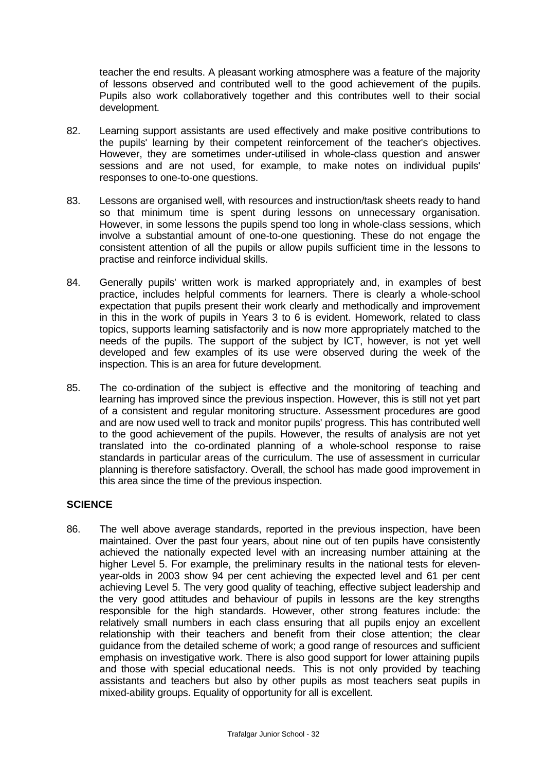teacher the end results. A pleasant working atmosphere was a feature of the majority of lessons observed and contributed well to the good achievement of the pupils. Pupils also work collaboratively together and this contributes well to their social development.

82. Learning support assistants are used effectively and make positive contributions to the pupils' learning by their competent reinforcement of the teacher's objectives. However, they are sometimes under-utilised in whole-class question and answer sessions and are not used, for example, to make notes on individual pupils' responses to one-to-one questions.

83. Lessons are organised well, with resources and instruction/task sheets ready to hand so that minimum time is spent during lessons on unnecessary organisation. However, in some lessons the pupils spend too long in whole-class sessions, which involve a substantial amount of one-to-one questioning. These do not engage the consistent attention of all the pupils or allow pupils sufficient time in the lessons to practise and reinforce individual skills.

84. Generally pupils' written work is marked appropriately and, in examples of best practice, includes helpful comments for learners. There is clearly a whole-school expectation that pupils present their work clearly and methodically and improvement in this in the work of pupils in Years 3 to 6 is evident. Homework, related to class topics, supports learning satisfactorily and is now more appropriately matched to the needs of the pupils. The support of the subject by ICT, however, is not yet well developed and few examples of its use were observed during the week of the inspection. This is an area for future development.

85. The co-ordination of the subject is effective and the monitoring of teaching and learning has improved since the previous inspection. However, this is still not yet part of a consistent and regular monitoring structure. Assessment procedures are good and are now used well to track and monitor pupils' progress. This has contributed well to the good achievement of the pupils. However, the results of analysis are not yet translated into the co-ordinated planning of a whole-school response to raise standards in particular areas of the curriculum. The use of assessment in curricular planning is therefore satisfactory. Overall, the school has made good improvement in this area since the time of the previous inspection.

## SCIENCE

86. The well above average standards, reported in the previous inspection, have been maintained. Over the past four years, about nine out of ten pupils have consistently achieved the nationally expected level with an increasing number attaining at the higher Level 5. For example, the preliminary results in the national tests for eleven-year-olds in 2003 show 94 per cent achieving the expected level and 61 per cent achieving Level 5. The very good quality of teaching, effective subject leadership and the very good attitudes and behaviour of pupils in lessons are the key strengths responsible for the high standards. However, other strong features include: the relatively small numbers in each class ensuring that all pupils enjoy an excellent relationship with their teachers and benefit from their close attention; the clear guidance from the detailed scheme of work; a good range of resources and sufficient emphasis on investigative work. There is also good support for lower attaining pupils and those with special educational needs. This is not only provided by teaching assistants and teachers but also by other pupils as most teachers seat pupils in mixed-ability groups. Equality of opportunity for all is excellent.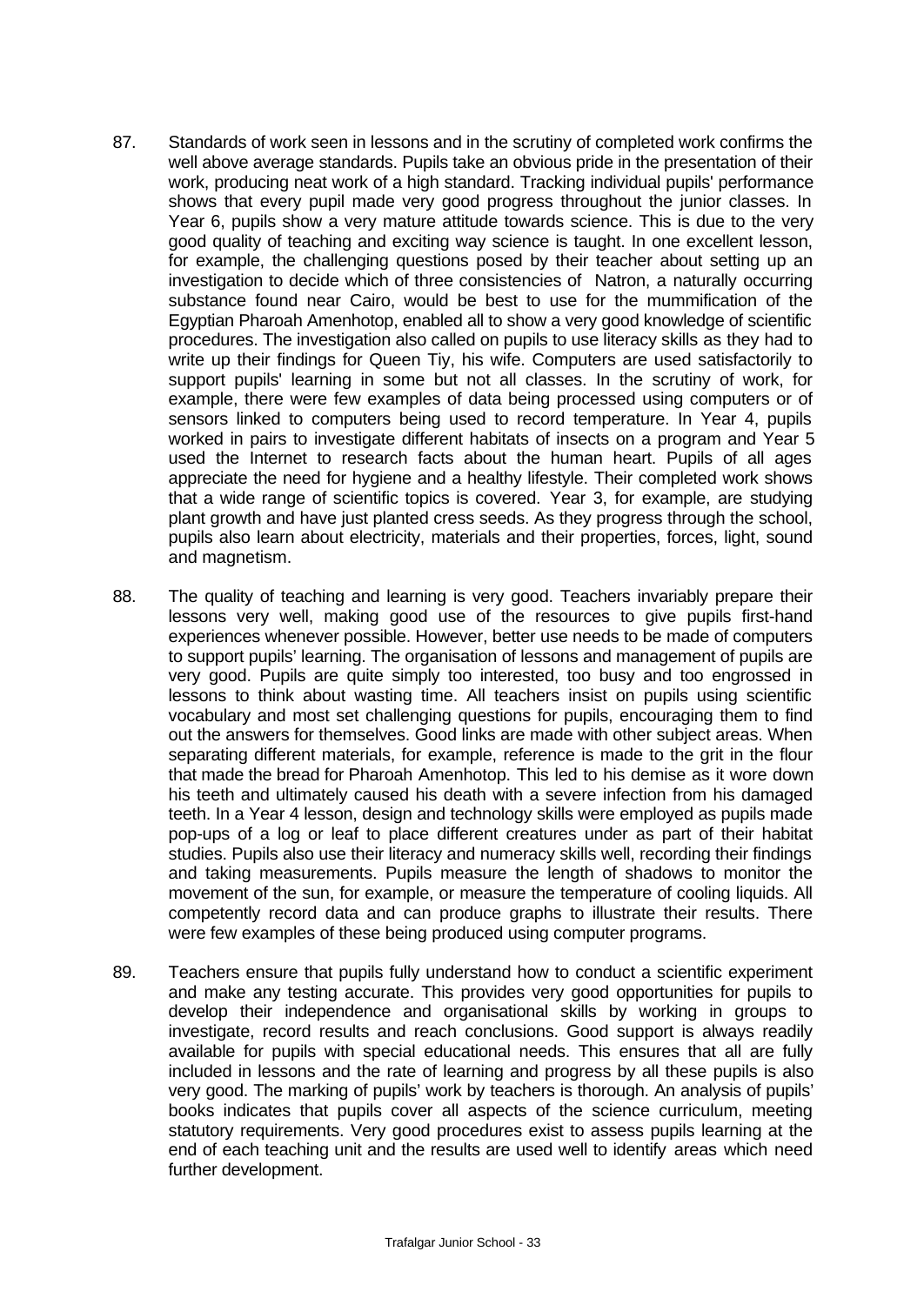87. Standards of work seen in lessons and in the scrutiny of completed work confirms the well above average standards. Pupils take an obvious pride in the presentation of their work, producing neat work of a high standard. Tracking individual pupils' performance shows that every pupil made very good progress throughout the junior classes. In Year 6, pupils show a very mature attitude towards science. This is due to the very good quality of teaching and exciting way science is taught. In one excellent lesson, for example, the challenging questions posed by their teacher about setting up an investigation to decide which of three consistencies of Natron, a naturally occurring substance found near Cairo, would be best to use for the mummification of the Egyptian Pharoah Amenhotop, enabled all to show a very good knowledge of scientific procedures. The investigation also called on pupils to use literacy skills as they had to write up their findings for Queen Tiy, his wife. Computers are used satisfactorily to support pupils' learning in some but not all classes. In the scrutiny of work, for example, there were few examples of data being processed using computers or of sensors linked to computers being used to record temperature. In Year 4, pupils worked in pairs to investigate different habitats of insects on a program and Year 5 used the Internet to research facts about the human heart. Pupils of all ages appreciate the need for hygiene and a healthy lifestyle. Their completed work shows that a wide range of scientific topics is covered. Year 3, for example, are studying plant growth and have just planted cress seeds. As they progress through the school, pupils also learn about electricity, materials and their properties, forces, light, sound and magnetism.

88. The quality of teaching and learning is very good. Teachers invariably prepare their lessons very well, making good use of the resources to give pupils first-hand experiences whenever possible. However, better use needs to be made of computers to support pupils' learning. The organisation of lessons and management of pupils are very good. Pupils are quite simply too interested, too busy and too engrossed in lessons to think about wasting time. All teachers insist on pupils using scientific vocabulary and most set challenging questions for pupils, encouraging them to find out the answers for themselves. Good links are made with other subject areas. When separating different materials, for example, reference is made to the grit in the flour that made the bread for Pharoah Amenhotop. This led to his demise as it wore down his teeth and ultimately caused his death with a severe infection from his damaged teeth. In a Year 4 lesson, design and technology skills were employed as pupils made pop-ups of a log or leaf to place different creatures under as part of their habitat studies. Pupils also use their literacy and numeracy skills well, recording their findings and taking measurements. Pupils measure the length of shadows to monitor the movement of the sun, for example, or measure the temperature of cooling liquids. All competently record data and can produce graphs to illustrate their results. There were few examples of these being produced using computer programs.

89. Teachers ensure that pupils fully understand how to conduct a scientific experiment and make any testing accurate. This provides very good opportunities for pupils to develop their independence and organisational skills by working in groups to investigate, record results and reach conclusions. Good support is always readily available for pupils with special educational needs. This ensures that all are fully included in lessons and the rate of learning and progress by all these pupils is also very good. The marking of pupils' work by teachers is thorough. An analysis of pupils' books indicates that pupils cover all aspects of the science curriculum, meeting statutory requirements. Very good procedures exist to assess pupils learning at the end of each teaching unit and the results are used well to identify areas which need further development.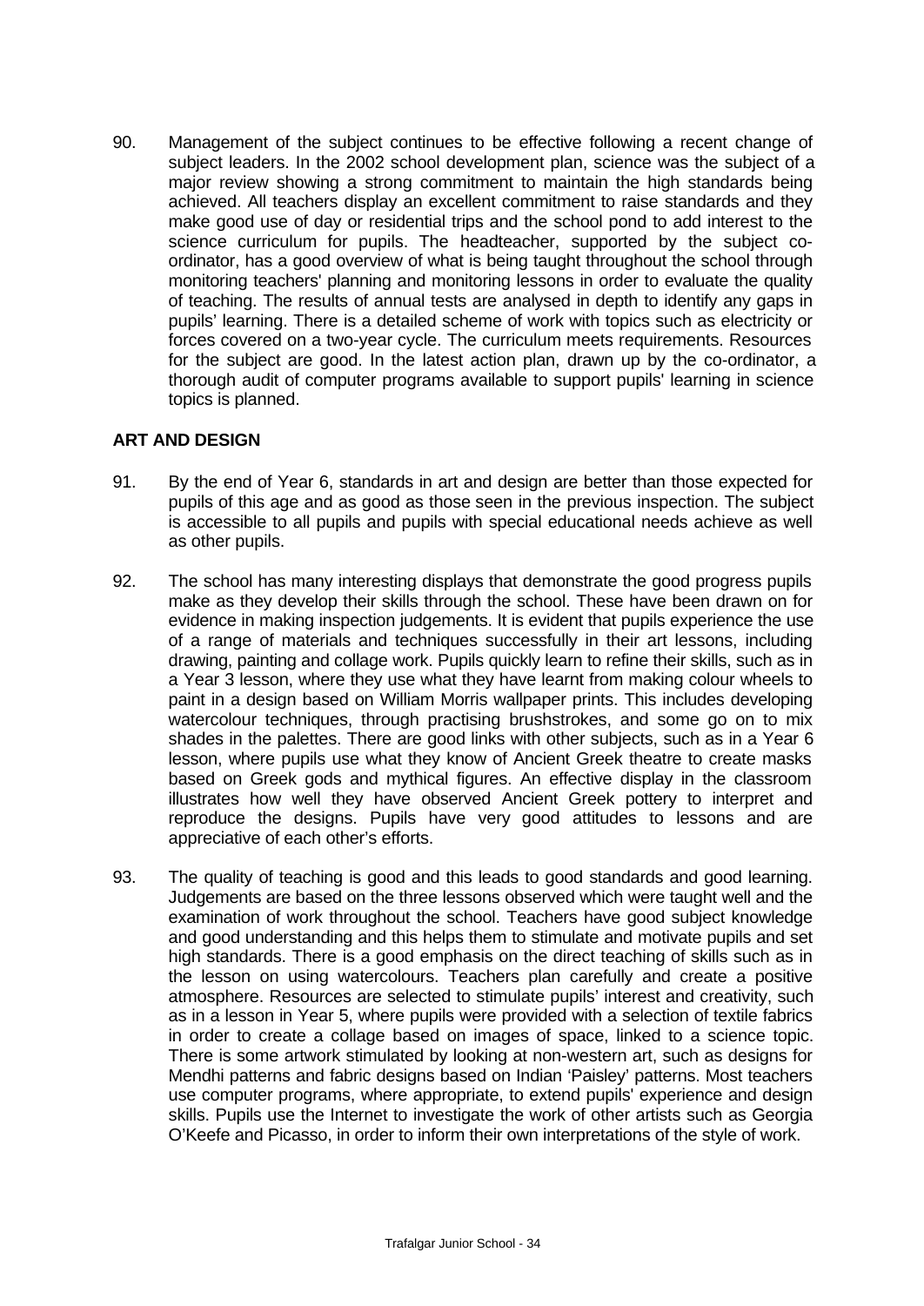90. Management of the subject continues to be effective following a recent change of subject leaders. In the 2002 school development plan, science was the subject of a major review showing a strong commitment to maintain the high standards being achieved. All teachers display an excellent commitment to raise standards and they make good use of day or residential trips and the school pond to add interest to the science curriculum for pupils. The headteacher, supported by the subject co-ordinator, has a good overview of what is being taught throughout the school through monitoring teachers' planning and monitoring lessons in order to evaluate the quality of teaching. The results of annual tests are analysed in depth to identify any gaps in pupils' learning. There is a detailed scheme of work with topics such as electricity or forces covered on a two-year cycle. The curriculum meets requirements. Resources for the subject are good. In the latest action plan, drawn up by the co-ordinator, a thorough audit of computer programs available to support pupils' learning in science topics is planned.

## ART AND DESIGN

91. By the end of Year 6, standards in art and design are better than those expected for pupils of this age and as good as those seen in the previous inspection. The subject is accessible to all pupils and pupils with special educational needs achieve as well as other pupils.

92. The school has many interesting displays that demonstrate the good progress pupils make as they develop their skills through the school. These have been drawn on for evidence in making inspection judgements. It is evident that pupils experience the use of a range of materials and techniques successfully in their art lessons, including drawing, painting and collage work. Pupils quickly learn to refine their skills, such as in a Year 3 lesson, where they use what they have learnt from making colour wheels to paint in a design based on William Morris wallpaper prints. This includes developing watercolour techniques, through practising brushstrokes, and some go on to mix shades in the palettes. There are good links with other subjects, such as in a Year 6 lesson, where pupils use what they know of Ancient Greek theatre to create masks based on Greek gods and mythical figures. An effective display in the classroom illustrates how well they have observed Ancient Greek pottery to interpret and reproduce the designs. Pupils have very good attitudes to lessons and are appreciative of each other's efforts.

93. The quality of teaching is good and this leads to good standards and good learning. Judgements are based on the three lessons observed which were taught well and the examination of work throughout the school. Teachers have good subject knowledge and good understanding and this helps them to stimulate and motivate pupils and set high standards. There is a good emphasis on the direct teaching of skills such as in the lesson on using watercolours. Teachers plan carefully and create a positive atmosphere. Resources are selected to stimulate pupils' interest and creativity, such as in a lesson in Year 5, where pupils were provided with a selection of textile fabrics in order to create a collage based on images of space, linked to a science topic. There is some artwork stimulated by looking at non-western art, such as designs for Mendhi patterns and fabric designs based on Indian 'Paisley' patterns. Most teachers use computer programs, where appropriate, to extend pupils' experience and design skills. Pupils use the Internet to investigate the work of other artists such as Georgia O'Keefe and Picasso, in order to inform their own interpretations of the style of work.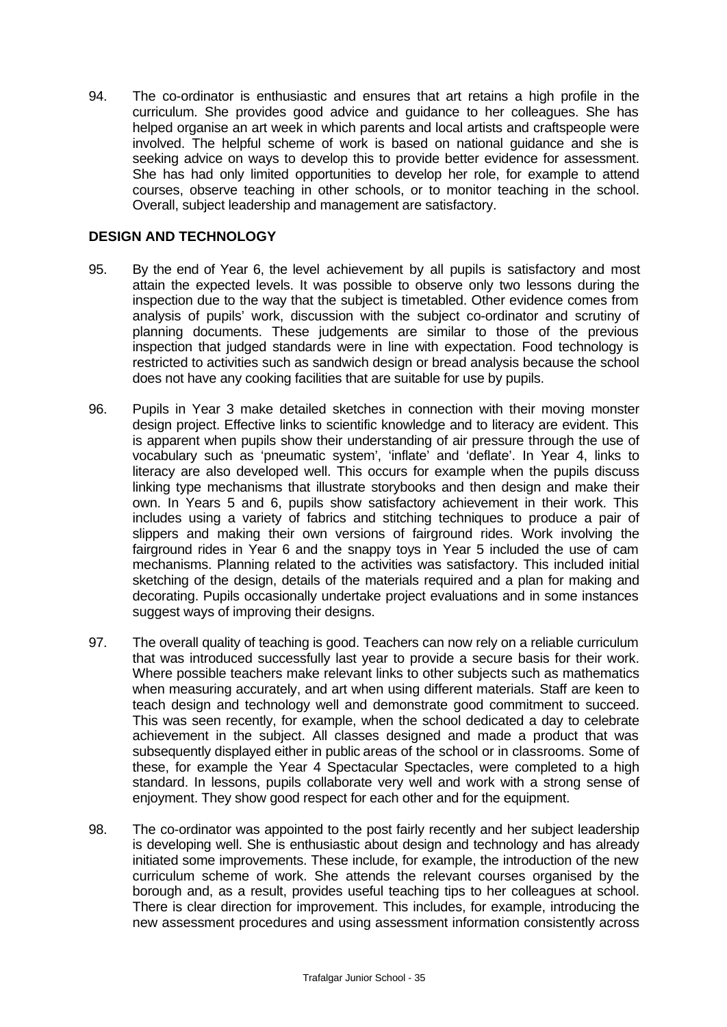94. The co-ordinator is enthusiastic and ensures that art retains a high profile in the curriculum. She provides good advice and guidance to her colleagues. She has helped organise an art week in which parents and local artists and craftspeople were involved. The helpful scheme of work is based on national guidance and she is seeking advice on ways to develop this to provide better evidence for assessment. She has had only limited opportunities to develop her role, for example to attend courses, observe teaching in other schools, or to monitor teaching in the school. Overall, subject leadership and management are satisfactory.

## DESIGN AND TECHNOLOGY

95. By the end of Year 6, the level achievement by all pupils is satisfactory and most attain the expected levels. It was possible to observe only two lessons during the inspection due to the way that the subject is timetabled. Other evidence comes from analysis of pupils' work, discussion with the subject co-ordinator and scrutiny of planning documents. These judgements are similar to those of the previous inspection that judged standards were in line with expectation. Food technology is restricted to activities such as sandwich design or bread analysis because the school does not have any cooking facilities that are suitable for use by pupils.

96. Pupils in Year 3 make detailed sketches in connection with their moving monster design project. Effective links to scientific knowledge and to literacy are evident. This is apparent when pupils show their understanding of air pressure through the use of vocabulary such as 'pneumatic system', 'inflate' and 'deflate'. In Year 4, links to literacy are also developed well. This occurs for example when the pupils discuss linking type mechanisms that illustrate storybooks and then design and make their own. In Years 5 and 6, pupils show satisfactory achievement in their work. This includes using a variety of fabrics and stitching techniques to produce a pair of slippers and making their own versions of fairground rides. Work involving the fairground rides in Year 6 and the snappy toys in Year 5 included the use of cam mechanisms. Planning related to the activities was satisfactory. This included initial sketching of the design, details of the materials required and a plan for making and decorating. Pupils occasionally undertake project evaluations and in some instances suggest ways of improving their designs.

97. The overall quality of teaching is good. Teachers can now rely on a reliable curriculum that was introduced successfully last year to provide a secure basis for their work. Where possible teachers make relevant links to other subjects such as mathematics when measuring accurately, and art when using different materials. Staff are keen to teach design and technology well and demonstrate good commitment to succeed. This was seen recently, for example, when the school dedicated a day to celebrate achievement in the subject. All classes designed and made a product that was subsequently displayed either in public areas of the school or in classrooms. Some of these, for example the Year 4 Spectacular Spectacles, were completed to a high standard. In lessons, pupils collaborate very well and work with a strong sense of enjoyment. They show good respect for each other and for the equipment.

98. The co-ordinator was appointed to the post fairly recently and her subject leadership is developing well. She is enthusiastic about design and technology and has already initiated some improvements. These include, for example, the introduction of the new curriculum scheme of work. She attends the relevant courses organised by the borough and, as a result, provides useful teaching tips to her colleagues at school. There is clear direction for improvement. This includes, for example, introducing the new assessment procedures and using assessment information consistently across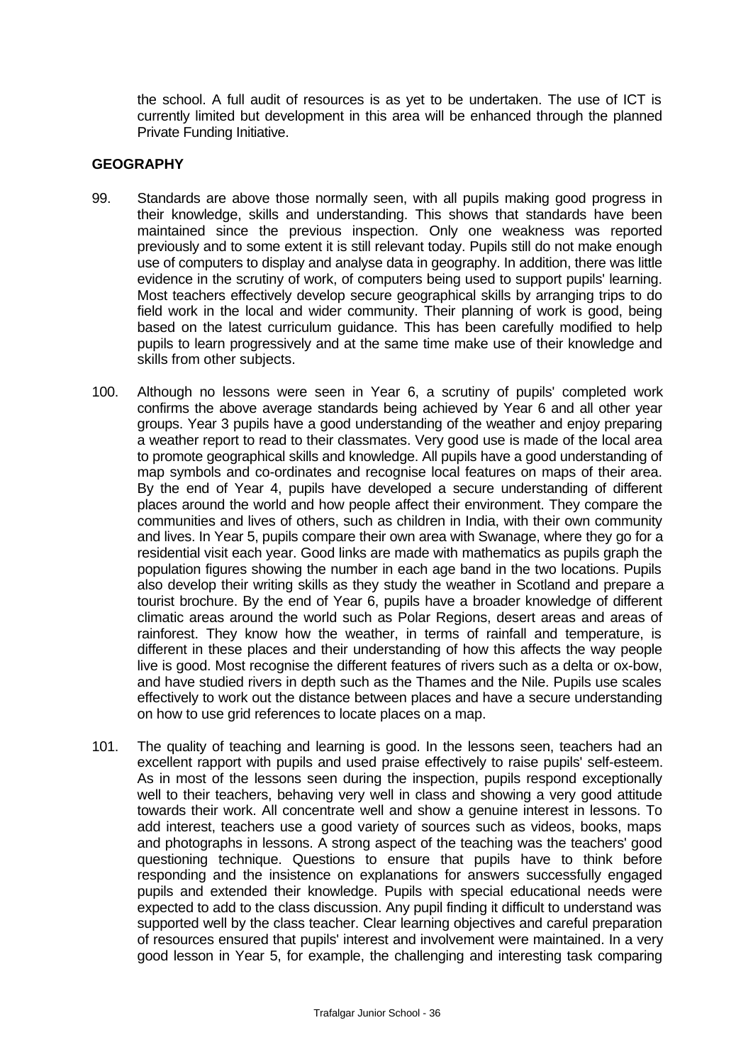the school. A full audit of resources is as yet to be undertaken. The use of ICT is currently limited but development in this area will be enhanced through the planned Private Funding Initiative.

**GEOGRAPHY**

99. Standards are above those normally seen, with all pupils making good progress in their knowledge, skills and understanding. This shows that standards have been maintained since the previous inspection. Only one weakness was reported previously and to some extent it is still relevant today. Pupils still do not make enough use of computers to display and analyse data in geography. In addition, there was little evidence in the scrutiny of work, of computers being used to support pupils' learning. Most teachers effectively develop secure geographical skills by arranging trips to do field work in the local and wider community. Their planning of work is good, being based on the latest curriculum guidance. This has been carefully modified to help pupils to learn progressively and at the same time make use of their knowledge and skills from other subjects.

100. Although no lessons were seen in Year 6, a scrutiny of pupils' completed work confirms the above average standards being achieved by Year 6 and all other year groups. Year 3 pupils have a good understanding of the weather and enjoy preparing a weather report to read to their classmates. Very good use is made of the local area to promote geographical skills and knowledge. All pupils have a good understanding of map symbols and co-ordinates and recognise local features on maps of their area. By the end of Year 4, pupils have developed a secure understanding of different places around the world and how people affect their environment. They compare the communities and lives of others, such as children in India, with their own community and lives. In Year 5, pupils compare their own area with Swanage, where they go for a residential visit each year. Good links are made with mathematics as pupils graph the population figures showing the number in each age band in the two locations. Pupils also develop their writing skills as they study the weather in Scotland and prepare a tourist brochure. By the end of Year 6, pupils have a broader knowledge of different climatic areas around the world such as Polar Regions, desert areas and areas of rainforest. They know how the weather, in terms of rainfall and temperature, is different in these places and their understanding of how this affects the way people live is good. Most recognise the different features of rivers such as a delta or ox-bow, and have studied rivers in depth such as the Thames and the Nile. Pupils use scales effectively to work out the distance between places and have a secure understanding on how to use grid references to locate places on a map.

101. The quality of teaching and learning is good. In the lessons seen, teachers had an excellent rapport with pupils and used praise effectively to raise pupils' self-esteem. As in most of the lessons seen during the inspection, pupils respond exceptionally well to their teachers, behaving very well in class and showing a very good attitude towards their work. All concentrate well and show a genuine interest in lessons. To add interest, teachers use a good variety of sources such as videos, books, maps and photographs in lessons. A strong aspect of the teaching was the teachers' good questioning technique. Questions to ensure that pupils have to think before responding and the insistence on explanations for answers successfully engaged pupils and extended their knowledge. Pupils with special educational needs were expected to add to the class discussion. Any pupil finding it difficult to understand was supported well by the class teacher. Clear learning objectives and careful preparation of resources ensured that pupils' interest and involvement were maintained. In a very good lesson in Year 5, for example, the challenging and interesting task comparing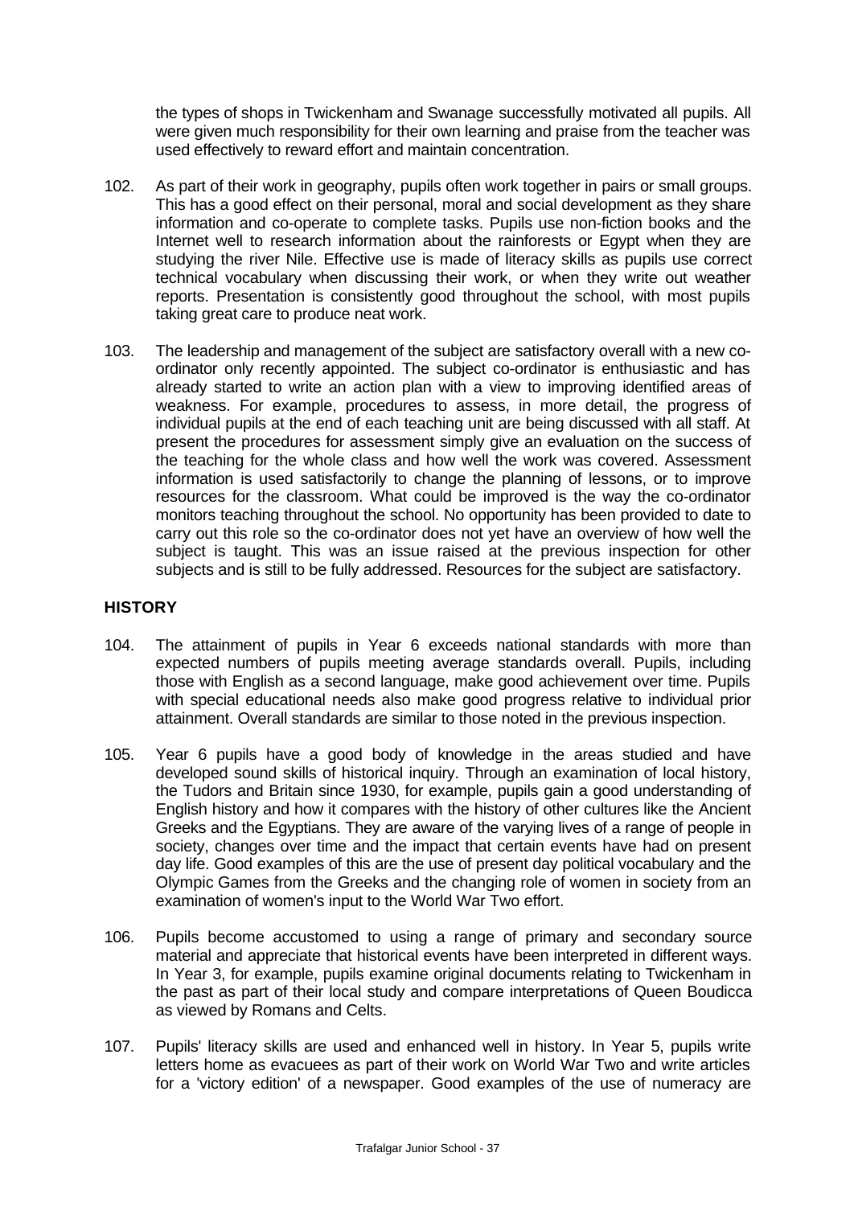the types of shops in Twickenham and Swanage successfully motivated all pupils. All were given much responsibility for their own learning and praise from the teacher was used effectively to reward effort and maintain concentration.

102. As part of their work in geography, pupils often work together in pairs or small groups. This has a good effect on their personal, moral and social development as they share information and co-operate to complete tasks. Pupils use non-fiction books and the Internet well to research information about the rainforests or Egypt when they are studying the river Nile. Effective use is made of literacy skills as pupils use correct technical vocabulary when discussing their work, or when they write out weather reports. Presentation is consistently good throughout the school, with most pupils taking great care to produce neat work.

103. The leadership and management of the subject are satisfactory overall with a new co-ordinator only recently appointed. The subject co-ordinator is enthusiastic and has already started to write an action plan with a view to improving identified areas of weakness. For example, procedures to assess, in more detail, the progress of individual pupils at the end of each teaching unit are being discussed with all staff. At present the procedures for assessment simply give an evaluation on the success of the teaching for the whole class and how well the work was covered. Assessment information is used satisfactorily to change the planning of lessons, or to improve resources for the classroom. What could be improved is the way the co-ordinator monitors teaching throughout the school. No opportunity has been provided to date to carry out this role so the co-ordinator does not yet have an overview of how well the subject is taught. This was an issue raised at the previous inspection for other subjects and is still to be fully addressed. Resources for the subject are satisfactory.

## HISTORY

104. The attainment of pupils in Year 6 exceeds national standards with more than expected numbers of pupils meeting average standards overall. Pupils, including those with English as a second language, make good achievement over time. Pupils with special educational needs also make good progress relative to individual prior attainment. Overall standards are similar to those noted in the previous inspection.

105. Year 6 pupils have a good body of knowledge in the areas studied and have developed sound skills of historical inquiry. Through an examination of local history, the Tudors and Britain since 1930, for example, pupils gain a good understanding of English history and how it compares with the history of other cultures like the Ancient Greeks and the Egyptians. They are aware of the varying lives of a range of people in society, changes over time and the impact that certain events have had on present day life. Good examples of this are the use of present day political vocabulary and the Olympic Games from the Greeks and the changing role of women in society from an examination of women's input to the World War Two effort.

106. Pupils become accustomed to using a range of primary and secondary source material and appreciate that historical events have been interpreted in different ways. In Year 3, for example, pupils examine original documents relating to Twickenham in the past as part of their local study and compare interpretations of Queen Boudicca as viewed by Romans and Celts.

107. Pupils' literacy skills are used and enhanced well in history. In Year 5, pupils write letters home as evacuees as part of their work on World War Two and write articles for a 'victory edition' of a newspaper. Good examples of the use of numeracy are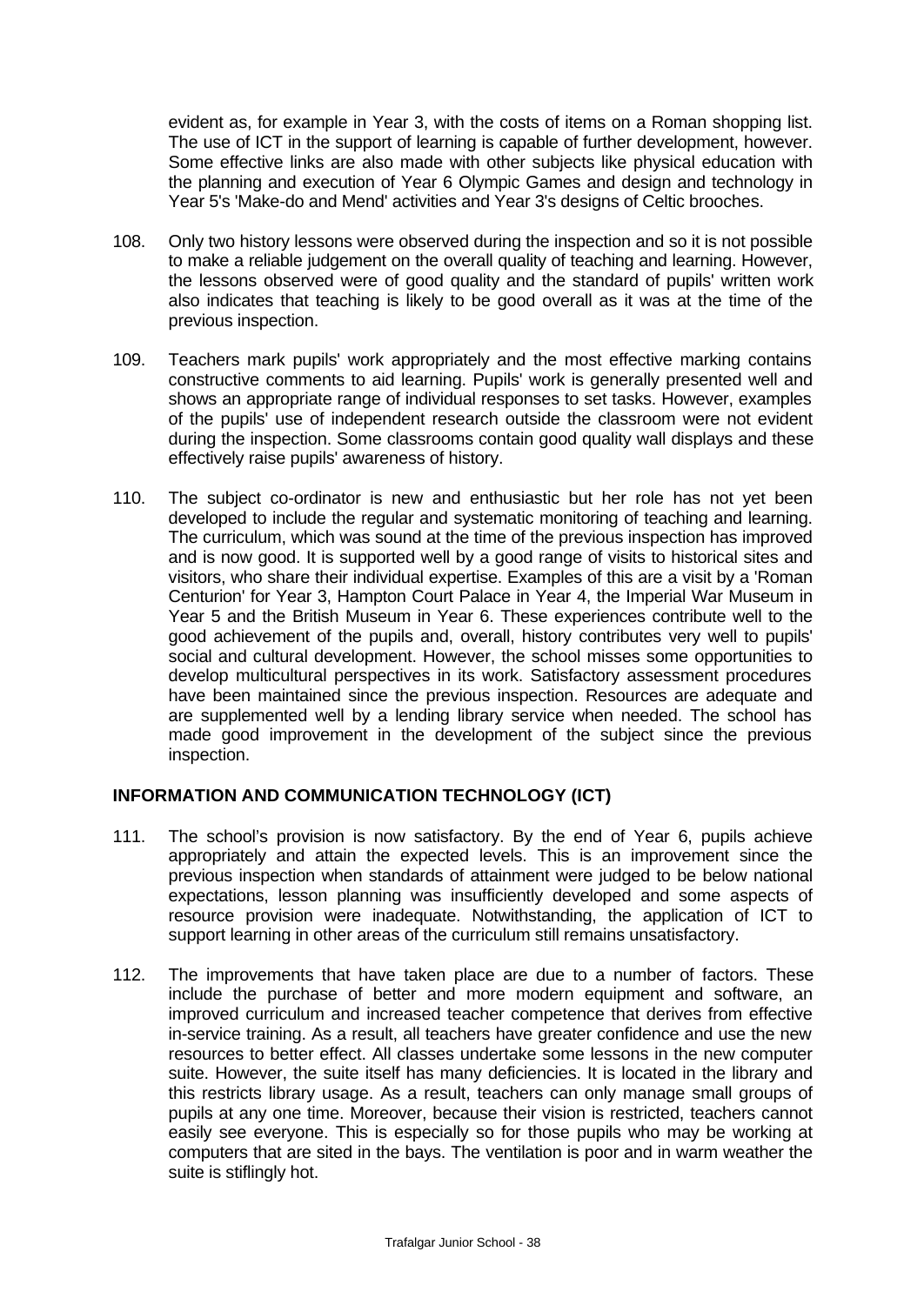evident as, for example in Year 3, with the costs of items on a Roman shopping list. The use of ICT in the support of learning is capable of further development, however. Some effective links are also made with other subjects like physical education with the planning and execution of Year 6 Olympic Games and design and technology in Year 5's 'Make-do and Mend' activities and Year 3's designs of Celtic brooches.

108. Only two history lessons were observed during the inspection and so it is not possible to make a reliable judgement on the overall quality of teaching and learning. However, the lessons observed were of good quality and the standard of pupils' written work also indicates that teaching is likely to be good overall as it was at the time of the previous inspection.

109. Teachers mark pupils' work appropriately and the most effective marking contains constructive comments to aid learning. Pupils' work is generally presented well and shows an appropriate range of individual responses to set tasks. However, examples of the pupils' use of independent research outside the classroom were not evident during the inspection. Some classrooms contain good quality wall displays and these effectively raise pupils' awareness of history.

110. The subject co-ordinator is new and enthusiastic but her role has not yet been developed to include the regular and systematic monitoring of teaching and learning. The curriculum, which was sound at the time of the previous inspection has improved and is now good. It is supported well by a good range of visits to historical sites and visitors, who share their individual expertise. Examples of this are a visit by a 'Roman Centurion' for Year 3, Hampton Court Palace in Year 4, the Imperial War Museum in Year 5 and the British Museum in Year 6. These experiences contribute well to the good achievement of the pupils and, overall, history contributes very well to pupils' social and cultural development. However, the school misses some opportunities to develop multicultural perspectives in its work. Satisfactory assessment procedures have been maintained since the previous inspection. Resources are adequate and are supplemented well by a lending library service when needed. The school has made good improvement in the development of the subject since the previous inspection.

## INFORMATION AND COMMUNICATION TECHNOLOGY (ICT)

111. The school's provision is now satisfactory. By the end of Year 6, pupils achieve appropriately and attain the expected levels. This is an improvement since the previous inspection when standards of attainment were judged to be below national expectations, lesson planning was insufficiently developed and some aspects of resource provision were inadequate. Notwithstanding, the application of ICT to support learning in other areas of the curriculum still remains unsatisfactory.

112. The improvements that have taken place are due to a number of factors. These include the purchase of better and more modern equipment and software, an improved curriculum and increased teacher competence that derives from effective in-service training. As a result, all teachers have greater confidence and use the new resources to better effect. All classes undertake some lessons in the new computer suite. However, the suite itself has many deficiencies. It is located in the library and this restricts library usage. As a result, teachers can only manage small groups of pupils at any one time. Moreover, because their vision is restricted, teachers cannot easily see everyone. This is especially so for those pupils who may be working at computers that are sited in the bays. The ventilation is poor and in warm weather the suite is stiflingly hot.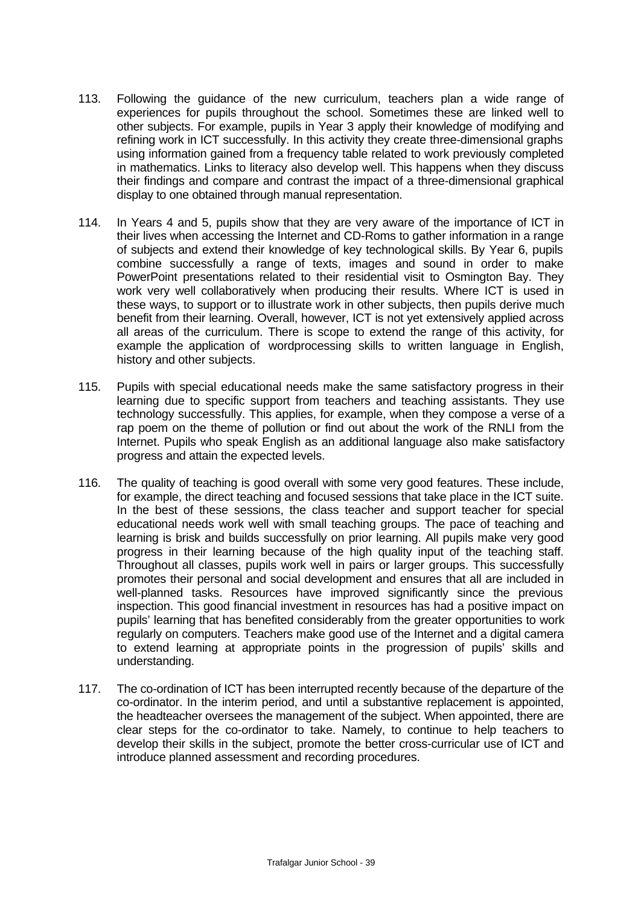113. Following the guidance of the new curriculum, teachers plan a wide range of experiences for pupils throughout the school. Sometimes these are linked well to other subjects. For example, pupils in Year 3 apply their knowledge of modifying and refining work in ICT successfully. In this activity they create three-dimensional graphs using information gained from a frequency table related to work previously completed in mathematics. Links to literacy also develop well. This happens when they discuss their findings and compare and contrast the impact of a three-dimensional graphical display to one obtained through manual representation.

114. In Years 4 and 5, pupils show that they are very aware of the importance of ICT in their lives when accessing the Internet and CD-Roms to gather information in a range of subjects and extend their knowledge of key technological skills. By Year 6, pupils combine successfully a range of texts, images and sound in order to make PowerPoint presentations related to their residential visit to Osmington Bay. They work very well collaboratively when producing their results. Where ICT is used in these ways, to support or to illustrate work in other subjects, then pupils derive much benefit from their learning. Overall, however, ICT is not yet extensively applied across all areas of the curriculum. There is scope to extend the range of this activity, for example the application of wordprocessing skills to written language in English, history and other subjects.

115. Pupils with special educational needs make the same satisfactory progress in their learning due to specific support from teachers and teaching assistants. They use technology successfully. This applies, for example, when they compose a verse of a rap poem on the theme of pollution or find out about the work of the RNLI from the Internet. Pupils who speak English as an additional language also make satisfactory progress and attain the expected levels.

116. The quality of teaching is good overall with some very good features. These include, for example, the direct teaching and focused sessions that take place in the ICT suite. In the best of these sessions, the class teacher and support teacher for special educational needs work well with small teaching groups. The pace of teaching and learning is brisk and builds successfully on prior learning. All pupils make very good progress in their learning because of the high quality input of the teaching staff. Throughout all classes, pupils work well in pairs or larger groups. This successfully promotes their personal and social development and ensures that all are included in well-planned tasks. Resources have improved significantly since the previous inspection. This good financial investment in resources has had a positive impact on pupils' learning that has benefited considerably from the greater opportunities to work regularly on computers. Teachers make good use of the Internet and a digital camera to extend learning at appropriate points in the progression of pupils' skills and understanding.

117. The co-ordination of ICT has been interrupted recently because of the departure of the co-ordinator. In the interim period, and until a substantive replacement is appointed, the headteacher oversees the management of the subject. When appointed, there are clear steps for the co-ordinator to take. Namely, to continue to help teachers to develop their skills in the subject, promote the better cross-curricular use of ICT and introduce planned assessment and recording procedures.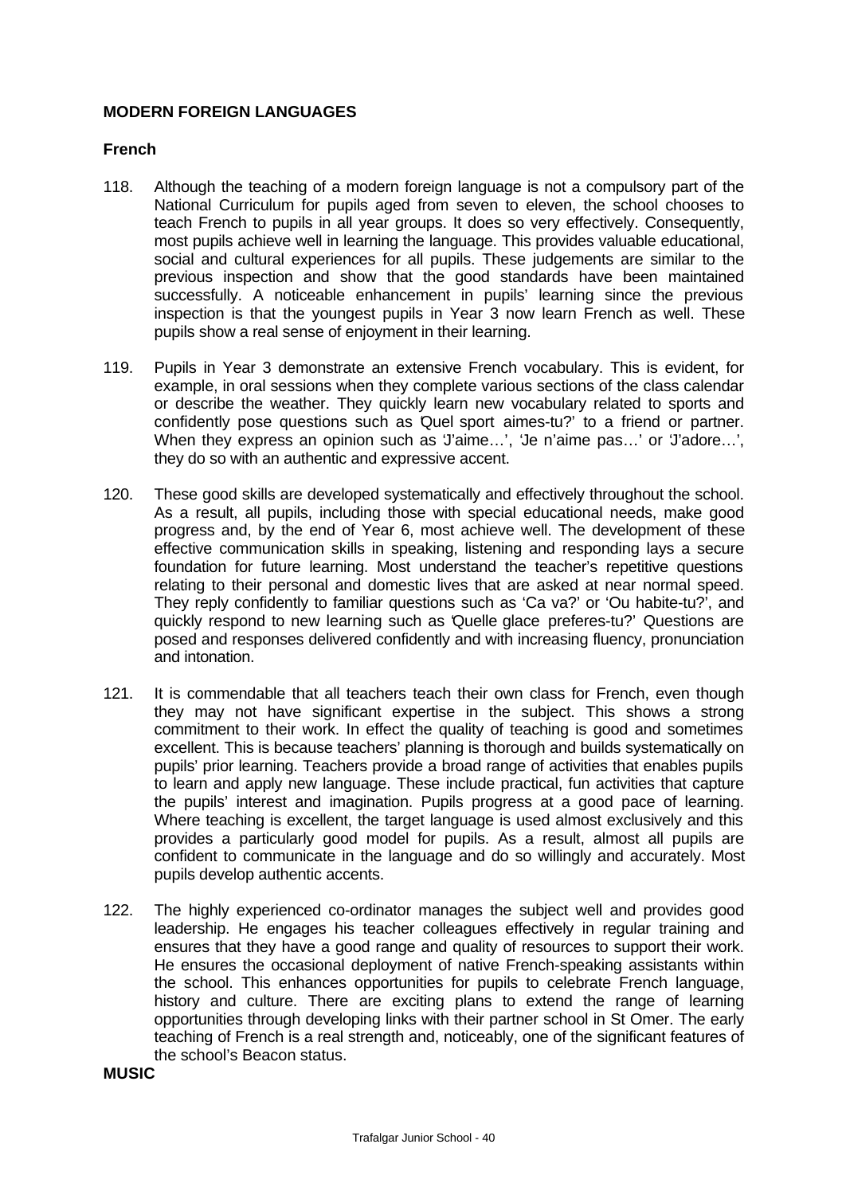## MODERN FOREIGN LANGUAGES

### French

118. Although the teaching of a modern foreign language is not a compulsory part of the National Curriculum for pupils aged from seven to eleven, the school chooses to teach French to pupils in all year groups. It does so very effectively. Consequently, most pupils achieve well in learning the language. This provides valuable educational, social and cultural experiences for all pupils. These judgements are similar to the previous inspection and show that the good standards have been maintained successfully. A noticeable enhancement in pupils' learning since the previous inspection is that the youngest pupils in Year 3 now learn French as well. These pupils show a real sense of enjoyment in their learning.

119. Pupils in Year 3 demonstrate an extensive French vocabulary. This is evident, for example, in oral sessions when they complete various sections of the class calendar or describe the weather. They quickly learn new vocabulary related to sports and confidently pose questions such as 'Quel sport aimes-tu?' to a friend or partner. When they express an opinion such as 'J'aime…', 'Je n'aime pas…' or 'J'adore…', they do so with an authentic and expressive accent.

120. These good skills are developed systematically and effectively throughout the school. As a result, all pupils, including those with special educational needs, make good progress and, by the end of Year 6, most achieve well. The development of these effective communication skills in speaking, listening and responding lays a secure foundation for future learning. Most understand the teacher's repetitive questions relating to their personal and domestic lives that are asked at near normal speed. They reply confidently to familiar questions such as 'Ca va?' or 'Ou habite-tu?', and quickly respond to new learning such as 'Quelle glace preferes-tu?' Questions are posed and responses delivered confidently and with increasing fluency, pronunciation and intonation.

121. It is commendable that all teachers teach their own class for French, even though they may not have significant expertise in the subject. This shows a strong commitment to their work. In effect the quality of teaching is good and sometimes excellent. This is because teachers' planning is thorough and builds systematically on pupils' prior learning. Teachers provide a broad range of activities that enables pupils to learn and apply new language. These include practical, fun activities that capture the pupils' interest and imagination. Pupils progress at a good pace of learning. Where teaching is excellent, the target language is used almost exclusively and this provides a particularly good model for pupils. As a result, almost all pupils are confident to communicate in the language and do so willingly and accurately. Most pupils develop authentic accents.

122. The highly experienced co-ordinator manages the subject well and provides good leadership. He engages his teacher colleagues effectively in regular training and ensures that they have a good range and quality of resources to support their work. He ensures the occasional deployment of native French-speaking assistants within the school. This enhances opportunities for pupils to celebrate French language, history and culture. There are exciting plans to extend the range of learning opportunities through developing links with their partner school in St Omer. The early teaching of French is a real strength and, noticeably, one of the significant features of the school's Beacon status.

## MUSIC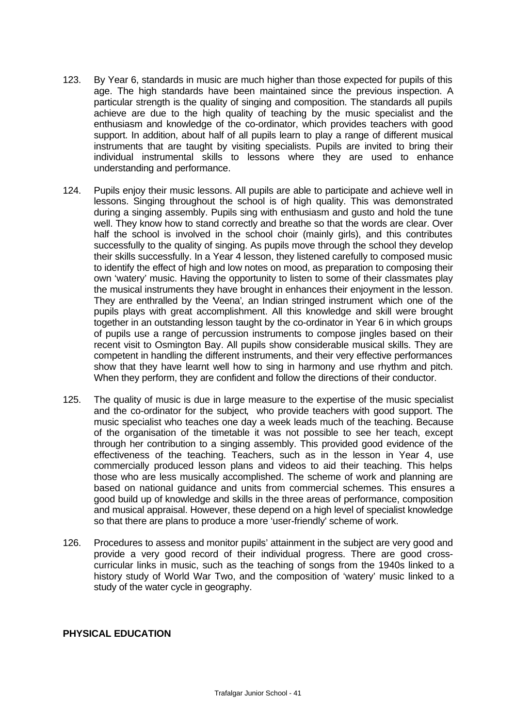123. By Year 6, standards in music are much higher than those expected for pupils of this age. The high standards have been maintained since the previous inspection. A particular strength is the quality of singing and composition. The standards all pupils achieve are due to the high quality of teaching by the music specialist and the enthusiasm and knowledge of the co-ordinator, which provides teachers with good support. In addition, about half of all pupils learn to play a range of different musical instruments that are taught by visiting specialists. Pupils are invited to bring their individual instrumental skills to lessons where they are used to enhance understanding and performance.

124. Pupils enjoy their music lessons. All pupils are able to participate and achieve well in lessons. Singing throughout the school is of high quality. This was demonstrated during a singing assembly. Pupils sing with enthusiasm and gusto and hold the tune well. They know how to stand correctly and breathe so that the words are clear. Over half the school is involved in the school choir (mainly girls), and this contributes successfully to the quality of singing. As pupils move through the school they develop their skills successfully. In a Year 4 lesson, they listened carefully to composed music to identify the effect of high and low notes on mood, as preparation to composing their own 'watery' music. Having the opportunity to listen to some of their classmates play the musical instruments they have brought in enhances their enjoyment in the lesson. They are enthralled by the 'Veena', an Indian stringed instrument which one of the pupils plays with great accomplishment. All this knowledge and skill were brought together in an outstanding lesson taught by the co-ordinator in Year 6 in which groups of pupils use a range of percussion instruments to compose jingles based on their recent visit to Osmington Bay. All pupils show considerable musical skills. They are competent in handling the different instruments, and their very effective performances show that they have learnt well how to sing in harmony and use rhythm and pitch. When they perform, they are confident and follow the directions of their conductor.

125. The quality of music is due in large measure to the expertise of the music specialist and the co-ordinator for the subject, who provide teachers with good support. The music specialist who teaches one day a week leads much of the teaching. Because of the organisation of the timetable it was not possible to see her teach, except through her contribution to a singing assembly. This provided good evidence of the effectiveness of the teaching. Teachers, such as in the lesson in Year 4, use commercially produced lesson plans and videos to aid their teaching. This helps those who are less musically accomplished. The scheme of work and planning are based on national guidance and units from commercial schemes. This ensures a good build up of knowledge and skills in the three areas of performance, composition and musical appraisal. However, these depend on a high level of specialist knowledge so that there are plans to produce a more 'user-friendly' scheme of work.

126. Procedures to assess and monitor pupils' attainment in the subject are very good and provide a very good record of their individual progress. There are good cross-curricular links in music, such as the teaching of songs from the 1940s linked to a history study of World War Two, and the composition of 'watery' music linked to a study of the water cycle in geography.

**PHYSICAL EDUCATION**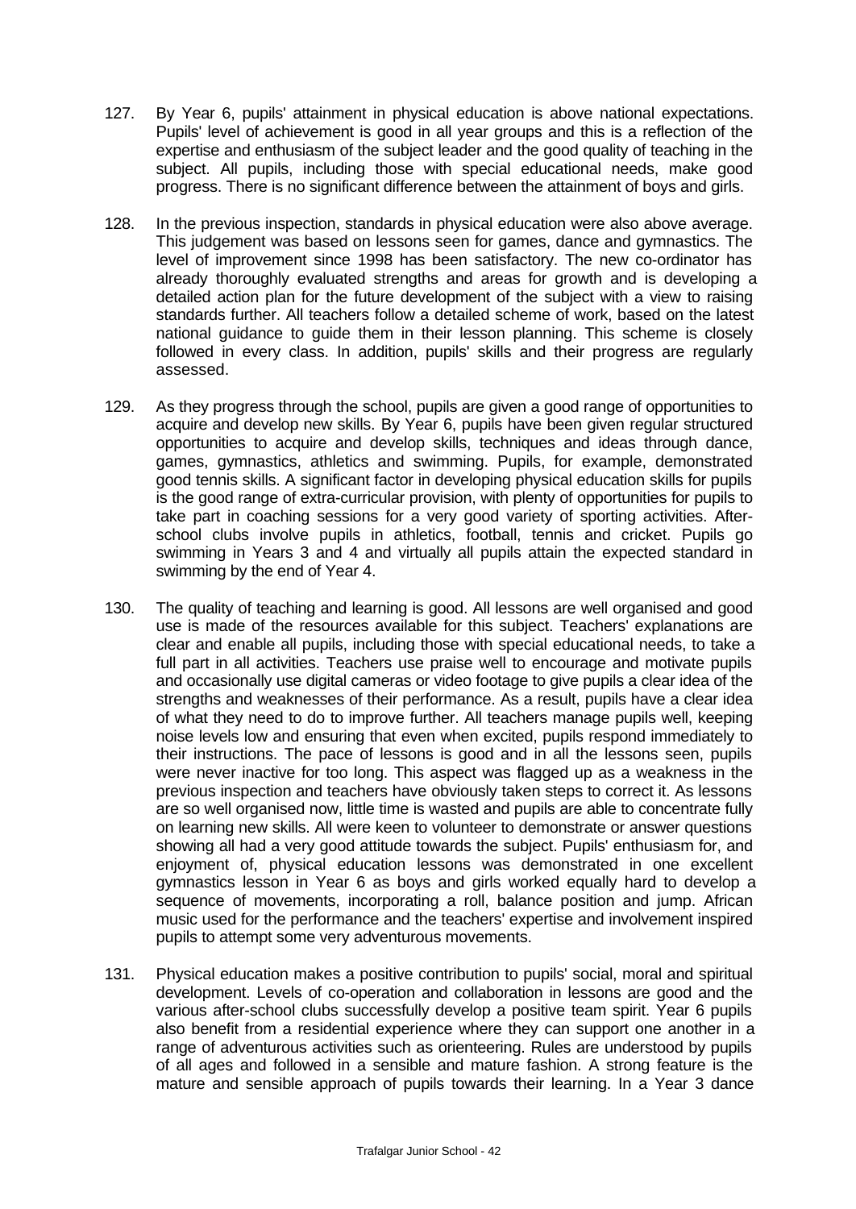127. By Year 6, pupils' attainment in physical education is above national expectations. Pupils' level of achievement is good in all year groups and this is a reflection of the expertise and enthusiasm of the subject leader and the good quality of teaching in the subject. All pupils, including those with special educational needs, make good progress. There is no significant difference between the attainment of boys and girls.

128. In the previous inspection, standards in physical education were also above average. This judgement was based on lessons seen for games, dance and gymnastics. The level of improvement since 1998 has been satisfactory. The new co-ordinator has already thoroughly evaluated strengths and areas for growth and is developing a detailed action plan for the future development of the subject with a view to raising standards further. All teachers follow a detailed scheme of work, based on the latest national guidance to guide them in their lesson planning. This scheme is closely followed in every class. In addition, pupils' skills and their progress are regularly assessed.

129. As they progress through the school, pupils are given a good range of opportunities to acquire and develop new skills. By Year 6, pupils have been given regular structured opportunities to acquire and develop skills, techniques and ideas through dance, games, gymnastics, athletics and swimming. Pupils, for example, demonstrated good tennis skills. A significant factor in developing physical education skills for pupils is the good range of extra-curricular provision, with plenty of opportunities for pupils to take part in coaching sessions for a very good variety of sporting activities. After-school clubs involve pupils in athletics, football, tennis and cricket. Pupils go swimming in Years 3 and 4 and virtually all pupils attain the expected standard in swimming by the end of Year 4.

130. The quality of teaching and learning is good. All lessons are well organised and good use is made of the resources available for this subject. Teachers' explanations are clear and enable all pupils, including those with special educational needs, to take a full part in all activities. Teachers use praise well to encourage and motivate pupils and occasionally use digital cameras or video footage to give pupils a clear idea of the strengths and weaknesses of their performance. As a result, pupils have a clear idea of what they need to do to improve further. All teachers manage pupils well, keeping noise levels low and ensuring that even when excited, pupils respond immediately to their instructions. The pace of lessons is good and in all the lessons seen, pupils were never inactive for too long. This aspect was flagged up as a weakness in the previous inspection and teachers have obviously taken steps to correct it. As lessons are so well organised now, little time is wasted and pupils are able to concentrate fully on learning new skills. All were keen to volunteer to demonstrate or answer questions showing all had a very good attitude towards the subject. Pupils' enthusiasm for, and enjoyment of, physical education lessons was demonstrated in one excellent gymnastics lesson in Year 6 as boys and girls worked equally hard to develop a sequence of movements, incorporating a roll, balance position and jump. African music used for the performance and the teachers' expertise and involvement inspired pupils to attempt some very adventurous movements.

131. Physical education makes a positive contribution to pupils' social, moral and spiritual development. Levels of co-operation and collaboration in lessons are good and the various after-school clubs successfully develop a positive team spirit. Year 6 pupils also benefit from a residential experience where they can support one another in a range of adventurous activities such as orienteering. Rules are understood by pupils of all ages and followed in a sensible and mature fashion. A strong feature is the mature and sensible approach of pupils towards their learning. In a Year 3 dance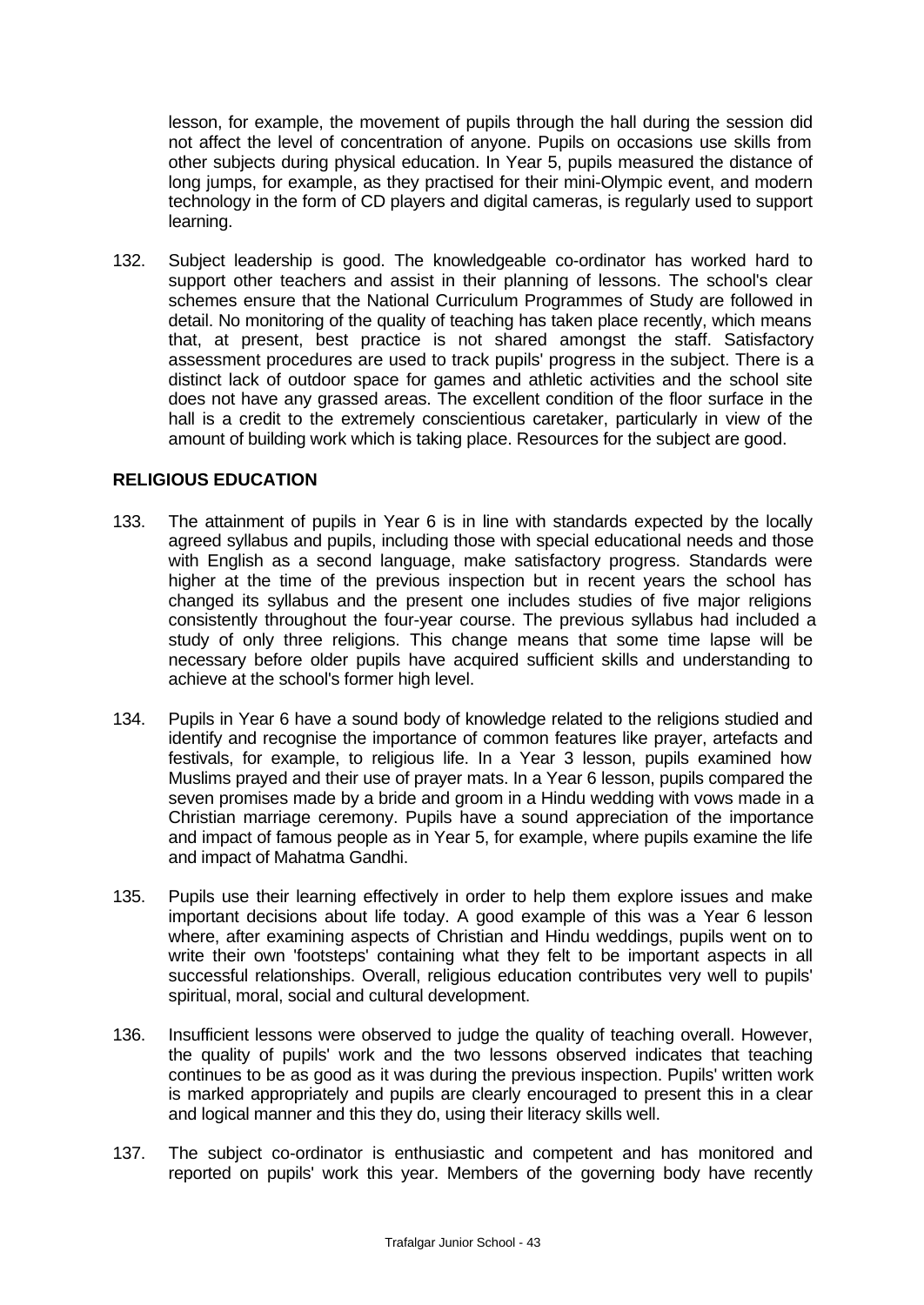lesson, for example, the movement of pupils through the hall during the session did not affect the level of concentration of anyone. Pupils on occasions use skills from other subjects during physical education. In Year 5, pupils measured the distance of long jumps, for example, as they practised for their mini-Olympic event, and modern technology in the form of CD players and digital cameras, is regularly used to support learning.

132. Subject leadership is good. The knowledgeable co-ordinator has worked hard to support other teachers and assist in their planning of lessons. The school's clear schemes ensure that the National Curriculum Programmes of Study are followed in detail. No monitoring of the quality of teaching has taken place recently, which means that, at present, best practice is not shared amongst the staff. Satisfactory assessment procedures are used to track pupils' progress in the subject. There is a distinct lack of outdoor space for games and athletic activities and the school site does not have any grassed areas. The excellent condition of the floor surface in the hall is a credit to the extremely conscientious caretaker, particularly in view of the amount of building work which is taking place. Resources for the subject are good.

**RELIGIOUS EDUCATION**

133. The attainment of pupils in Year 6 is in line with standards expected by the locally agreed syllabus and pupils, including those with special educational needs and those with English as a second language, make satisfactory progress. Standards were higher at the time of the previous inspection but in recent years the school has changed its syllabus and the present one includes studies of five major religions consistently throughout the four-year course. The previous syllabus had included a study of only three religions. This change means that some time lapse will be necessary before older pupils have acquired sufficient skills and understanding to achieve at the school's former high level.

134. Pupils in Year 6 have a sound body of knowledge related to the religions studied and identify and recognise the importance of common features like prayer, artefacts and festivals, for example, to religious life. In a Year 3 lesson, pupils examined how Muslims prayed and their use of prayer mats. In a Year 6 lesson, pupils compared the seven promises made by a bride and groom in a Hindu wedding with vows made in a Christian marriage ceremony. Pupils have a sound appreciation of the importance and impact of famous people as in Year 5, for example, where pupils examine the life and impact of Mahatma Gandhi.

135. Pupils use their learning effectively in order to help them explore issues and make important decisions about life today. A good example of this was a Year 6 lesson where, after examining aspects of Christian and Hindu weddings, pupils went on to write their own 'footsteps' containing what they felt to be important aspects in all successful relationships. Overall, religious education contributes very well to pupils' spiritual, moral, social and cultural development.

136. Insufficient lessons were observed to judge the quality of teaching overall. However, the quality of pupils' work and the two lessons observed indicates that teaching continues to be as good as it was during the previous inspection. Pupils' written work is marked appropriately and pupils are clearly encouraged to present this in a clear and logical manner and this they do, using their literacy skills well.

137. The subject co-ordinator is enthusiastic and competent and has monitored and reported on pupils' work this year. Members of the governing body have recently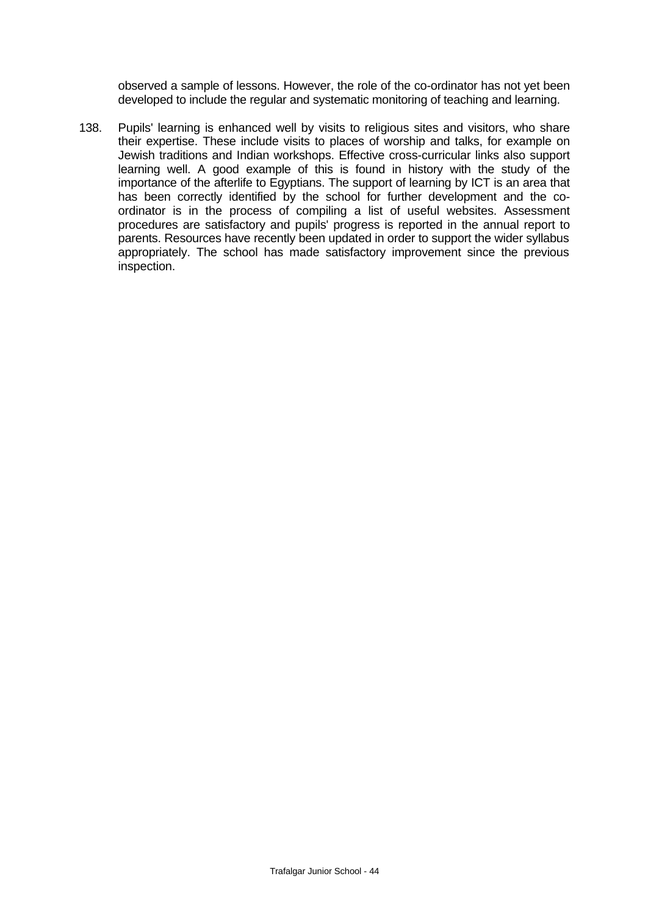observed a sample of lessons. However, the role of the co-ordinator has not yet been developed to include the regular and systematic monitoring of teaching and learning.

138. Pupils' learning is enhanced well by visits to religious sites and visitors, who share their expertise. These include visits to places of worship and talks, for example on Jewish traditions and Indian workshops. Effective cross-curricular links also support learning well. A good example of this is found in history with the study of the importance of the afterlife to Egyptians. The support of learning by ICT is an area that has been correctly identified by the school for further development and the co-ordinator is in the process of compiling a list of useful websites. Assessment procedures are satisfactory and pupils' progress is reported in the annual report to parents. Resources have recently been updated in order to support the wider syllabus appropriately. The school has made satisfactory improvement since the previous inspection.